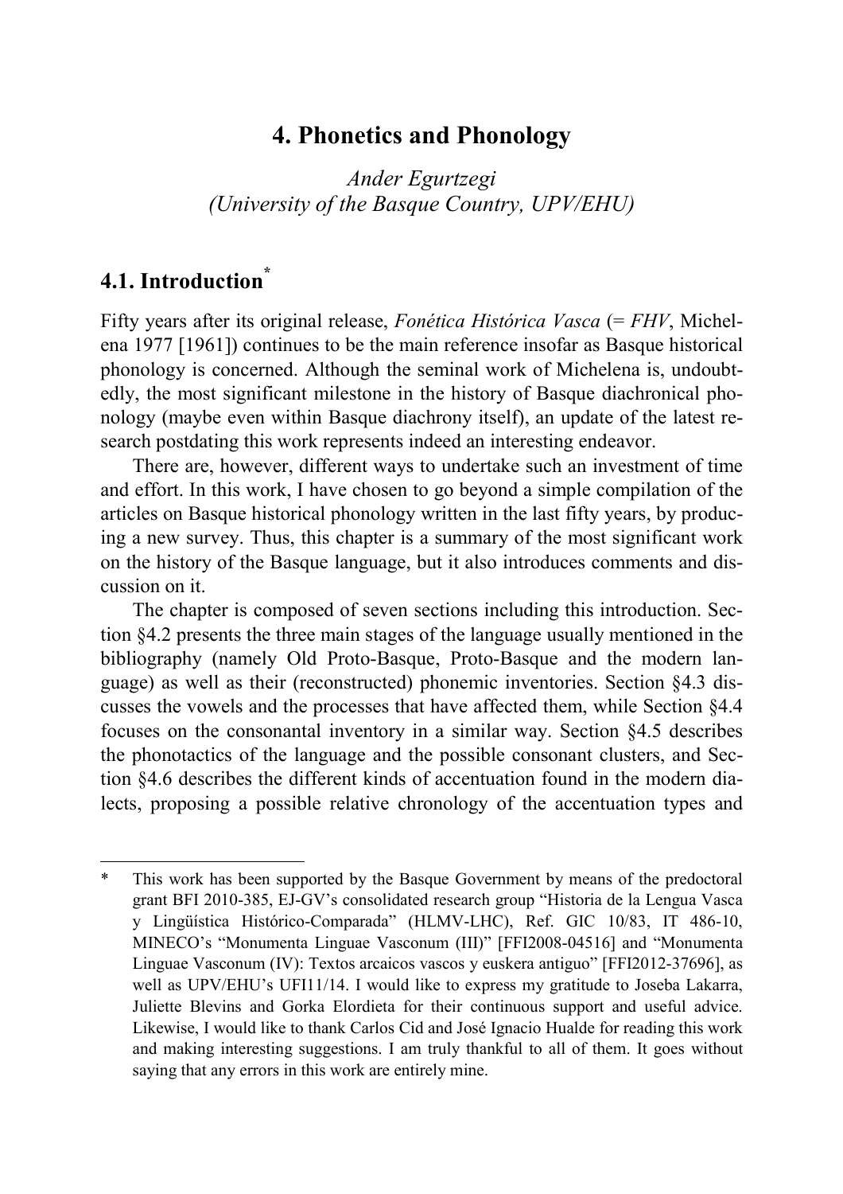# 4. Phonetics and Phonology

*Ander Egurtzegi*
*(University of the Basque Country, UPV/EHU)*

## 4.1. Introduction*

Fifty years after its original release, *Fonética Histórica Vasca* (= *FHV*, Michelena 1977 [1961]) continues to be the main reference insofar as Basque historical phonology is concerned. Although the seminal work of Michelena is, undoubtedly, the most significant milestone in the history of Basque diachronical phonology (maybe even within Basque diachrony itself), an update of the latest research postdating this work represents indeed an interesting endeavor.

There are, however, different ways to undertake such an investment of time and effort. In this work, I have chosen to go beyond a simple compilation of the articles on Basque historical phonology written in the last fifty years, by producing a new survey. Thus, this chapter is a summary of the most significant work on the history of the Basque language, but it also introduces comments and discussion on it.

The chapter is composed of seven sections including this introduction. Section §4.2 presents the three main stages of the language usually mentioned in the bibliography (namely Old Proto-Basque, Proto-Basque and the modern language) as well as their (reconstructed) phonemic inventories. Section §4.3 discusses the vowels and the processes that have affected them, while Section §4.4 focuses on the consonantal inventory in a similar way. Section §4.5 describes the phonotactics of the language and the possible consonant clusters, and Section §4.6 describes the different kinds of accentuation found in the modern dialects, proposing a possible relative chronology of the accentuation types and

---

\* This work has been supported by the Basque Government by means of the predoctoral grant BFI 2010-385, EJ-GV's consolidated research group "Historia de la Lengua Vasca y Lingüística Histórico-Comparada" (HLMV-LHC), Ref. GIC 10/83, IT 486-10, MINECO's "Monumenta Linguae Vasconum (III)" [FFI2008-04516] and "Monumenta Linguae Vasconum (IV): Textos arcaicos vascos y euskera antiguo" [FFI2012-37696], as well as UPV/EHU's UFI11/14. I would like to express my gratitude to Joseba Lakarra, Juliette Blevins and Gorka Elordieta for their continuous support and useful advice. Likewise, I would like to thank Carlos Cid and José Ignacio Hualde for reading this work and making interesting suggestions. I am truly thankful to all of them. It goes without saying that any errors in this work are entirely mine.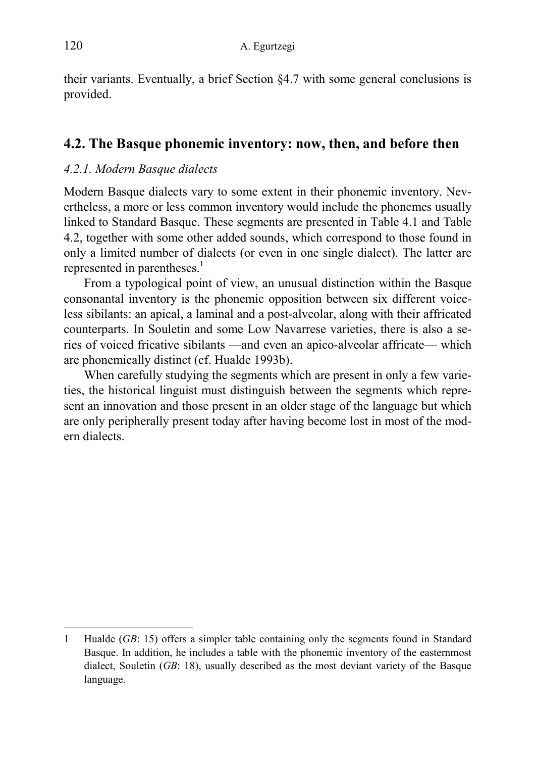their variants. Eventually, a brief Section §4.7 with some general conclusions is provided.

## 4.2. The Basque phonemic inventory: now, then, and before then

### *4.2.1. Modern Basque dialects*

Modern Basque dialects vary to some extent in their phonemic inventory. Nevertheless, a more or less common inventory would include the phonemes usually linked to Standard Basque. These segments are presented in Table 4.1 and Table 4.2, together with some other added sounds, which correspond to those found in only a limited number of dialects (or even in one single dialect). The latter are represented in parentheses.[1]

From a typological point of view, an unusual distinction within the Basque consonantal inventory is the phonemic opposition between six different voiceless sibilants: an apical, a laminal and a post-alveolar, along with their affricated counterparts. In Souletin and some Low Navarrese varieties, there is also a series of voiced fricative sibilants —and even an apico-alveolar affricate— which are phonemically distinct (cf. Hualde 1993b).

When carefully studying the segments which are present in only a few varieties, the historical linguist must distinguish between the segments which represent an innovation and those present in an older stage of the language but which are only peripherally present today after having become lost in most of the modern dialects.

---

1 Hualde (*GB*: 15) offers a simpler table containing only the segments found in Standard Basque. In addition, he includes a table with the phonemic inventory of the easternmost dialect, Souletin (*GB*: 18), usually described as the most deviant variety of the Basque language.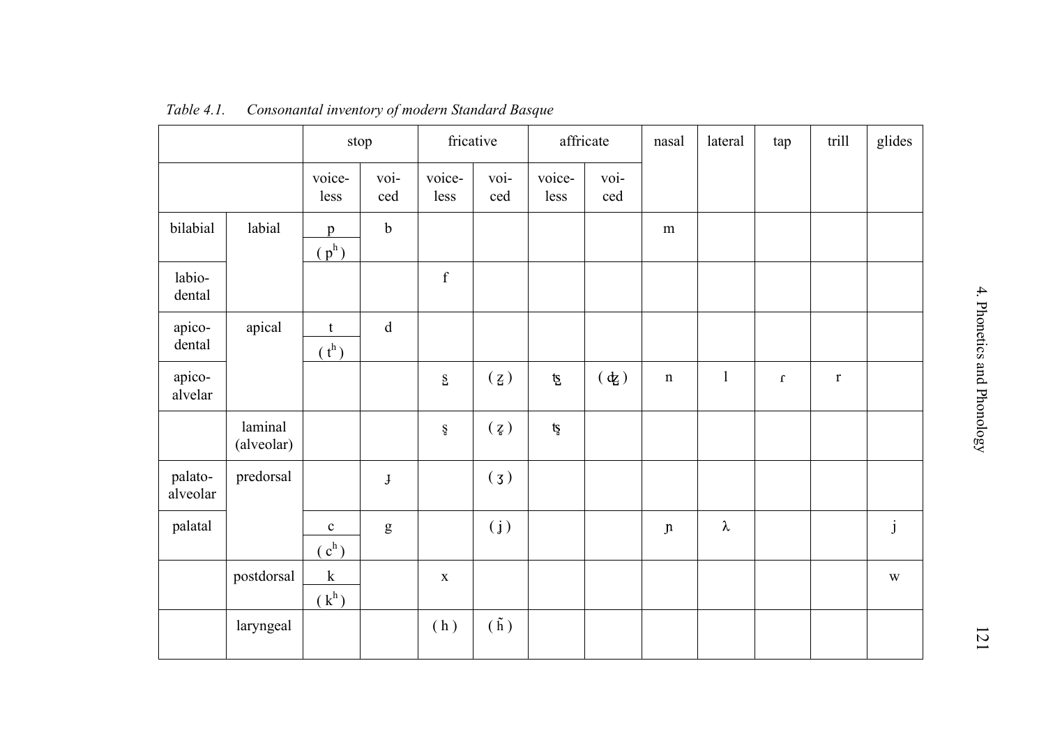*Table 4.1. Consonantal inventory of modern Standard Basque*

| | | stop | | fricative | | affricate | | nasal | lateral | tap | trill | glides |
|---|---|---|---|---|---|---|---|---|---|---|---|---|
| | | voice-less | voi-ced | voice-less | voi-ced | voice-less | voi-ced | | | | | |
| bilabial | labial | p<br>( pʰ ) | b | | | | | m | | | | |
| labio-dental | | | | f | | | | | | | | |
| apico-dental | apical | t<br>( tʰ ) | d | | | | | | | | | |
| apico-alvelar | | | | s̺ | ( z̺ ) | ts̺ | ( dz̺ ) | n | l | ɾ | r | |
| | laminal (alveolar) | | | s̻ | ( z̻ ) | ts̻ | | | | | | |
| palato-alveolar | predorsal | | ɟ | | ( ʒ ) | | | | | | | |
| palatal | | c<br>( cʰ ) | g | | ( ʝ ) | | | ɲ | ʎ | | | j |
| | postdorsal | k<br>( kʰ ) | | x | | | | | | | | w |
| | laryngeal | | | ( h ) | ( h̃ ) | | | | | | | |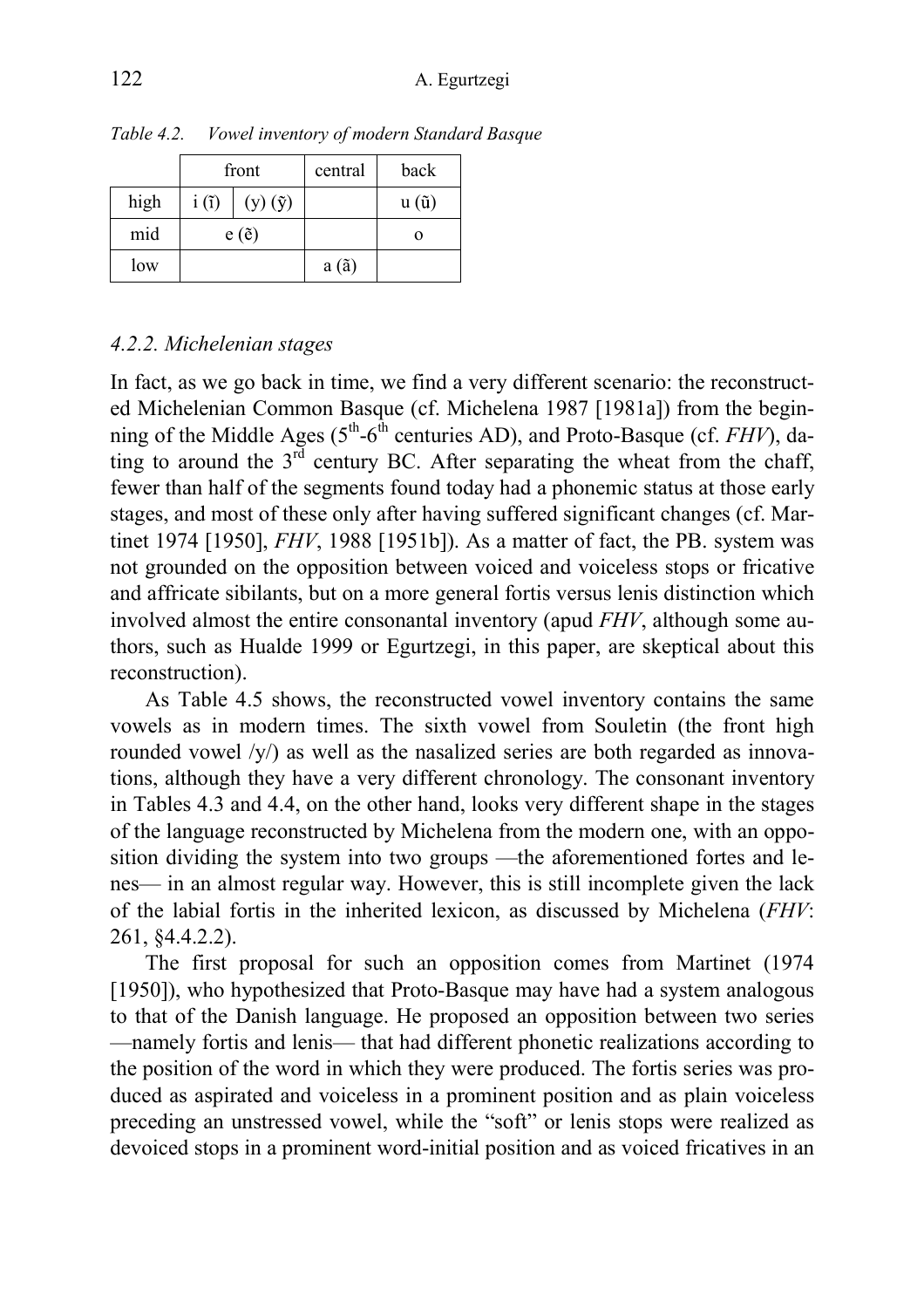*Table 4.2. Vowel inventory of modern Standard Basque*

| | front | | central | back |
|---|---|---|---|---|
| high | i (ĩ) | (y) (ỹ) | | u (ũ) |
| mid | e (ẽ) | | | o |
| low | | | a (ã) | |

### *4.2.2. Michelenian stages*

In fact, as we go back in time, we find a very different scenario: the reconstructed Michelenian Common Basque (cf. Michelena 1987 [1981a]) from the beginning of the Middle Ages (5th-6th centuries AD), and Proto-Basque (cf. *FHV*), dating to around the 3rd century BC. After separating the wheat from the chaff, fewer than half of the segments found today had a phonemic status at those early stages, and most of these only after having suffered significant changes (cf. Martinet 1974 [1950], *FHV*, 1988 [1951b]). As a matter of fact, the PB. system was not grounded on the opposition between voiced and voiceless stops or fricative and affricate sibilants, but on a more general fortis versus lenis distinction which involved almost the entire consonantal inventory (apud *FHV*, although some authors, such as Hualde 1999 or Egurtzegi, in this paper, are skeptical about this reconstruction).

As Table 4.5 shows, the reconstructed vowel inventory contains the same vowels as in modern times. The sixth vowel from Souletin (the front high rounded vowel /y/) as well as the nasalized series are both regarded as innovations, although they have a very different chronology. The consonant inventory in Tables 4.3 and 4.4, on the other hand, looks very different shape in the stages of the language reconstructed by Michelena from the modern one, with an opposition dividing the system into two groups —the aforementioned fortes and lenes— in an almost regular way. However, this is still incomplete given the lack of the labial fortis in the inherited lexicon, as discussed by Michelena (*FHV*: 261, §4.4.2.2).

The first proposal for such an opposition comes from Martinet (1974 [1950]), who hypothesized that Proto-Basque may have had a system analogous to that of the Danish language. He proposed an opposition between two series —namely fortis and lenis— that had different phonetic realizations according to the position of the word in which they were produced. The fortis series was produced as aspirated and voiceless in a prominent position and as plain voiceless preceding an unstressed vowel, while the "soft" or lenis stops were realized as devoiced stops in a prominent word-initial position and as voiced fricatives in an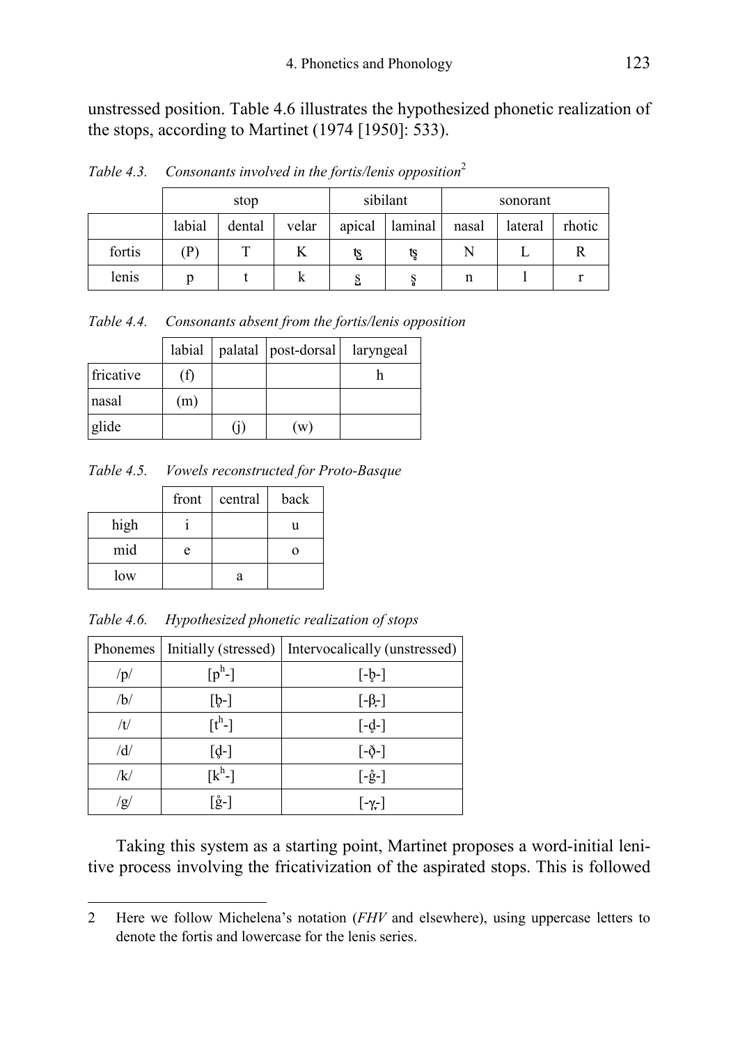unstressed position. Table 4.6 illustrates the hypothesized phonetic realization of the stops, according to Martinet (1974 [1950]: 533).

*Table 4.3. Consonants involved in the fortis/lenis opposition*[2]

| | stop | | | sibilant | | sonorant | | |
|---|---|---|---|---|---|---|---|---|
| | labial | dental | velar | apical | laminal | nasal | lateral | rhotic |
| fortis | (P) | T | K | ts̺ | ts̻ | N | L | R |
| lenis | p | t | k | s̺ | s̻ | n | l | r |

*Table 4.4. Consonants absent from the fortis/lenis opposition*

| | labial | palatal | post-dorsal | laryngeal |
|---|---|---|---|---|
| fricative | (f) | | | h |
| nasal | (m) | | | |
| glide | | (j) | (w) | |

*Table 4.5. Vowels reconstructed for Proto-Basque*

| | front | central | back |
|---|---|---|---|
| high | i | | u |
| mid | e | | o |
| low | | a | |

*Table 4.6. Hypothesized phonetic realization of stops*

| Phonemes | Initially (stressed) | Intervocalically (unstressed) |
|---|---|---|
| /p/ | [pʰ-] | [-b̥-] |
| /b/ | [b̥-] | [-β̞-] |
| /t/ | [tʰ-] | [-d̥-] |
| /d/ | [d̥-] | [-ð̞-] |
| /k/ | [kʰ-] | [-g̊-] |
| /g/ | [g̊-] | [-ɣ̞-] |

Taking this system as a starting point, Martinet proposes a word-initial lenitive process involving the fricativization of the aspirated stops. This is followed

---

2 Here we follow Michelena's notation (*FHV* and elsewhere), using uppercase letters to denote the fortis and lowercase for the lenis series.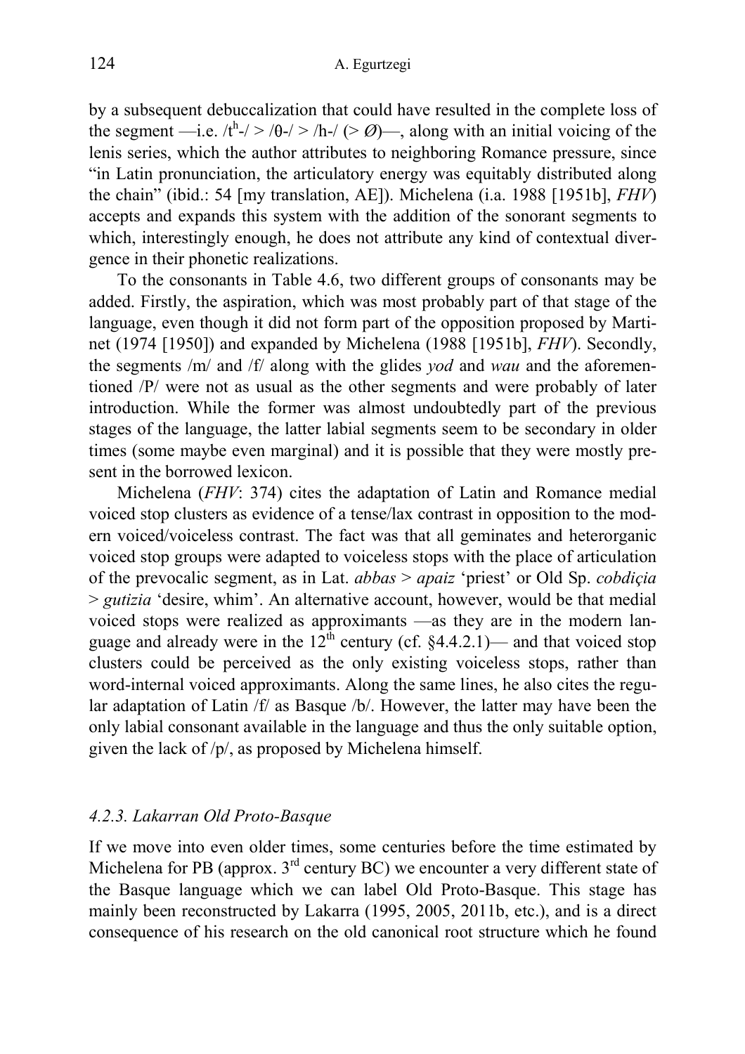by a subsequent debuccalization that could have resulted in the complete loss of the segment —i.e. /$t^h$-/ > /θ-/ > /h-/ (> *Ø*)—, along with an initial voicing of the lenis series, which the author attributes to neighboring Romance pressure, since "in Latin pronunciation, the articulatory energy was equitably distributed along the chain" (ibid.: 54 [my translation, AE]). Michelena (i.a. 1988 [1951b], *FHV*) accepts and expands this system with the addition of the sonorant segments to which, interestingly enough, he does not attribute any kind of contextual divergence in their phonetic realizations.

To the consonants in Table 4.6, two different groups of consonants may be added. Firstly, the aspiration, which was most probably part of that stage of the language, even though it did not form part of the opposition proposed by Martinet (1974 [1950]) and expanded by Michelena (1988 [1951b], *FHV*). Secondly, the segments /m/ and /f/ along with the glides *yod* and *wau* and the aforementioned /P/ were not as usual as the other segments and were probably of later introduction. While the former was almost undoubtedly part of the previous stages of the language, the latter labial segments seem to be secondary in older times (some maybe even marginal) and it is possible that they were mostly present in the borrowed lexicon.

Michelena (*FHV*: 374) cites the adaptation of Latin and Romance medial voiced stop clusters as evidence of a tense/lax contrast in opposition to the modern voiced/voiceless contrast. The fact was that all geminates and heterorganic voiced stop groups were adapted to voiceless stops with the place of articulation of the prevocalic segment, as in Lat. *abbas* > *apaiz* 'priest' or Old Sp. *cobdiçia* > *gutizia* 'desire, whim'. An alternative account, however, would be that medial voiced stops were realized as approximants —as they are in the modern language and already were in the 12th century (cf. §4.4.2.1)— and that voiced stop clusters could be perceived as the only existing voiceless stops, rather than word-internal voiced approximants. Along the same lines, he also cites the regular adaptation of Latin /f/ as Basque /b/. However, the latter may have been the only labial consonant available in the language and thus the only suitable option, given the lack of /p/, as proposed by Michelena himself.

### *4.2.3. Lakarran Old Proto-Basque*

If we move into even older times, some centuries before the time estimated by Michelena for PB (approx. 3rd century BC) we encounter a very different state of the Basque language which we can label Old Proto-Basque. This stage has mainly been reconstructed by Lakarra (1995, 2005, 2011b, etc.), and is a direct consequence of his research on the old canonical root structure which he found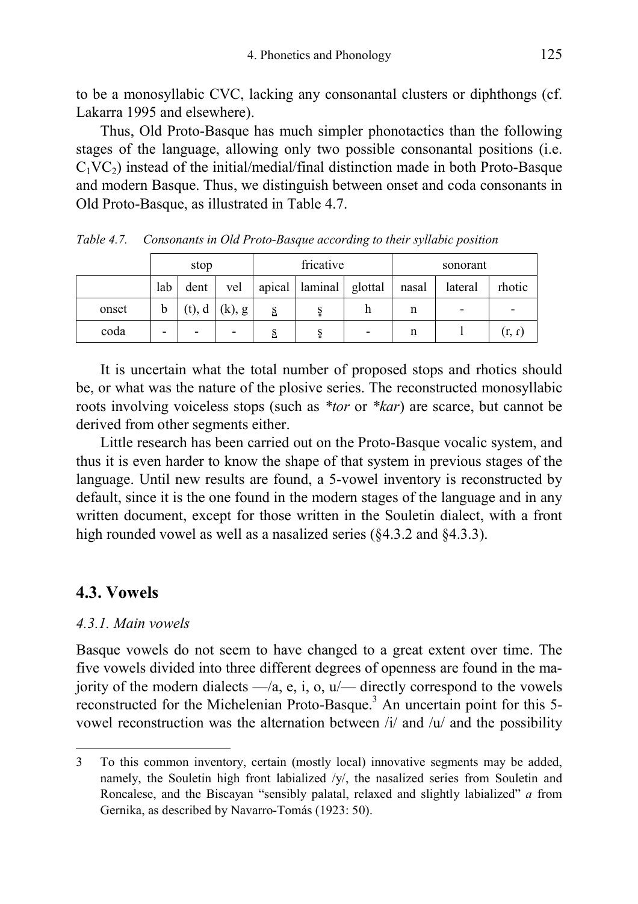to be a monosyllabic CVC, lacking any consonantal clusters or diphthongs (cf. Lakarra 1995 and elsewhere).

Thus, Old Proto-Basque has much simpler phonotactics than the following stages of the language, allowing only two possible consonantal positions (i.e. $C_1VC_2$) instead of the initial/medial/final distinction made in both Proto-Basque and modern Basque. Thus, we distinguish between onset and coda consonants in Old Proto-Basque, as illustrated in Table 4.7.

*Table 4.7. Consonants in Old Proto-Basque according to their syllabic position*

| | stop | | | fricative | | | sonorant | | |
|---|---|---|---|---|---|---|---|---|---|
| | lab | dent | vel | apical | laminal | glottal | nasal | lateral | rhotic |
| onset | b | (t), d | (k), g | s̺ | s̻ | h | n | - | - |
| coda | - | - | - | s̺ | s̻ | - | n | l | (r, ɾ) |

It is uncertain what the total number of proposed stops and rhotics should be, or what was the nature of the plosive series. The reconstructed monosyllabic roots involving voiceless stops (such as *\*tor* or *\*kar*) are scarce, but cannot be derived from other segments either.

Little research has been carried out on the Proto-Basque vocalic system, and thus it is even harder to know the shape of that system in previous stages of the language. Until new results are found, a 5-vowel inventory is reconstructed by default, since it is the one found in the modern stages of the language and in any written document, except for those written in the Souletin dialect, with a front high rounded vowel as well as a nasalized series (§4.3.2 and §4.3.3).

## 4.3. Vowels

### *4.3.1. Main vowels*

Basque vowels do not seem to have changed to a great extent over time. The five vowels divided into three different degrees of openness are found in the majority of the modern dialects —/a, e, i, o, u/— directly correspond to the vowels reconstructed for the Michelenian Proto-Basque.[3] An uncertain point for this 5-vowel reconstruction was the alternation between /i/ and /u/ and the possibility

3 To this common inventory, certain (mostly local) innovative segments may be added, namely, the Souletin high front labialized /y/, the nasalized series from Souletin and Roncalese, and the Biscayan "sensibly palatal, relaxed and slightly labialized" *a* from Gernika, as described by Navarro-Tomás (1923: 50).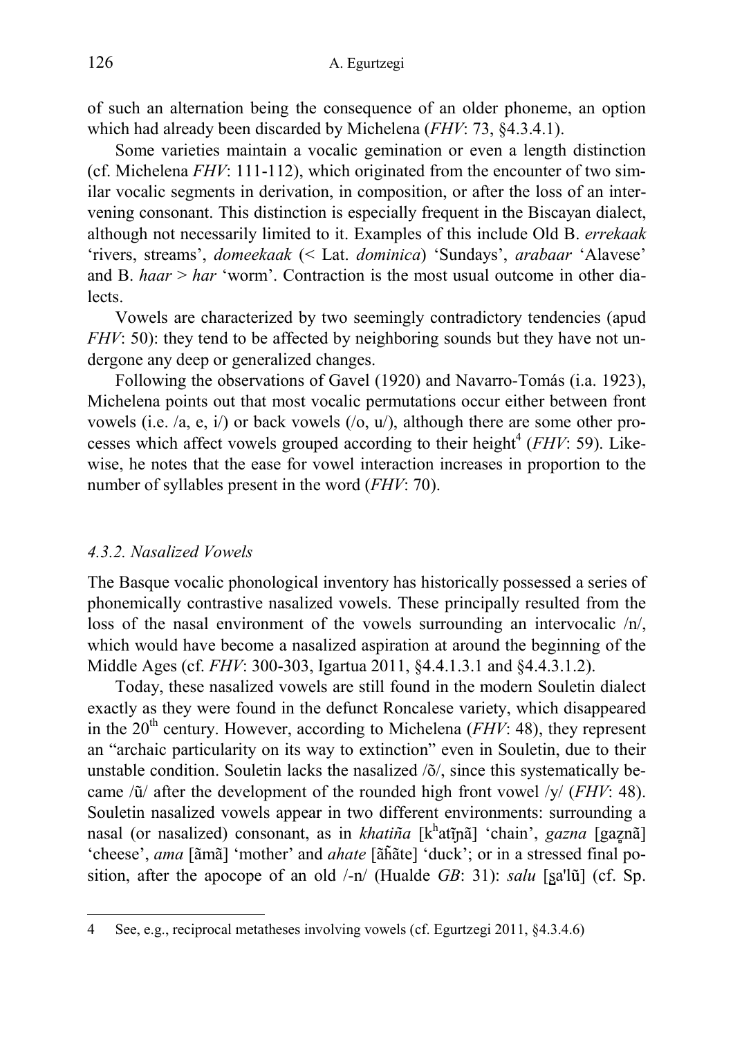of such an alternation being the consequence of an older phoneme, an option which had already been discarded by Michelena (*FHV*: 73, §4.3.4.1).

Some varieties maintain a vocalic gemination or even a length distinction (cf. Michelena *FHV*: 111-112), which originated from the encounter of two similar vocalic segments in derivation, in composition, or after the loss of an intervening consonant. This distinction is especially frequent in the Biscayan dialect, although not necessarily limited to it. Examples of this include Old B. *errekaak* 'rivers, streams', *domeekaak* (< Lat. *dominica*) 'Sundays', *arabaar* 'Alavese' and B. *haar* > *har* 'worm'. Contraction is the most usual outcome in other dialects.

Vowels are characterized by two seemingly contradictory tendencies (apud *FHV*: 50): they tend to be affected by neighboring sounds but they have not undergone any deep or generalized changes.

Following the observations of Gavel (1920) and Navarro-Tomás (i.a. 1923), Michelena points out that most vocalic permutations occur either between front vowels (i.e. /a, e, i/) or back vowels (/o, u/), although there are some other processes which affect vowels grouped according to their height[4] (*FHV*: 59). Likewise, he notes that the ease for vowel interaction increases in proportion to the number of syllables present in the word (*FHV*: 70).

### *4.3.2. Nasalized Vowels*

The Basque vocalic phonological inventory has historically possessed a series of phonemically contrastive nasalized vowels. These principally resulted from the loss of the nasal environment of the vowels surrounding an intervocalic /n/, which would have become a nasalized aspiration at around the beginning of the Middle Ages (cf. *FHV*: 300-303, Igartua 2011, §4.4.1.3.1 and §4.4.3.1.2).

Today, these nasalized vowels are still found in the modern Souletin dialect exactly as they were found in the defunct Roncalese variety, which disappeared in the 20th century. However, according to Michelena (*FHV*: 48), they represent an "archaic particularity on its way to extinction" even in Souletin, due to their unstable condition. Souletin lacks the nasalized /õ/, since this systematically became /ũ/ after the development of the rounded high front vowel /y/ (*FHV*: 48). Souletin nasalized vowels appear in two different environments: surrounding a nasal (or nasalized) consonant, as in *khatiña* [kʰatĩɲã] 'chain', *gazna* [gaz̺nã] 'cheese', *ama* [ãmã] 'mother' and *ahate* [ãh̃ãte] 'duck'; or in a stressed final position, after the apocope of an old /-n/ (Hualde *GB*: 31): *salu* [s̺a'lũ] (cf. Sp.

---

4 See, e.g., reciprocal metatheses involving vowels (cf. Egurtzegi 2011, §4.3.4.6)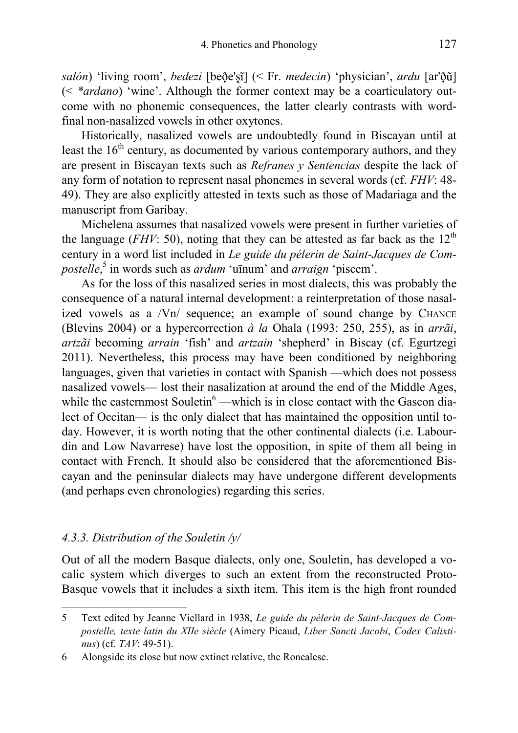*salón*) 'living room', *bedezi* [beð̞eˈs̺ĩ] (< Fr. *medecin*) 'physician', *ardu* [arˈð̞ũ] (< *\*ardano*) 'wine'. Although the former context may be a coarticulatory outcome with no phonemic consequences, the latter clearly contrasts with word-final non-nasalized vowels in other oxytones.

Historically, nasalized vowels are undoubtedly found in Biscayan until at least the 16th century, as documented by various contemporary authors, and they are present in Biscayan texts such as *Refranes y Sentencias* despite the lack of any form of notation to represent nasal phonemes in several words (cf. *FHV*: 48-49). They are also explicitly attested in texts such as those of Madariaga and the manuscript from Garibay.

Michelena assumes that nasalized vowels were present in further varieties of the language (*FHV*: 50), noting that they can be attested as far back as the 12th century in a word list included in *Le guide du pélerin de Saint-Jacques de Compostelle*,[5] in words such as *ardum* 'uīnum' and *arraign* 'piscem'.

As for the loss of this nasalized series in most dialects, this was probably the consequence of a natural internal development: a reinterpretation of those nasalized vowels as a /Vn/ sequence; an example of sound change by CHANCE (Blevins 2004) or a hypercorrection *à la* Ohala (1993: 250, 255), as in *arrãi*, *artzãi* becoming *arrain* 'fish' and *artzain* 'shepherd' in Biscay (cf. Egurtzegi 2011). Nevertheless, this process may have been conditioned by neighboring languages, given that varieties in contact with Spanish —which does not possess nasalized vowels— lost their nasalization at around the end of the Middle Ages, while the easternmost Souletin[6] —which is in close contact with the Gascon dialect of Occitan— is the only dialect that has maintained the opposition until today. However, it is worth noting that the other continental dialects (i.e. Labourdin and Low Navarrese) have lost the opposition, in spite of them all being in contact with French. It should also be considered that the aforementioned Biscayan and the peninsular dialects may have undergone different developments (and perhaps even chronologies) regarding this series.

### *4.3.3. Distribution of the Souletin /y/*

Out of all the modern Basque dialects, only one, Souletin, has developed a vocalic system which diverges to such an extent from the reconstructed Proto-Basque vowels that it includes a sixth item. This item is the high front rounded

---

5 Text edited by Jeanne Viellard in 1938, *Le guide du pélerin de Saint-Jacques de Compostelle, texte latin du XIIe siècle* (Aimery Picaud, *Liber Sancti Jacobi*, *Codex Calixtinus*) (cf. *TAV*: 49-51).

6 Alongside its close but now extinct relative, the Roncalese.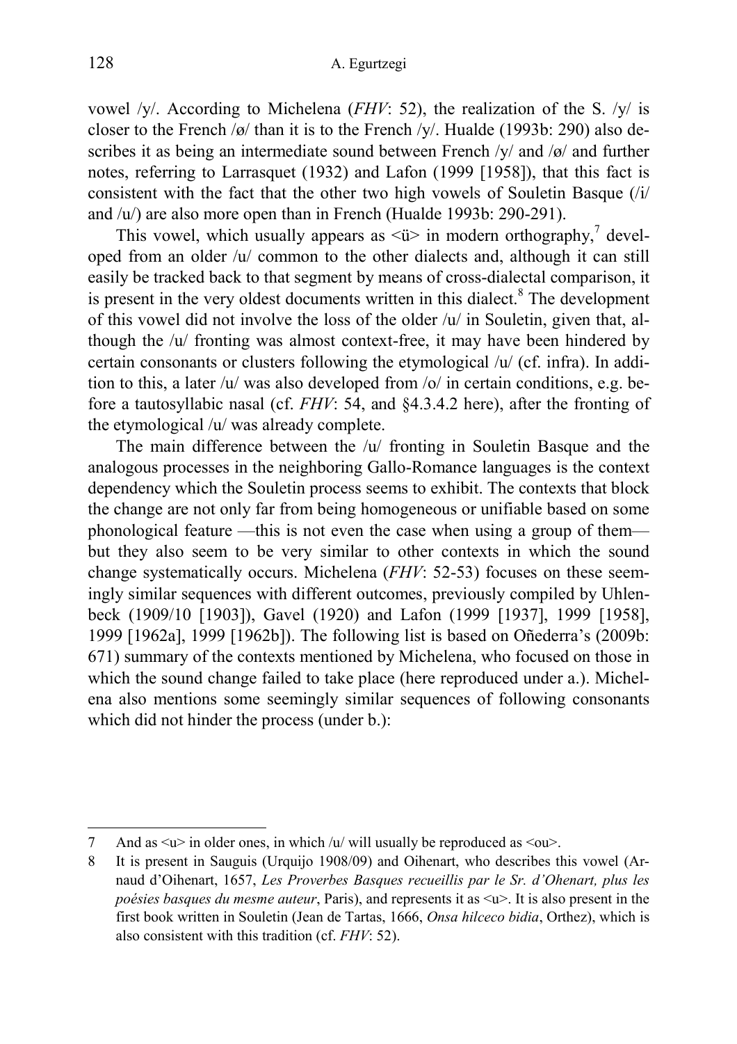vowel /y/. According to Michelena (*FHV*: 52), the realization of the S. /y/ is closer to the French /ø/ than it is to the French /y/. Hualde (1993b: 290) also describes it as being an intermediate sound between French /y/ and /ø/ and further notes, referring to Larrasquet (1932) and Lafon (1999 [1958]), that this fact is consistent with the fact that the other two high vowels of Souletin Basque (/i/ and /u/) are also more open than in French (Hualde 1993b: 290-291).

This vowel, which usually appears as <ü> in modern orthography,[7] developed from an older /u/ common to the other dialects and, although it can still easily be tracked back to that segment by means of cross-dialectal comparison, it is present in the very oldest documents written in this dialect.[8] The development of this vowel did not involve the loss of the older /u/ in Souletin, given that, although the /u/ fronting was almost context-free, it may have been hindered by certain consonants or clusters following the etymological /u/ (cf. infra). In addition to this, a later /u/ was also developed from /o/ in certain conditions, e.g. before a tautosyllabic nasal (cf. *FHV*: 54, and §4.3.4.2 here), after the fronting of the etymological /u/ was already complete.

The main difference between the /u/ fronting in Souletin Basque and the analogous processes in the neighboring Gallo-Romance languages is the context dependency which the Souletin process seems to exhibit. The contexts that block the change are not only far from being homogeneous or unifiable based on some phonological feature —this is not even the case when using a group of them— but they also seem to be very similar to other contexts in which the sound change systematically occurs. Michelena (*FHV*: 52-53) focuses on these seemingly similar sequences with different outcomes, previously compiled by Uhlenbeck (1909/10 [1903]), Gavel (1920) and Lafon (1999 [1937], 1999 [1958], 1999 [1962a], 1999 [1962b]). The following list is based on Oñederra's (2009b: 671) summary of the contexts mentioned by Michelena, who focused on those in which the sound change failed to take place (here reproduced under a.). Michelena also mentions some seemingly similar sequences of following consonants which did not hinder the process (under b.):

---

7 And as <u> in older ones, in which /u/ will usually be reproduced as <ou>.

8 It is present in Sauguis (Urquijo 1908/09) and Oihenart, who describes this vowel (Arnaud d'Oihenart, 1657, *Les Proverbes Basques recueillis par le Sr. d'Ohenart, plus les poésies basques du mesme auteur*, Paris), and represents it as <u>. It is also present in the first book written in Souletin (Jean de Tartas, 1666, *Onsa hilceco bidia*, Orthez), which is also consistent with this tradition (cf. *FHV*: 52).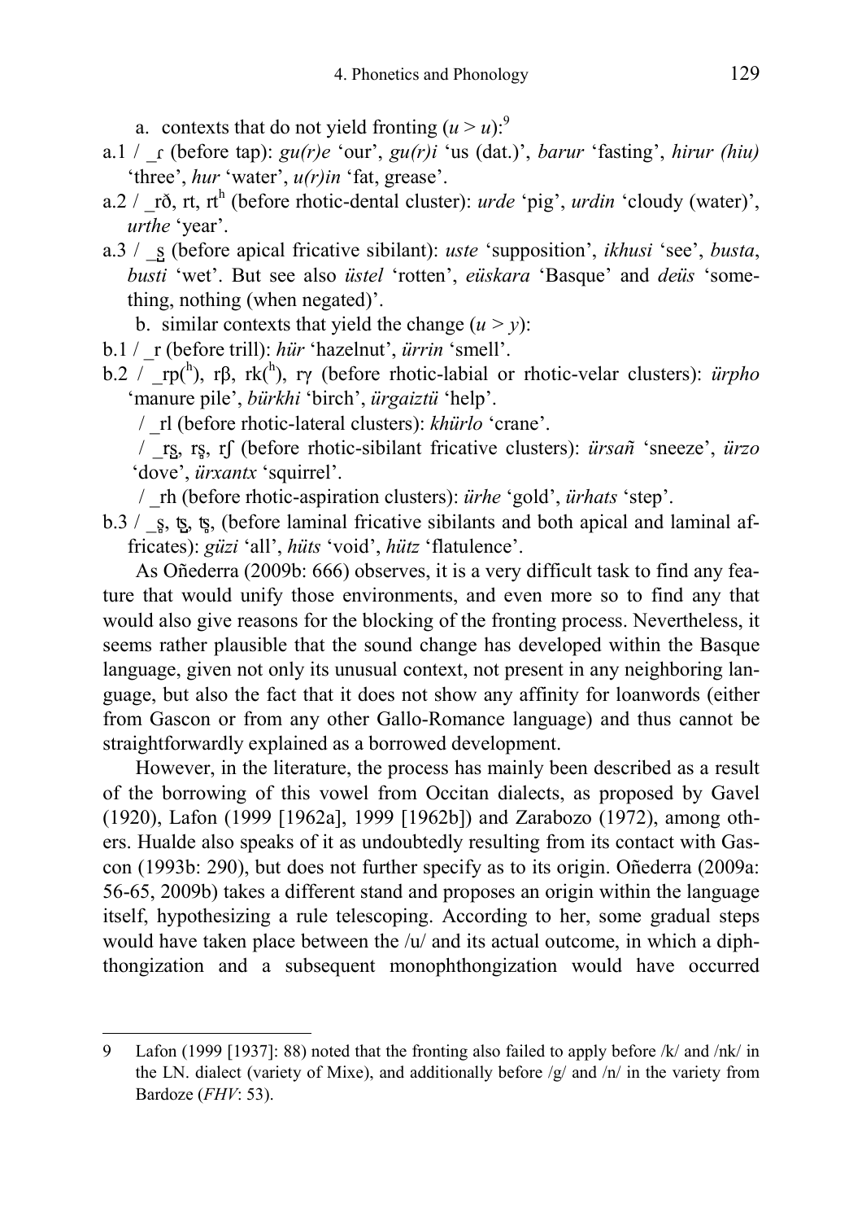a. contexts that do not yield fronting (*u* > *u*):[9]

a.1 / _ɾ (before tap): *gu(r)e* 'our', *gu(r)i* 'us (dat.)', *barur* 'fasting', *hirur (hiu)* 'three', *hur* 'water', *u(r)in* 'fat, grease'.

a.2 / _rð, rt, rt$^{h}$ (before rhotic-dental cluster): *urde* 'pig', *urdin* 'cloudy (water)', *urthe* 'year'.

a.3 / _s̺ (before apical fricative sibilant): *uste* 'supposition', *ikhusi* 'see', *busta*, *busti* 'wet'. But see also *üstel* 'rotten', *eüskara* 'Basque' and *deüs* 'something, nothing (when negated)'.

b. similar contexts that yield the change (*u* > *y*):

b.1 / _r (before trill): *hür* 'hazelnut', *ürrin* 'smell'.

b.2 / _rp($^{h}$), rβ, rk($^{h}$), rγ (before rhotic-labial or rhotic-velar clusters): *ürpho* 'manure pile', *bürkhi* 'birch', *ürgaiztü* 'help'.

/ _rl (before rhotic-lateral clusters): *khürlo* 'crane'.

/ _rs̺, rs̻, rʃ (before rhotic-sibilant fricative clusters): *ürsañ* 'sneeze', *ürzo* 'dove', *ürxantx* 'squirrel'.

/ _rh (before rhotic-aspiration clusters): *ürhe* 'gold', *ürhats* 'step'.

b.3 / _s̻, ts̺, ts̻, (before laminal fricative sibilants and both apical and laminal affricates): *güzi* 'all', *hüts* 'void', *hütz* 'flatulence'.

As Oñederra (2009b: 666) observes, it is a very difficult task to find any feature that would unify those environments, and even more so to find any that would also give reasons for the blocking of the fronting process. Nevertheless, it seems rather plausible that the sound change has developed within the Basque language, given not only its unusual context, not present in any neighboring language, but also the fact that it does not show any affinity for loanwords (either from Gascon or from any other Gallo-Romance language) and thus cannot be straightforwardly explained as a borrowed development.

However, in the literature, the process has mainly been described as a result of the borrowing of this vowel from Occitan dialects, as proposed by Gavel (1920), Lafon (1999 [1962a], 1999 [1962b]) and Zarabozo (1972), among others. Hualde also speaks of it as undoubtedly resulting from its contact with Gascon (1993b: 290), but does not further specify as to its origin. Oñederra (2009a: 56-65, 2009b) takes a different stand and proposes an origin within the language itself, hypothesizing a rule telescoping. According to her, some gradual steps would have taken place between the /u/ and its actual outcome, in which a diphthongization and a subsequent monophthongization would have occurred

---

9 Lafon (1999 [1937]: 88) noted that the fronting also failed to apply before /k/ and /nk/ in the LN. dialect (variety of Mixe), and additionally before /g/ and /n/ in the variety from Bardoze (*FHV*: 53).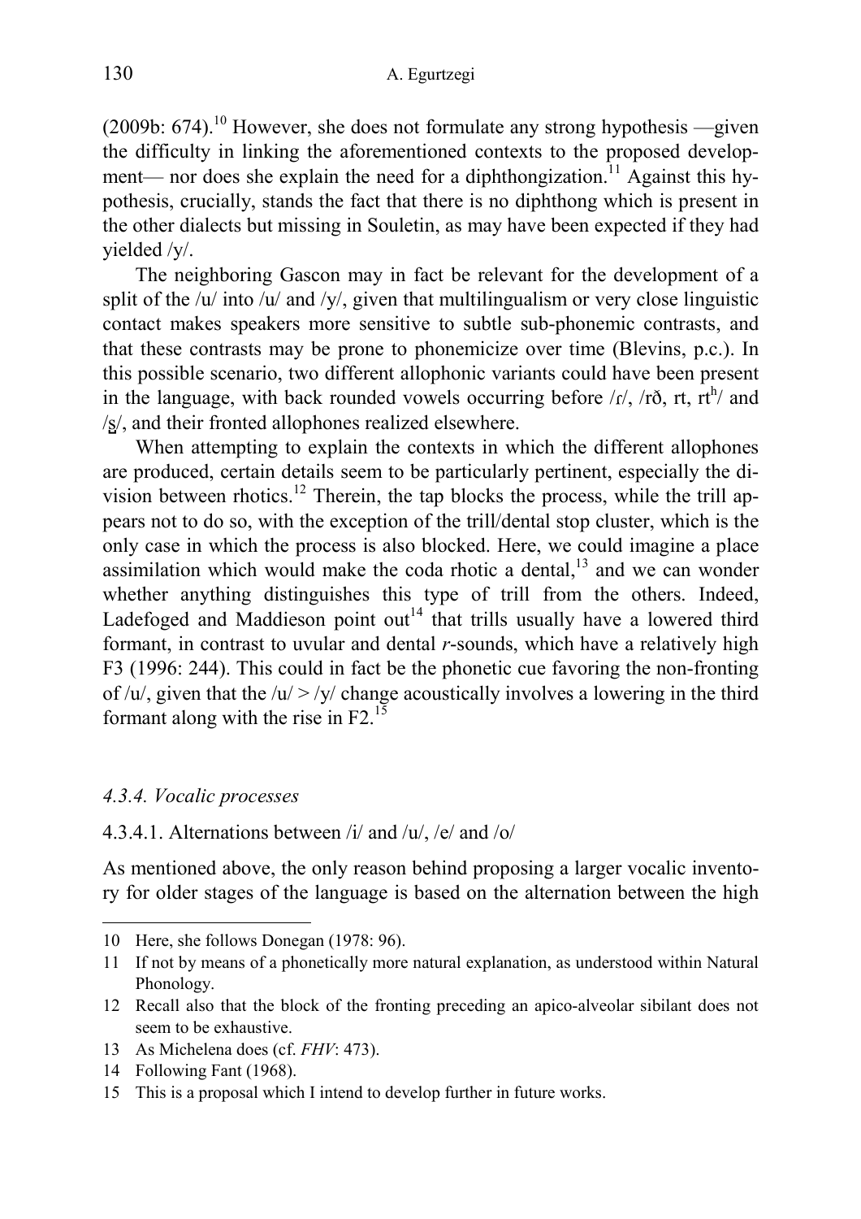(2009b: 674).[10] However, she does not formulate any strong hypothesis —given the difficulty in linking the aforementioned contexts to the proposed development— nor does she explain the need for a diphthongization.[11] Against this hypothesis, crucially, stands the fact that there is no diphthong which is present in the other dialects but missing in Souletin, as may have been expected if they had yielded /y/.

The neighboring Gascon may in fact be relevant for the development of a split of the /u/ into /u/ and /y/, given that multilingualism or very close linguistic contact makes speakers more sensitive to subtle sub-phonemic contrasts, and that these contrasts may be prone to phonemicize over time (Blevins, p.c.). In this possible scenario, two different allophonic variants could have been present in the language, with back rounded vowels occurring before /ɾ/, /rð, rt, rtʰ/ and /s̺/, and their fronted allophones realized elsewhere.

When attempting to explain the contexts in which the different allophones are produced, certain details seem to be particularly pertinent, especially the division between rhotics.[12] Therein, the tap blocks the process, while the trill appears not to do so, with the exception of the trill/dental stop cluster, which is the only case in which the process is also blocked. Here, we could imagine a place assimilation which would make the coda rhotic a dental,[13] and we can wonder whether anything distinguishes this type of trill from the others. Indeed, Ladefoged and Maddieson point out[14] that trills usually have a lowered third formant, in contrast to uvular and dental *r*-sounds, which have a relatively high F3 (1996: 244). This could in fact be the phonetic cue favoring the non-fronting of /u/, given that the /u/ > /y/ change acoustically involves a lowering in the third formant along with the rise in F2.[15]

### *4.3.4. Vocalic processes*

#### 4.3.4.1. Alternations between /i/ and /u/, /e/ and /o/

As mentioned above, the only reason behind proposing a larger vocalic inventory for older stages of the language is based on the alternation between the high

---

10 Here, she follows Donegan (1978: 96).

11 If not by means of a phonetically more natural explanation, as understood within Natural Phonology.

12 Recall also that the block of the fronting preceding an apico-alveolar sibilant does not seem to be exhaustive.

13 As Michelena does (cf. *FHV*: 473).

14 Following Fant (1968).

15 This is a proposal which I intend to develop further in future works.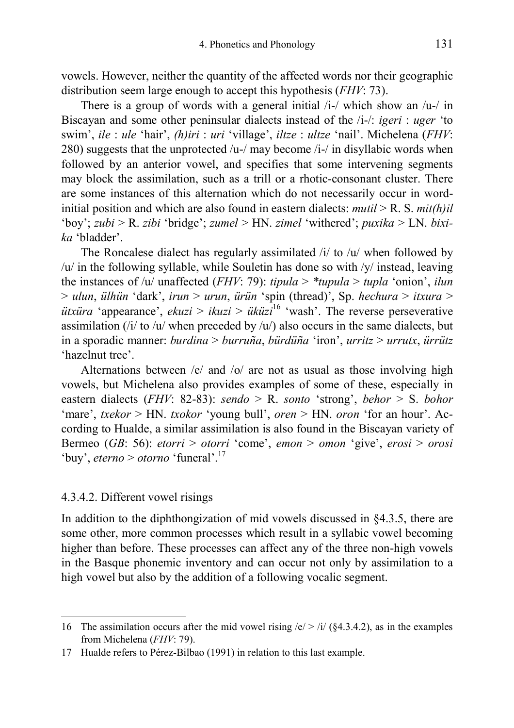vowels. However, neither the quantity of the affected words nor their geographic distribution seem large enough to accept this hypothesis (*FHV*: 73).

There is a group of words with a general initial /i-/ which show an /u-/ in Biscayan and some other peninsular dialects instead of the /i-/: *igeri* : *uger* 'to swim', *ile* : *ule* 'hair', *(h)iri* : *uri* 'village', *iltze* : *ultze* 'nail'. Michelena (*FHV*: 280) suggests that the unprotected /u-/ may become /i-/ in disyllabic words when followed by an anterior vowel, and specifies that some intervening segments may block the assimilation, such as a trill or a rhotic-consonant cluster. There are some instances of this alternation which do not necessarily occur in word-initial position and which are also found in eastern dialects: *mutil* > R. S. *mit(h)il* 'boy'; *zubi* > R. *zibi* 'bridge'; *zumel* > HN. *zimel* 'withered'; *puxika* > LN. *bixika* 'bladder'.

The Roncalese dialect has regularly assimilated /i/ to /u/ when followed by /u/ in the following syllable, while Souletin has done so with /y/ instead, leaving the instances of /u/ unaffected (*FHV*: 79): *tipula* > *\*tupula* > *tupla* 'onion', *ilun* > *ulun*, *ülhün* 'dark', *irun* > *urun*, *ürün* 'spin (thread)', Sp. *hechura* > *itxura* > *ütxüra* 'appearance', *ekuzi* > *ikuzi* > *üküzi*[16] 'wash'. The reverse perseverative assimilation (/i/ to /u/ when preceded by /u/) also occurs in the same dialects, but in a sporadic manner: *burdina* > *burruña*, *bürdüña* 'iron', *urritz* > *urrutx*, *ürrütz* 'hazelnut tree'.

Alternations between /e/ and /o/ are not as usual as those involving high vowels, but Michelena also provides examples of some of these, especially in eastern dialects (*FHV*: 82-83): *sendo* > R. *sonto* 'strong', *behor* > S. *bohor* 'mare', *txekor* > HN. *txokor* 'young bull', *oren* > HN. *oron* 'for an hour'. According to Hualde, a similar assimilation is also found in the Biscayan variety of Bermeo (*GB*: 56): *etorri* > *otorri* 'come', *emon* > *omon* 'give', *erosi* > *orosi* 'buy', *eterno* > *otorno* 'funeral'.[17]

#### 4.3.4.2. Different vowel risings

In addition to the diphthongization of mid vowels discussed in §4.3.5, there are some other, more common processes which result in a syllabic vowel becoming higher than before. These processes can affect any of the three non-high vowels in the Basque phonemic inventory and can occur not only by assimilation to a high vowel but also by the addition of a following vocalic segment.

---

16 The assimilation occurs after the mid vowel rising /e/ > /i/ (§4.3.4.2), as in the examples from Michelena (*FHV*: 79).

17 Hualde refers to Pérez-Bilbao (1991) in relation to this last example.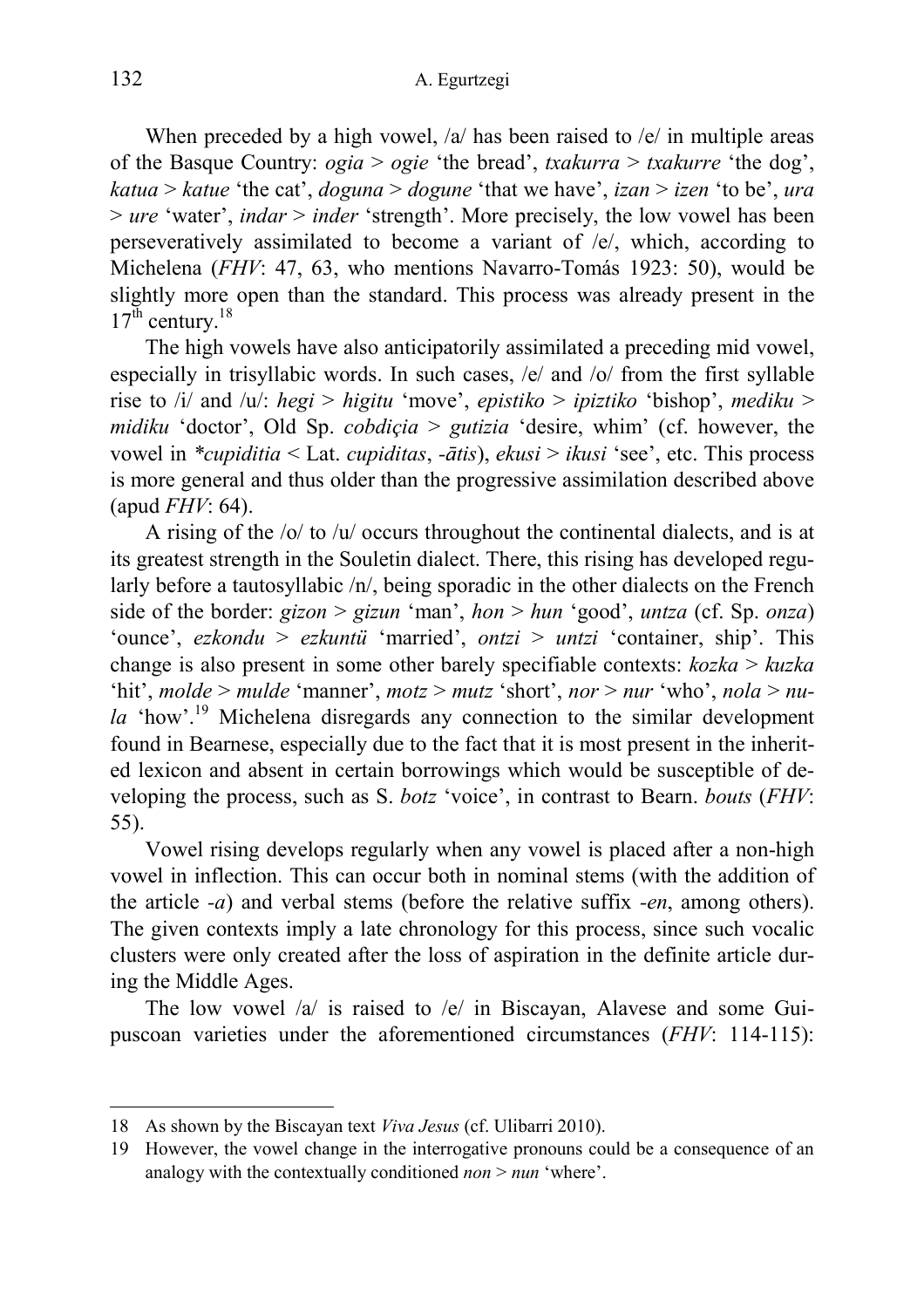When preceded by a high vowel, /a/ has been raised to /e/ in multiple areas of the Basque Country: *ogia* > *ogie* 'the bread', *txakurra* > *txakurre* 'the dog', *katua* > *katue* 'the cat', *doguna* > *dogune* 'that we have', *izan* > *izen* 'to be', *ura* > *ure* 'water', *indar* > *inder* 'strength'. More precisely, the low vowel has been perseveratively assimilated to become a variant of /e/, which, according to Michelena (*FHV*: 47, 63, who mentions Navarro-Tomás 1923: 50), would be slightly more open than the standard. This process was already present in the 17th century.[18]

The high vowels have also anticipatorily assimilated a preceding mid vowel, especially in trisyllabic words. In such cases, /e/ and /o/ from the first syllable rise to /i/ and /u/: *hegi* > *higitu* 'move', *epistiko* > *ipiztiko* 'bishop', *mediku* > *midiku* 'doctor', Old Sp. *cobdiçia* > *gutizia* 'desire, whim' (cf. however, the vowel in *\*cupiditia* < Lat. *cupiditas*, *-ātis*), *ekusi* > *ikusi* 'see', etc. This process is more general and thus older than the progressive assimilation described above (apud *FHV*: 64).

A rising of the /o/ to /u/ occurs throughout the continental dialects, and is at its greatest strength in the Souletin dialect. There, this rising has developed regularly before a tautosyllabic /n/, being sporadic in the other dialects on the French side of the border: *gizon* > *gizun* 'man', *hon* > *hun* 'good', *untza* (cf. Sp. *onza*) 'ounce', *ezkondu* > *ezkuntü* 'married', *ontzi* > *untzi* 'container, ship'. This change is also present in some other barely specifiable contexts: *kozka* > *kuzka* 'hit', *molde* > *mulde* 'manner', *motz* > *mutz* 'short', *nor* > *nur* 'who', *nola* > *nula* 'how'.[19] Michelena disregards any connection to the similar development found in Bearnese, especially due to the fact that it is most present in the inherited lexicon and absent in certain borrowings which would be susceptible of developing the process, such as S. *botz* 'voice', in contrast to Bearn. *bouts* (*FHV*: 55).

Vowel rising develops regularly when any vowel is placed after a non-high vowel in inflection. This can occur both in nominal stems (with the addition of the article *-a*) and verbal stems (before the relative suffix *-en*, among others). The given contexts imply a late chronology for this process, since such vocalic clusters were only created after the loss of aspiration in the definite article during the Middle Ages.

The low vowel /a/ is raised to /e/ in Biscayan, Alavese and some Guipuscoan varieties under the aforementioned circumstances (*FHV*: 114-115):

---

18 As shown by the Biscayan text *Viva Jesus* (cf. Ulibarri 2010).

19 However, the vowel change in the interrogative pronouns could be a consequence of an analogy with the contextually conditioned *non* > *nun* 'where'.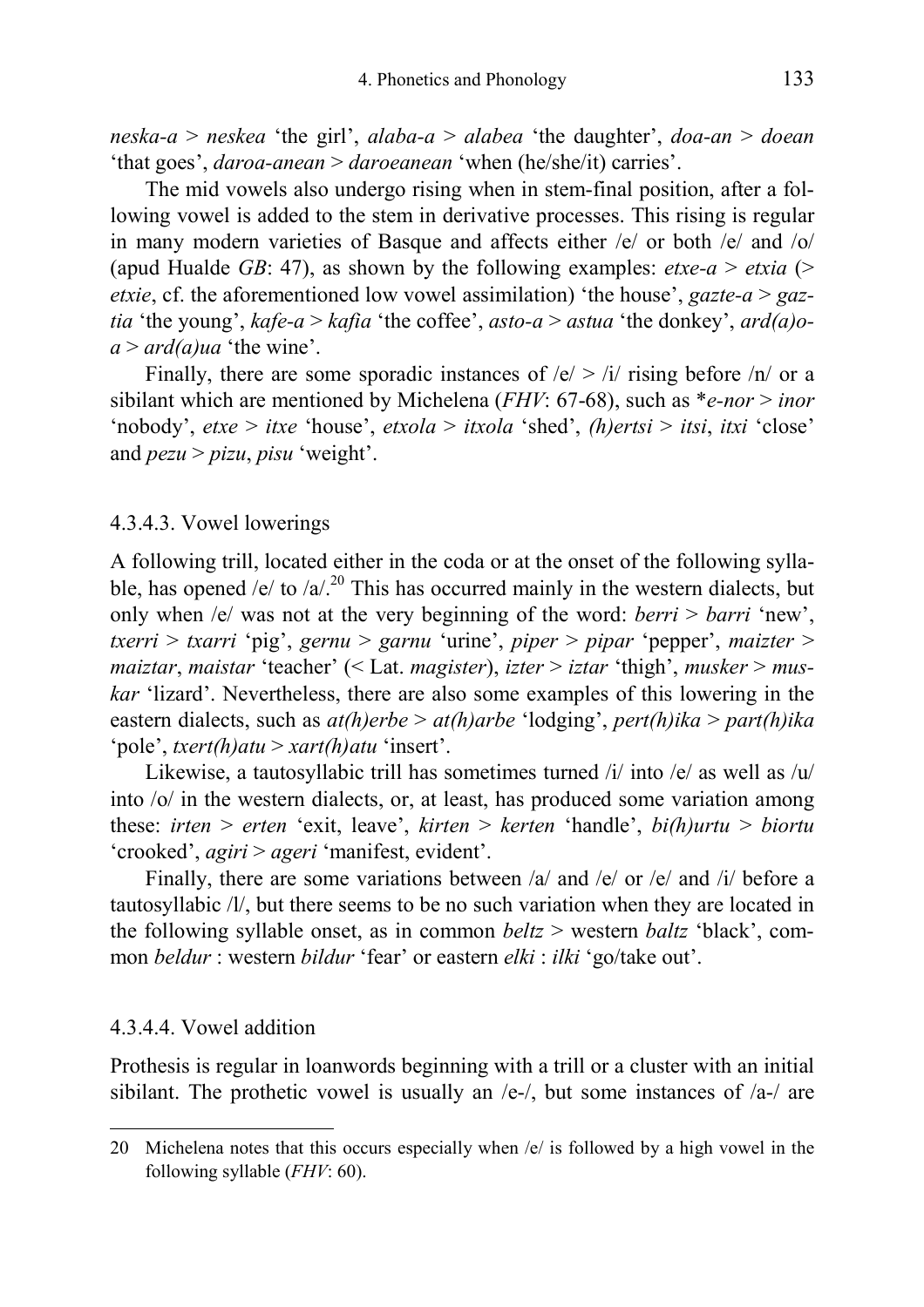*neska-a* > *neskea* 'the girl', *alaba-a* > *alabea* 'the daughter', *doa-an* > *doean* 'that goes', *daroa-anean* > *daroeanean* 'when (he/she/it) carries'.

The mid vowels also undergo rising when in stem-final position, after a following vowel is added to the stem in derivative processes. This rising is regular in many modern varieties of Basque and affects either /e/ or both /e/ and /o/ (apud Hualde *GB*: 47), as shown by the following examples: *etxe-a* > *etxia* (> *etxie*, cf. the aforementioned low vowel assimilation) 'the house', *gazte-a* > *gaztia* 'the young', *kafe-a* > *kafia* 'the coffee', *asto-a* > *astua* 'the donkey', *ard(a)o-a* > *ard(a)ua* 'the wine'.

Finally, there are some sporadic instances of /e/ > /i/ rising before /n/ or a sibilant which are mentioned by Michelena (*FHV*: 67-68), such as \**e-nor* > *inor* 'nobody', *etxe* > *itxe* 'house', *etxola* > *itxola* 'shed', *(h)ertsi* > *itsi*, *itxi* 'close' and *pezu* > *pizu*, *pisu* 'weight'.

#### 4.3.4.3. Vowel lowerings

A following trill, located either in the coda or at the onset of the following syllable, has opened /e/ to /a/.[20] This has occurred mainly in the western dialects, but only when /e/ was not at the very beginning of the word: *berri* > *barri* 'new', *txerri* > *txarri* 'pig', *gernu* > *garnu* 'urine', *piper* > *pipar* 'pepper', *maizter* > *maiztar*, *maistar* 'teacher' (< Lat. *magister*), *izter* > *iztar* 'thigh', *musker* > *muskar* 'lizard'. Nevertheless, there are also some examples of this lowering in the eastern dialects, such as *at(h)erbe* > *at(h)arbe* 'lodging', *pert(h)ika* > *part(h)ika* 'pole', *txert(h)atu* > *xart(h)atu* 'insert'.

Likewise, a tautosyllabic trill has sometimes turned /i/ into /e/ as well as /u/ into /o/ in the western dialects, or, at least, has produced some variation among these: *irten* > *erten* 'exit, leave', *kirten* > *kerten* 'handle', *bi(h)urtu* > *biortu* 'crooked', *agiri* > *ageri* 'manifest, evident'.

Finally, there are some variations between /a/ and /e/ or /e/ and /i/ before a tautosyllabic /l/, but there seems to be no such variation when they are located in the following syllable onset, as in common *beltz* > western *baltz* 'black', common *beldur* : western *bildur* 'fear' or eastern *elki* : *ilki* 'go/take out'.

#### 4.3.4.4. Vowel addition

Prothesis is regular in loanwords beginning with a trill or a cluster with an initial sibilant. The prothetic vowel is usually an /e-/, but some instances of /a-/ are

---

20 Michelena notes that this occurs especially when /e/ is followed by a high vowel in the following syllable (*FHV*: 60).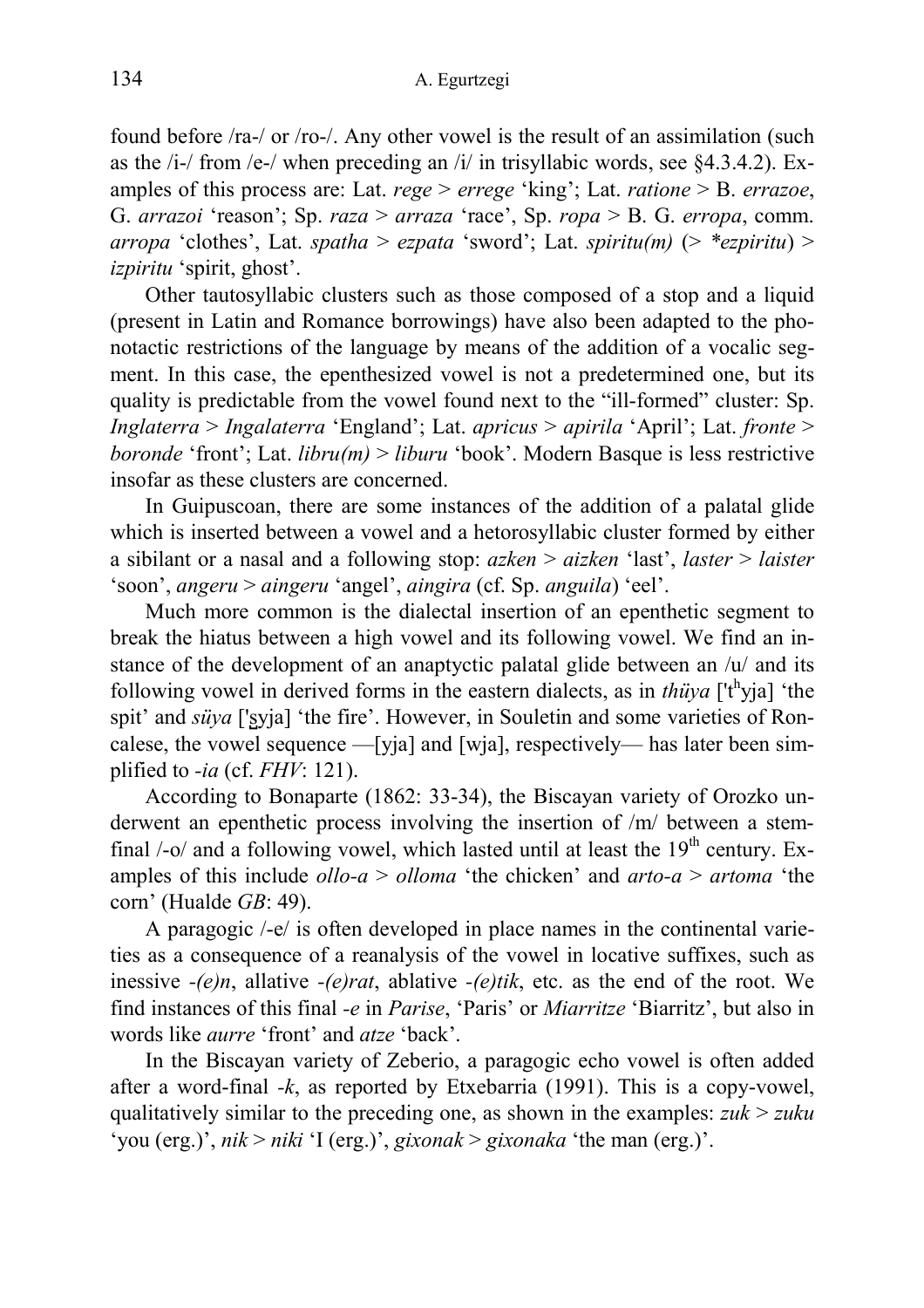found before /ra-/ or /ro-/. Any other vowel is the result of an assimilation (such as the /i-/ from /e-/ when preceding an /i/ in trisyllabic words, see §4.3.4.2). Examples of this process are: Lat. *rege* > *errege* 'king'; Lat. *ratione* > B. *errazoe*, G. *arrazoi* 'reason'; Sp. *raza* > *arraza* 'race', Sp. *ropa* > B. G. *erropa*, comm. *arropa* 'clothes', Lat. *spatha* > *ezpata* 'sword'; Lat. *spiritu(m)* (> *\*ezpiritu*) > *izpiritu* 'spirit, ghost'.

Other tautosyllabic clusters such as those composed of a stop and a liquid (present in Latin and Romance borrowings) have also been adapted to the phonotactic restrictions of the language by means of the addition of a vocalic segment. In this case, the epenthesized vowel is not a predetermined one, but its quality is predictable from the vowel found next to the "ill-formed" cluster: Sp. *Inglaterra* > *Ingalaterra* 'England'; Lat. *apricus* > *apirila* 'April'; Lat. *fronte* > *boronde* 'front'; Lat. *libru(m)* > *liburu* 'book'. Modern Basque is less restrictive insofar as these clusters are concerned.

In Guipuscoan, there are some instances of the addition of a palatal glide which is inserted between a vowel and a hetorosyllabic cluster formed by either a sibilant or a nasal and a following stop: *azken* > *aizken* 'last', *laster* > *laister* 'soon', *angeru* > *aingeru* 'angel', *aingira* (cf. Sp. *anguila*) 'eel'.

Much more common is the dialectal insertion of an epenthetic segment to break the hiatus between a high vowel and its following vowel. We find an instance of the development of an anaptyctic palatal glide between an /u/ and its following vowel in derived forms in the eastern dialects, as in *thüya* ['tʰyja] 'the spit' and *süya* ['s̺yja] 'the fire'. However, in Souletin and some varieties of Roncalese, the vowel sequence —[yja] and [wja], respectively— has later been simplified to *-ia* (cf. *FHV*: 121).

According to Bonaparte (1862: 33-34), the Biscayan variety of Orozko underwent an epenthetic process involving the insertion of /m/ between a stem-final /-o/ and a following vowel, which lasted until at least the 19th century. Examples of this include *ollo-a* > *olloma* 'the chicken' and *arto-a* > *artoma* 'the corn' (Hualde *GB*: 49).

A paragogic /-e/ is often developed in place names in the continental varieties as a consequence of a reanalysis of the vowel in locative suffixes, such as inessive *-(e)n*, allative *-(e)rat*, ablative *-(e)tik*, etc. as the end of the root. We find instances of this final *-e* in *Parise*, 'Paris' or *Miarritze* 'Biarritz', but also in words like *aurre* 'front' and *atze* 'back'.

In the Biscayan variety of Zeberio, a paragogic echo vowel is often added after a word-final *-k*, as reported by Etxebarria (1991). This is a copy-vowel, qualitatively similar to the preceding one, as shown in the examples: *zuk* > *zuku* 'you (erg.)', *nik* > *niki* 'I (erg.)', *gixonak* > *gixonaka* 'the man (erg.)'.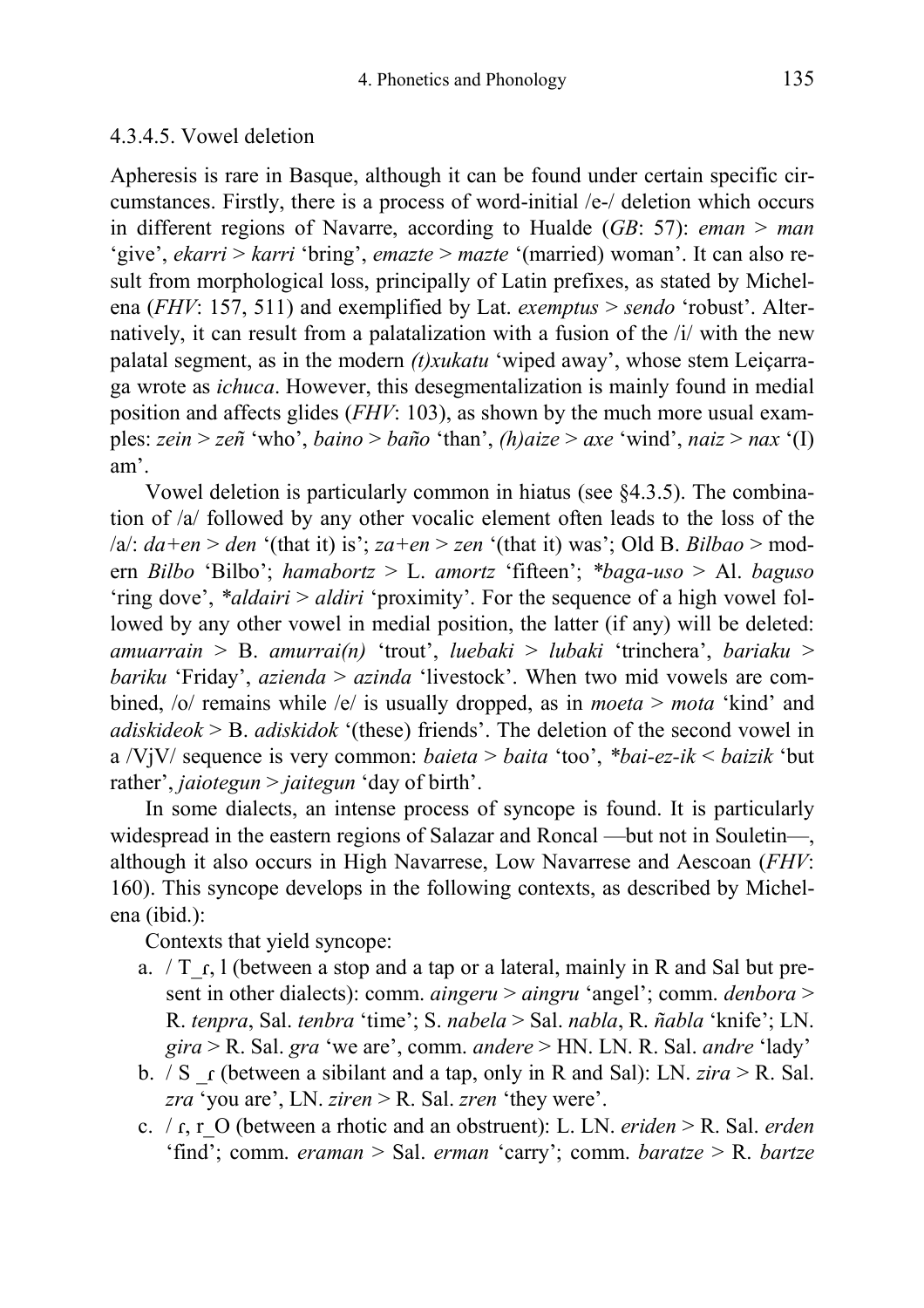### 4.3.4.5. Vowel deletion

Apheresis is rare in Basque, although it can be found under certain specific circumstances. Firstly, there is a process of word-initial /e-/ deletion which occurs in different regions of Navarre, according to Hualde (*GB*: 57): *eman* > *man* 'give', *ekarri* > *karri* 'bring', *emazte* > *mazte* '(married) woman'. It can also result from morphological loss, principally of Latin prefixes, as stated by Michelena (*FHV*: 157, 511) and exemplified by Lat. *exemptus* > *sendo* 'robust'. Alternatively, it can result from a palatalization with a fusion of the /i/ with the new palatal segment, as in the modern *(t)xukatu* 'wiped away', whose stem Leiçarraga wrote as *ichuca*. However, this desegmentalization is mainly found in medial position and affects glides (*FHV*: 103), as shown by the much more usual examples: *zein* > *zeñ* 'who', *baino* > *baño* 'than', *(h)aize* > *axe* 'wind', *naiz* > *nax* '(I) am'.

Vowel deletion is particularly common in hiatus (see §4.3.5). The combination of /a/ followed by any other vocalic element often leads to the loss of the /a/: *da+en* > *den* '(that it) is'; *za+en* > *zen* '(that it) was'; Old B. *Bilbao* > modern *Bilbo* 'Bilbo'; *hamabortz* > L. *amortz* 'fifteen'; *\*baga-uso* > Al. *baguso* 'ring dove', *\*aldairi* > *aldiri* 'proximity'. For the sequence of a high vowel followed by any other vowel in medial position, the latter (if any) will be deleted: *amuarrain* > B. *amurrai(n)* 'trout', *luebaki* > *lubaki* 'trinchera', *bariaku* > *bariku* 'Friday', *azienda* > *azinda* 'livestock'. When two mid vowels are combined, /o/ remains while /e/ is usually dropped, as in *moeta* > *mota* 'kind' and *adiskideok* > B. *adiskidok* '(these) friends'. The deletion of the second vowel in a /VjV/ sequence is very common: *baieta* > *baita* 'too', *\*bai-ez-ik* < *baizik* 'but rather', *jaiotegun* > *jaitegun* 'day of birth'.

In some dialects, an intense process of syncope is found. It is particularly widespread in the eastern regions of Salazar and Roncal —but not in Souletin—, although it also occurs in High Navarrese, Low Navarrese and Aescoan (*FHV*: 160). This syncope develops in the following contexts, as described by Michelena (ibid.):

Contexts that yield syncope:

a. / T_ɾ, l (between a stop and a tap or a lateral, mainly in R and Sal but present in other dialects): comm. *aingeru* > *aingru* 'angel'; comm. *denbora* > R. *tenpra*, Sal. *tenbra* 'time'; S. *nabela* > Sal. *nabla*, R. *ñabla* 'knife'; LN. *gira* > R. Sal. *gra* 'we are', comm. *andere* > HN. LN. R. Sal. *andre* 'lady'

b. / S _ɾ (between a sibilant and a tap, only in R and Sal): LN. *zira* > R. Sal. *zra* 'you are', LN. *ziren* > R. Sal. *zren* 'they were'.

c. / ɾ, r_O (between a rhotic and an obstruent): L. LN. *eriden* > R. Sal. *erden* 'find'; comm. *eraman* > Sal. *erman* 'carry'; comm. *baratze* > R. *bartze*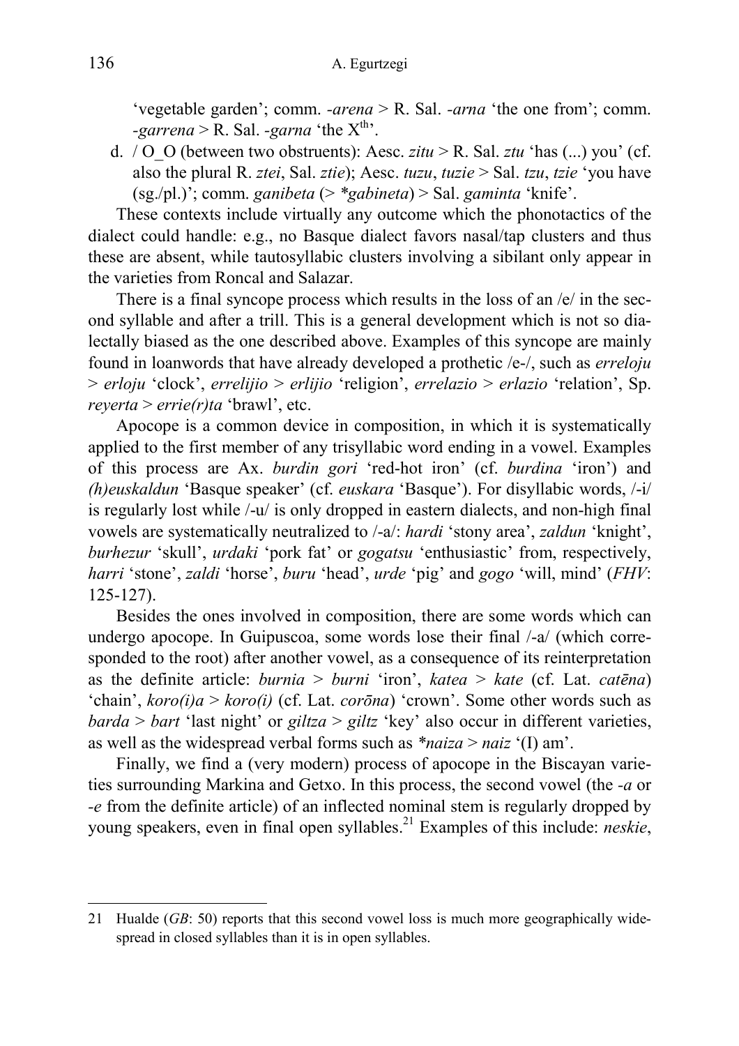'vegetable garden'; comm. *-arena* > R. Sal. *-arna* 'the one from'; comm. *-garrena* > R. Sal. *-garna* 'the X$^{th}$'.

d. / O_O (between two obstruents): Aesc. *zitu* > R. Sal. *ztu* 'has (...) you' (cf. also the plural R. *ztei*, Sal. *ztie*); Aesc. *tuzu*, *tuzie* > Sal. *tzu*, *tzie* 'you have (sg./pl.)'; comm. *ganibeta* (> *\*gabineta*) > Sal. *gaminta* 'knife'.

These contexts include virtually any outcome which the phonotactics of the dialect could handle: e.g., no Basque dialect favors nasal/tap clusters and thus these are absent, while tautosyllabic clusters involving a sibilant only appear in the varieties from Roncal and Salazar.

There is a final syncope process which results in the loss of an /e/ in the second syllable and after a trill. This is a general development which is not so dialectally biased as the one described above. Examples of this syncope are mainly found in loanwords that have already developed a prothetic /e-/, such as *erreloju* > *erloju* 'clock', *errelijio* > *erlijio* 'religion', *errelazio* > *erlazio* 'relation', Sp. *reyerta* > *errie(r)ta* 'brawl', etc.

Apocope is a common device in composition, in which it is systematically applied to the first member of any trisyllabic word ending in a vowel. Examples of this process are Ax. *burdin gori* 'red-hot iron' (cf. *burdina* 'iron') and *(h)euskaldun* 'Basque speaker' (cf. *euskara* 'Basque'). For disyllabic words, /-i/ is regularly lost while /-u/ is only dropped in eastern dialects, and non-high final vowels are systematically neutralized to /-a/: *hardi* 'stony area', *zaldun* 'knight', *burhezur* 'skull', *urdaki* 'pork fat' or *gogatsu* 'enthusiastic' from, respectively, *harri* 'stone', *zaldi* 'horse', *buru* 'head', *urde* 'pig' and *gogo* 'will, mind' (*FHV*: 125-127).

Besides the ones involved in composition, there are some words which can undergo apocope. In Guipuscoa, some words lose their final /-a/ (which corresponded to the root) after another vowel, as a consequence of its reinterpretation as the definite article: *burnia* > *burni* 'iron', *katea* > *kate* (cf. Lat. *catēna*) 'chain', *koro(i)a* > *koro(i)* (cf. Lat. *corōna*) 'crown'. Some other words such as *barda* > *bart* 'last night' or *giltza* > *giltz* 'key' also occur in different varieties, as well as the widespread verbal forms such as *\*naiza* > *naiz* '(I) am'.

Finally, we find a (very modern) process of apocope in the Biscayan varieties surrounding Markina and Getxo. In this process, the second vowel (the *-a* or *-e* from the definite article) of an inflected nominal stem is regularly dropped by young speakers, even in final open syllables.[21] Examples of this include: *neskie*,

---

21 Hualde (*GB*: 50) reports that this second vowel loss is much more geographically widespread in closed syllables than it is in open syllables.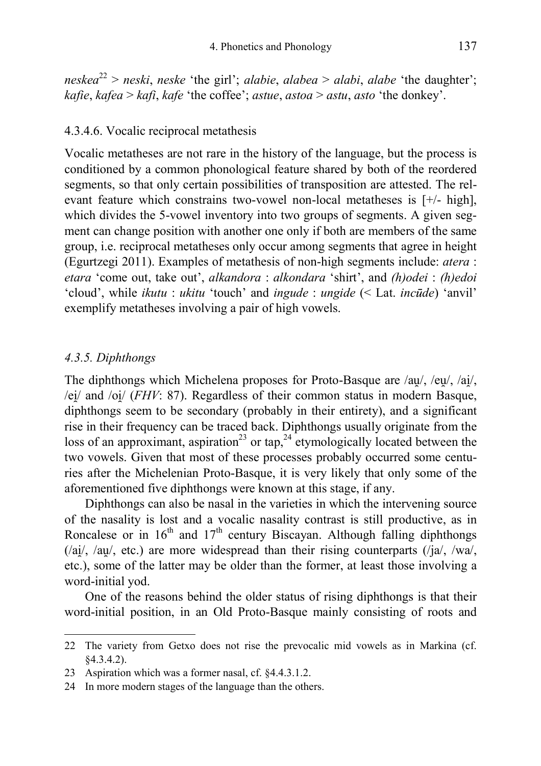*neskea*[22] > *neski*, *neske* 'the girl'; *alabie*, *alabea* > *alabi*, *alabe* 'the daughter'; *kafie*, *kafea* > *kafi*, *kafe* 'the coffee'; *astue*, *astoa* > *astu*, *asto* 'the donkey'.

#### 4.3.4.6. Vocalic reciprocal metathesis

Vocalic metatheses are not rare in the history of the language, but the process is conditioned by a common phonological feature shared by both of the reordered segments, so that only certain possibilities of transposition are attested. The relevant feature which constrains two-vowel non-local metatheses is [+/- high], which divides the 5-vowel inventory into two groups of segments. A given segment can change position with another one only if both are members of the same group, i.e. reciprocal metatheses only occur among segments that agree in height (Egurtzegi 2011). Examples of metathesis of non-high segments include: *atera* : *etara* 'come out, take out', *alkandora* : *alkondara* 'shirt', and *(h)odei* : *(h)edoi* 'cloud', while *ikutu* : *ukitu* 'touch' and *ingude* : *ungide* (< Lat. *incūde*) 'anvil' exemplify metatheses involving a pair of high vowels.

### *4.3.5. Diphthongs*

The diphthongs which Michelena proposes for Proto-Basque are /au̯/, /eu̯/, /ai̯/, /ei̯/ and /oi̯/ (*FHV*: 87). Regardless of their common status in modern Basque, diphthongs seem to be secondary (probably in their entirety), and a significant rise in their frequency can be traced back. Diphthongs usually originate from the loss of an approximant, aspiration[23] or tap,[24] etymologically located between the two vowels. Given that most of these processes probably occurred some centuries after the Michelenian Proto-Basque, it is very likely that only some of the aforementioned five diphthongs were known at this stage, if any.

Diphthongs can also be nasal in the varieties in which the intervening source of the nasality is lost and a vocalic nasality contrast is still productive, as in Roncalese or in 16th and 17th century Biscayan. Although falling diphthongs (/ai̯/, /au̯/, etc.) are more widespread than their rising counterparts (/ja/, /wa/, etc.), some of the latter may be older than the former, at least those involving a word-initial yod.

One of the reasons behind the older status of rising diphthongs is that their word-initial position, in an Old Proto-Basque mainly consisting of roots and

---

22 The variety from Getxo does not rise the prevocalic mid vowels as in Markina (cf. §4.3.4.2).

23 Aspiration which was a former nasal, cf. §4.4.3.1.2.

24 In more modern stages of the language than the others.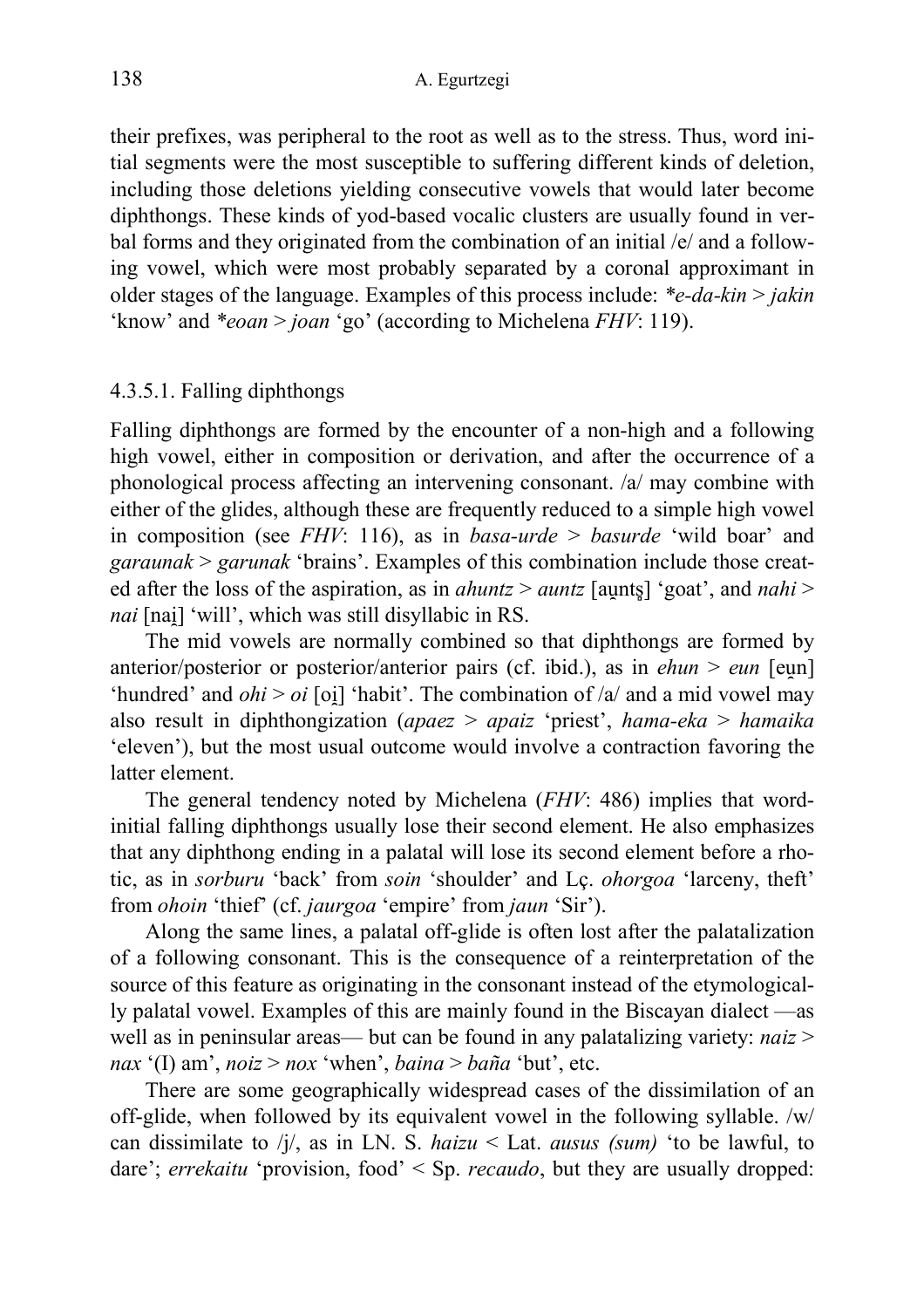their prefixes, was peripheral to the root as well as to the stress. Thus, word initial segments were the most susceptible to suffering different kinds of deletion, including those deletions yielding consecutive vowels that would later become diphthongs. These kinds of yod-based vocalic clusters are usually found in verbal forms and they originated from the combination of an initial /e/ and a following vowel, which were most probably separated by a coronal approximant in older stages of the language. Examples of this process include: *\*e-da-kin* > *jakin* 'know' and *\*eoan* > *joan* 'go' (according to Michelena *FHV*: 119).

#### 4.3.5.1. Falling diphthongs

Falling diphthongs are formed by the encounter of a non-high and a following high vowel, either in composition or derivation, and after the occurrence of a phonological process affecting an intervening consonant. /a/ may combine with either of the glides, although these are frequently reduced to a simple high vowel in composition (see *FHV*: 116), as in *basa-urde* > *basurde* 'wild boar' and *garaunak* > *garunak* 'brains'. Examples of this combination include those created after the loss of the aspiration, as in *ahuntz* > *auntz* [au̯nts̺] 'goat', and *nahi* > *nai* [nai̯] 'will', which was still disyllabic in RS.

The mid vowels are normally combined so that diphthongs are formed by anterior/posterior or posterior/anterior pairs (cf. ibid.), as in *ehun* > *eun* [eu̯n] 'hundred' and *ohi* > *oi* [oi̯] 'habit'. The combination of /a/ and a mid vowel may also result in diphthongization (*apaez* > *apaiz* 'priest', *hama-eka* > *hamaika* 'eleven'), but the most usual outcome would involve a contraction favoring the latter element.

The general tendency noted by Michelena (*FHV*: 486) implies that word-initial falling diphthongs usually lose their second element. He also emphasizes that any diphthong ending in a palatal will lose its second element before a rhotic, as in *sorburu* 'back' from *soin* 'shoulder' and Lç. *ohorgoa* 'larceny, theft' from *ohoin* 'thief' (cf. *jaurgoa* 'empire' from *jaun* 'Sir').

Along the same lines, a palatal off-glide is often lost after the palatalization of a following consonant. This is the consequence of a reinterpretation of the source of this feature as originating in the consonant instead of the etymologically palatal vowel. Examples of this are mainly found in the Biscayan dialect —as well as in peninsular areas— but can be found in any palatalizing variety: *naiz* > *nax* '(I) am', *noiz* > *nox* 'when', *baina* > *baña* 'but', etc.

There are some geographically widespread cases of the dissimilation of an off-glide, when followed by its equivalent vowel in the following syllable. /w/ can dissimilate to /j/, as in LN. S. *haizu* < Lat. *ausus (sum)* 'to be lawful, to dare'; *errekaitu* 'provision, food' < Sp. *recaudo*, but they are usually dropped: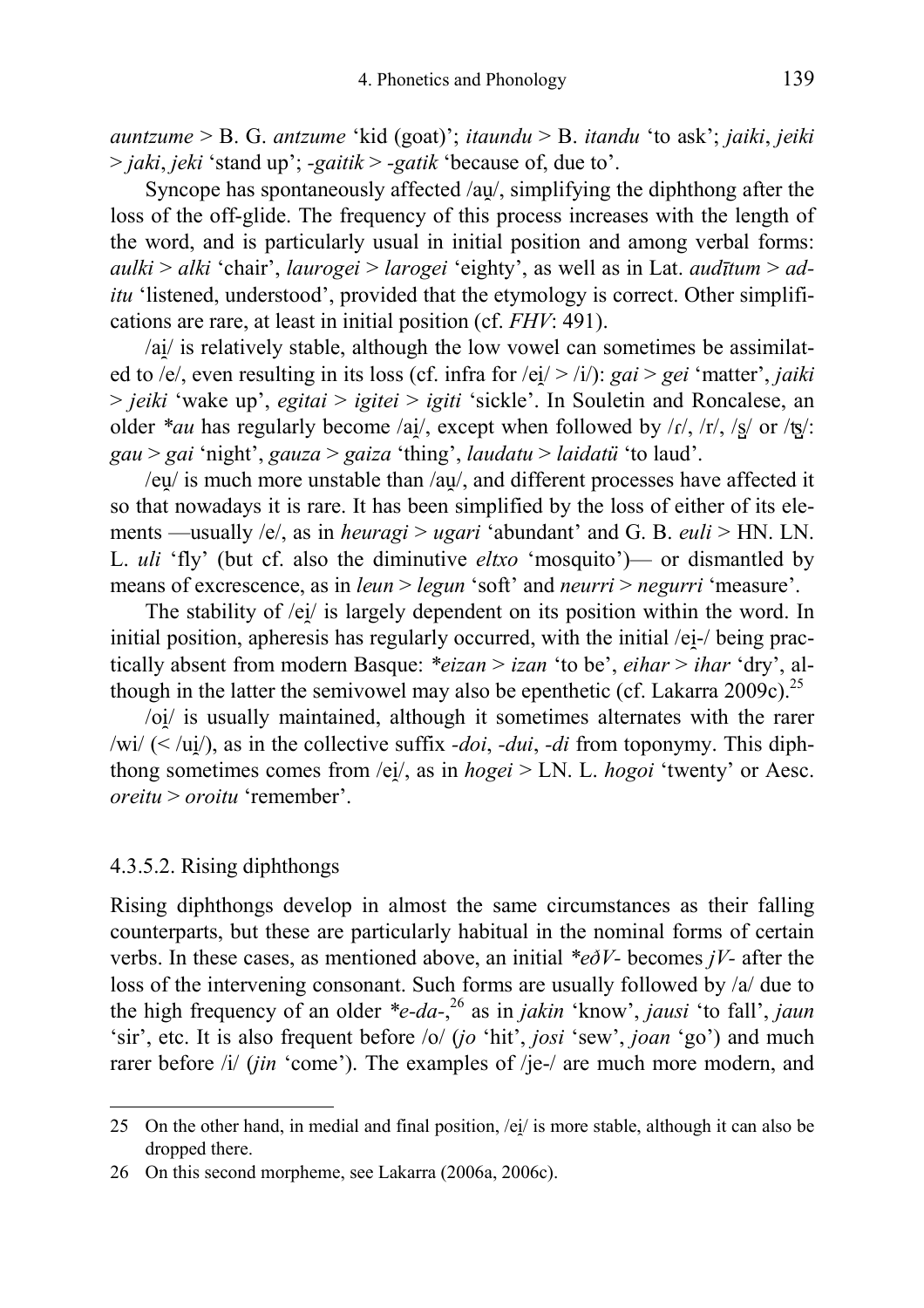*auntzume* > B. G. *antzume* 'kid (goat)'; *itaundu* > B. *itandu* 'to ask'; *jaiki*, *jeiki* > *jaki*, *jeki* 'stand up'; *-gaitik* > *-gatik* 'because of, due to'.

Syncope has spontaneously affected /au̯/, simplifying the diphthong after the loss of the off-glide. The frequency of this process increases with the length of the word, and is particularly usual in initial position and among verbal forms: *aulki* > *alki* 'chair', *laurogei* > *larogei* 'eighty', as well as in Lat. *audītum* > *aditu* 'listened, understood', provided that the etymology is correct. Other simplifications are rare, at least in initial position (cf. *FHV*: 491).

/ai̯/ is relatively stable, although the low vowel can sometimes be assimilated to /e/, even resulting in its loss (cf. infra for /ei̯/ > /i/): *gai* > *gei* 'matter', *jaiki* > *jeiki* 'wake up', *egitai* > *igitei* > *igiti* 'sickle'. In Souletin and Roncalese, an older *\*au* has regularly become /ai̯/, except when followed by /ɾ/, /r/, /s̺/ or /ts̺/: *gau* > *gai* 'night', *gauza* > *gaiza* 'thing', *laudatu* > *laidatü* 'to laud'.

/eu̯/ is much more unstable than /au̯/, and different processes have affected it so that nowadays it is rare. It has been simplified by the loss of either of its elements —usually /e/, as in *heuragi* > *ugari* 'abundant' and G. B. *euli* > HN. LN. L. *uli* 'fly' (but cf. also the diminutive *eltxo* 'mosquito')— or dismantled by means of excrescence, as in *leun* > *legun* 'soft' and *neurri* > *negurri* 'measure'.

The stability of /ei̯/ is largely dependent on its position within the word. In initial position, apheresis has regularly occurred, with the initial /ei̯-/ being practically absent from modern Basque: *\*eizan* > *izan* 'to be', *eihar* > *ihar* 'dry', although in the latter the semivowel may also be epenthetic (cf. Lakarra 2009c).[25]

/oi̯/ is usually maintained, although it sometimes alternates with the rarer /wi/ (< /ui̯/), as in the collective suffix *-doi*, *-dui*, *-di* from toponymy. This diphthong sometimes comes from /ei̯/, as in *hogei* > LN. L. *hogoi* 'twenty' or Aesc. *oreitu* > *oroitu* 'remember'.

#### 4.3.5.2. Rising diphthongs

Rising diphthongs develop in almost the same circumstances as their falling counterparts, but these are particularly habitual in the nominal forms of certain verbs. In these cases, as mentioned above, an initial *\*eðV-* becomes *jV-* after the loss of the intervening consonant. Such forms are usually followed by /a/ due to the high frequency of an older *\*e-da-*,[26] as in *jakin* 'know', *jausi* 'to fall', *jaun* 'sir', etc. It is also frequent before /o/ (*jo* 'hit', *josi* 'sew', *joan* 'go') and much rarer before /i/ (*jin* 'come'). The examples of /je-/ are much more modern, and

---

25 On the other hand, in medial and final position, /ei̯/ is more stable, although it can also be dropped there.

26 On this second morpheme, see Lakarra (2006a, 2006c).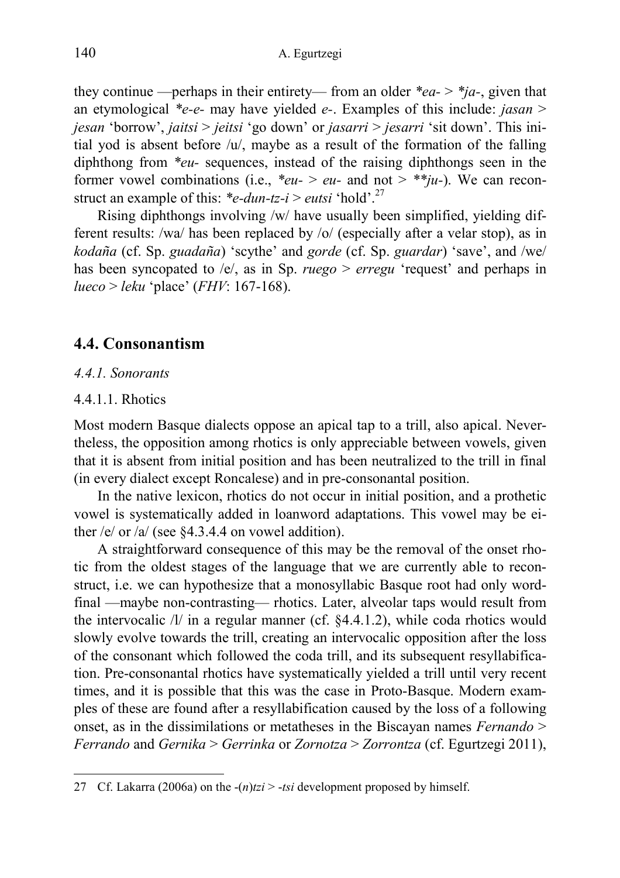they continue —perhaps in their entirety— from an older *\*ea-* > *\*ja-*, given that an etymological *\*e-e-* may have yielded *e-*. Examples of this include: *jasan* > *jesan* 'borrow', *jaitsi* > *jeitsi* 'go down' or *jasarri* > *jesarri* 'sit down'. This initial yod is absent before /u/, maybe as a result of the formation of the falling diphthong from *\*eu-* sequences, instead of the raising diphthongs seen in the former vowel combinations (i.e., *\*eu-* > *eu-* and not > *\*\*ju-*). We can reconstruct an example of this: *\*e-dun-tz-i* > *eutsi* 'hold'.[27]

Rising diphthongs involving /w/ have usually been simplified, yielding different results: /wa/ has been replaced by /o/ (especially after a velar stop), as in *kodaña* (cf. Sp. *guadaña*) 'scythe' and *gorde* (cf. Sp. *guardar*) 'save', and /we/ has been syncopated to /e/, as in Sp. *ruego* > *erregu* 'request' and perhaps in *lueco* > *leku* 'place' (*FHV*: 167-168).

## 4.4. Consonantism

### *4.4.1. Sonorants*

#### 4.4.1.1. Rhotics

Most modern Basque dialects oppose an apical tap to a trill, also apical. Nevertheless, the opposition among rhotics is only appreciable between vowels, given that it is absent from initial position and has been neutralized to the trill in final (in every dialect except Roncalese) and in pre-consonantal position.

In the native lexicon, rhotics do not occur in initial position, and a prothetic vowel is systematically added in loanword adaptations. This vowel may be either /e/ or /a/ (see §4.3.4.4 on vowel addition).

A straightforward consequence of this may be the removal of the onset rhotic from the oldest stages of the language that we are currently able to reconstruct, i.e. we can hypothesize that a monosyllabic Basque root had only word-final —maybe non-contrasting— rhotics. Later, alveolar taps would result from the intervocalic /l/ in a regular manner (cf. §4.4.1.2), while coda rhotics would slowly evolve towards the trill, creating an intervocalic opposition after the loss of the consonant which followed the coda trill, and its subsequent resyllabification. Pre-consonantal rhotics have systematically yielded a trill until very recent times, and it is possible that this was the case in Proto-Basque. Modern examples of these are found after a resyllabification caused by the loss of a following onset, as in the dissimilations or metatheses in the Biscayan names *Fernando* > *Ferrando* and *Gernika* > *Gerrinka* or *Zornotza* > *Zorrontza* (cf. Egurtzegi 2011),

27 Cf. Lakarra (2006a) on the -(*n*)*tzi* > -*tsi* development proposed by himself.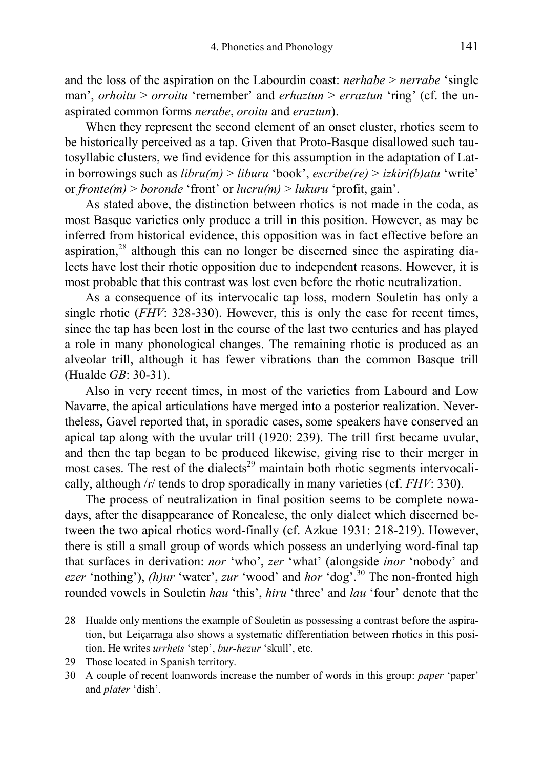and the loss of the aspiration on the Labourdin coast: *nerhabe* > *nerrabe* 'single man', *orhoitu* > *orroitu* 'remember' and *erhaztun* > *erraztun* 'ring' (cf. the unaspirated common forms *nerabe*, *oroitu* and *eraztun*).

When they represent the second element of an onset cluster, rhotics seem to be historically perceived as a tap. Given that Proto-Basque disallowed such tautosyllabic clusters, we find evidence for this assumption in the adaptation of Latin borrowings such as *libru(m)* > *liburu* 'book', *escribe(re)* > *izkiri(b)atu* 'write' or *fronte(m)* > *boronde* 'front' or *lucru(m)* > *lukuru* 'profit, gain'.

As stated above, the distinction between rhotics is not made in the coda, as most Basque varieties only produce a trill in this position. However, as may be inferred from historical evidence, this opposition was in fact effective before an aspiration,[28] although this can no longer be discerned since the aspirating dialects have lost their rhotic opposition due to independent reasons. However, it is most probable that this contrast was lost even before the rhotic neutralization.

As a consequence of its intervocalic tap loss, modern Souletin has only a single rhotic (*FHV*: 328-330). However, this is only the case for recent times, since the tap has been lost in the course of the last two centuries and has played a role in many phonological changes. The remaining rhotic is produced as an alveolar trill, although it has fewer vibrations than the common Basque trill (Hualde *GB*: 30-31).

Also in very recent times, in most of the varieties from Labourd and Low Navarre, the apical articulations have merged into a posterior realization. Nevertheless, Gavel reported that, in sporadic cases, some speakers have conserved an apical tap along with the uvular trill (1920: 239). The trill first became uvular, and then the tap began to be produced likewise, giving rise to their merger in most cases. The rest of the dialects[29] maintain both rhotic segments intervocalically, although /ɾ/ tends to drop sporadically in many varieties (cf. *FHV*: 330).

The process of neutralization in final position seems to be complete nowadays, after the disappearance of Roncalese, the only dialect which discerned between the two apical rhotics word-finally (cf. Azkue 1931: 218-219). However, there is still a small group of words which possess an underlying word-final tap that surfaces in derivation: *nor* 'who', *zer* 'what' (alongside *inor* 'nobody' and *ezer* 'nothing'), *(h)ur* 'water', *zur* 'wood' and *hor* 'dog'.[30] The non-fronted high rounded vowels in Souletin *hau* 'this', *hiru* 'three' and *lau* 'four' denote that the

---

28 Hualde only mentions the example of Souletin as possessing a contrast before the aspiration, but Leiçarraga also shows a systematic differentiation between rhotics in this position. He writes *urrhets* 'step', *bur-hezur* 'skull', etc.

29 Those located in Spanish territory.

30 A couple of recent loanwords increase the number of words in this group: *paper* 'paper' and *plater* 'dish'.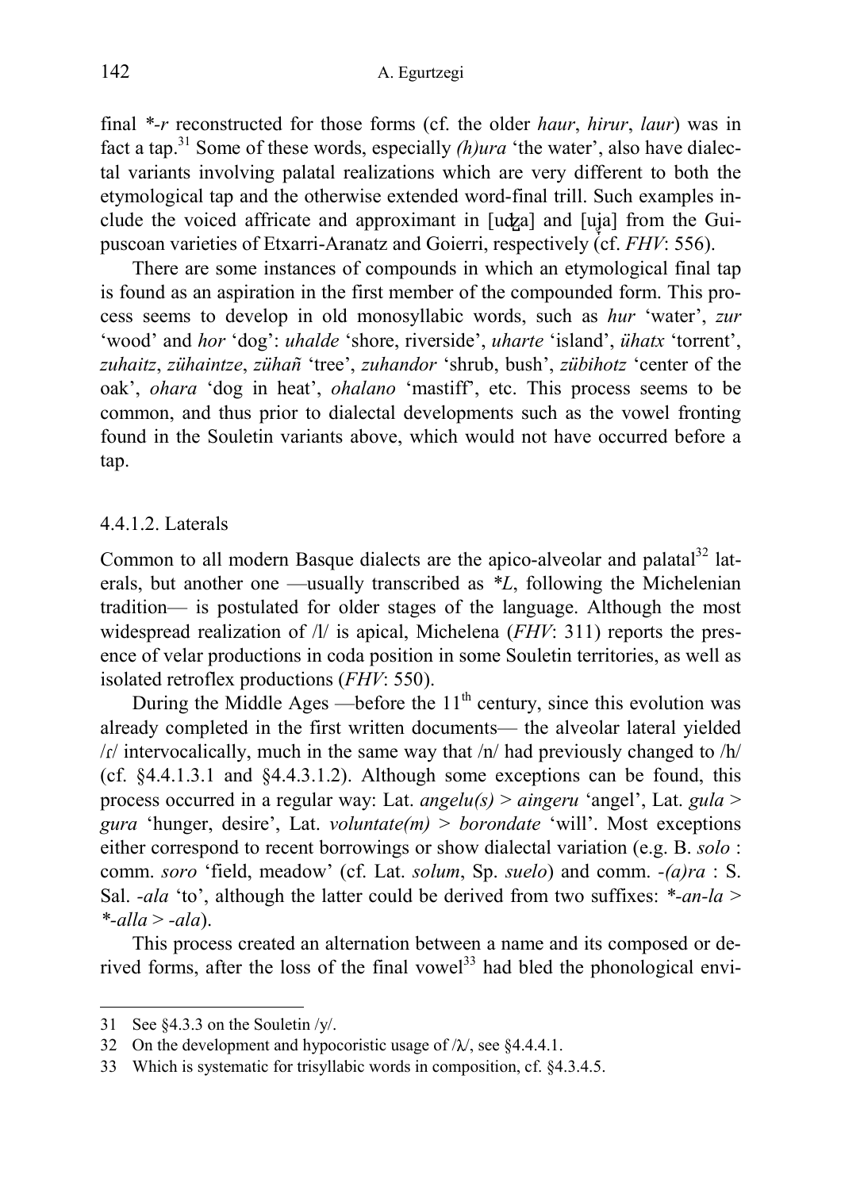final *-r reconstructed for those forms (cf. the older *haur*, *hirur*, *laur*) was in fact a tap.[31] Some of these words, especially *(h)ura* 'the water', also have dialectal variants involving palatal realizations which are very different to both the etymological tap and the otherwise extended word-final trill. Such examples include the voiced affricate and approximant in [uʤa] and [uja] from the Guipuscoan varieties of Etxarri-Aranatz and Goierri, respectively (cf. *FHV*: 556).

There are some instances of compounds in which an etymological final tap is found as an aspiration in the first member of the compounded form. This process seems to develop in old monosyllabic words, such as *hur* 'water', *zur* 'wood' and *hor* 'dog': *uhalde* 'shore, riverside', *uharte* 'island', *ühatx* 'torrent', *zuhaitz*, *zühaintze*, *zühañ* 'tree', *zuhandor* 'shrub, bush', *zübihotz* 'center of the oak', *ohara* 'dog in heat', *ohalano* 'mastiff', etc. This process seems to be common, and thus prior to dialectal developments such as the vowel fronting found in the Souletin variants above, which would not have occurred before a tap.

#### 4.4.1.2. Laterals

Common to all modern Basque dialects are the apico-alveolar and palatal[32] laterals, but another one —usually transcribed as *\*L*, following the Michelenian tradition— is postulated for older stages of the language. Although the most widespread realization of /l/ is apical, Michelena (*FHV*: 311) reports the presence of velar productions in coda position in some Souletin territories, as well as isolated retroflex productions (*FHV*: 550).

During the Middle Ages —before the 11th century, since this evolution was already completed in the first written documents— the alveolar lateral yielded /ɾ/ intervocalically, much in the same way that /n/ had previously changed to /h/ (cf. §4.4.1.3.1 and §4.4.3.1.2). Although some exceptions can be found, this process occurred in a regular way: Lat. *angelu(s)* > *aingeru* 'angel', Lat. *gula* > *gura* 'hunger, desire', Lat. *voluntate(m)* > *borondate* 'will'. Most exceptions either correspond to recent borrowings or show dialectal variation (e.g. B. *solo* : comm. *soro* 'field, meadow' (cf. Lat. *solum*, Sp. *suelo*) and comm. *-(a)ra* : S. Sal. *-ala* 'to', although the latter could be derived from two suffixes: *\*-an-la* > *\*-alla* > *-ala*).

This process created an alternation between a name and its composed or derived forms, after the loss of the final vowel[33] had bled the phonological envi-

---

31 See §4.3.3 on the Souletin /y/.

32 On the development and hypocoristic usage of /ʎ/, see §4.4.4.1.

33 Which is systematic for trisyllabic words in composition, cf. §4.3.4.5.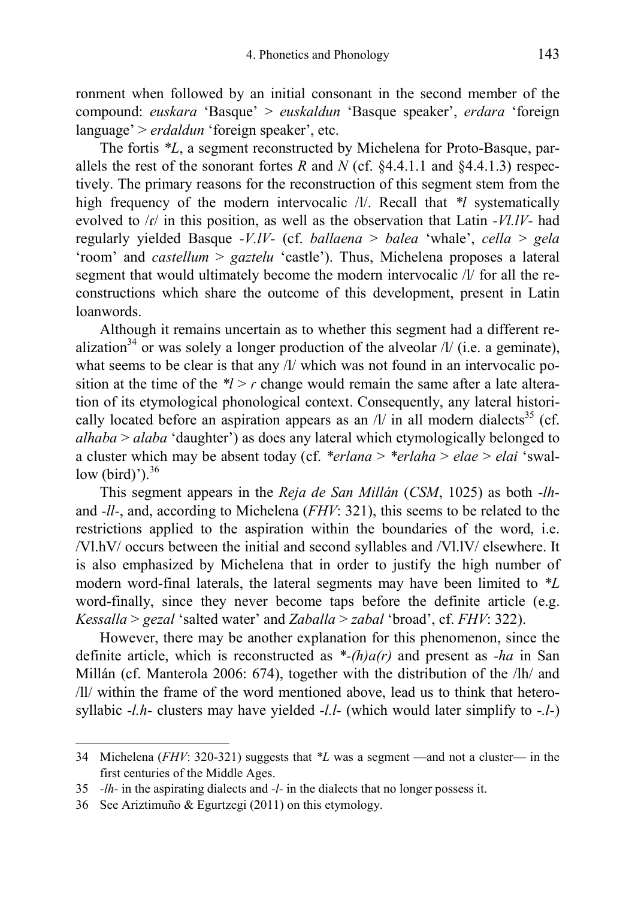ronment when followed by an initial consonant in the second member of the compound: *euskara* 'Basque' > *euskaldun* 'Basque speaker', *erdara* 'foreign language' > *erdaldun* 'foreign speaker', etc.

The fortis *\*L*, a segment reconstructed by Michelena for Proto-Basque, parallels the rest of the sonorant fortes *R* and *N* (cf. §4.4.1.1 and §4.4.1.3) respectively. The primary reasons for the reconstruction of this segment stem from the high frequency of the modern intervocalic /l/. Recall that *\*l* systematically evolved to /ɾ/ in this position, as well as the observation that Latin *-Vl.lV-* had regularly yielded Basque *-V.lV-* (cf. *ballaena* > *balea* 'whale', *cella* > *gela* 'room' and *castellum* > *gaztelu* 'castle'). Thus, Michelena proposes a lateral segment that would ultimately become the modern intervocalic /l/ for all the reconstructions which share the outcome of this development, present in Latin loanwords.

Although it remains uncertain as to whether this segment had a different realization[34] or was solely a longer production of the alveolar /l/ (i.e. a geminate), what seems to be clear is that any /l/ which was not found in an intervocalic position at the time of the *\*l > ɾ* change would remain the same after a late alteration of its etymological phonological context. Consequently, any lateral historically located before an aspiration appears as an /l/ in all modern dialects[35] (cf. *alhaba* > *alaba* 'daughter') as does any lateral which etymologically belonged to a cluster which may be absent today (cf. *\*erlana* > *\*erlaha* > *elae* > *elai* 'swallow (bird)').[36]

This segment appears in the *Reja de San Millán* (*CSM*, 1025) as both *-lh-* and *-ll-*, and, according to Michelena (*FHV*: 321), this seems to be related to the restrictions applied to the aspiration within the boundaries of the word, i.e. /Vl.hV/ occurs between the initial and second syllables and /Vl.lV/ elsewhere. It is also emphasized by Michelena that in order to justify the high number of modern word-final laterals, the lateral segments may have been limited to *\*L* word-finally, since they never become taps before the definite article (e.g. *Kessalla* > *gezal* 'salted water' and *Zaballa* > *zabal* 'broad', cf. *FHV*: 322).

However, there may be another explanation for this phenomenon, since the definite article, which is reconstructed as *\*-(h)a(r)* and present as *-ha* in San Millán (cf. Manterola 2006: 674), together with the distribution of the /lh/ and /ll/ within the frame of the word mentioned above, lead us to think that heterosyllabic *-l.h-* clusters may have yielded *-l.l-* (which would later simplify to *-.l-*)

---

34 Michelena (*FHV*: 320-321) suggests that *\*L* was a segment —and not a cluster— in the first centuries of the Middle Ages.

35 *-lh-* in the aspirating dialects and *-l-* in the dialects that no longer possess it.

36 See Ariztimuño & Egurtzegi (2011) on this etymology.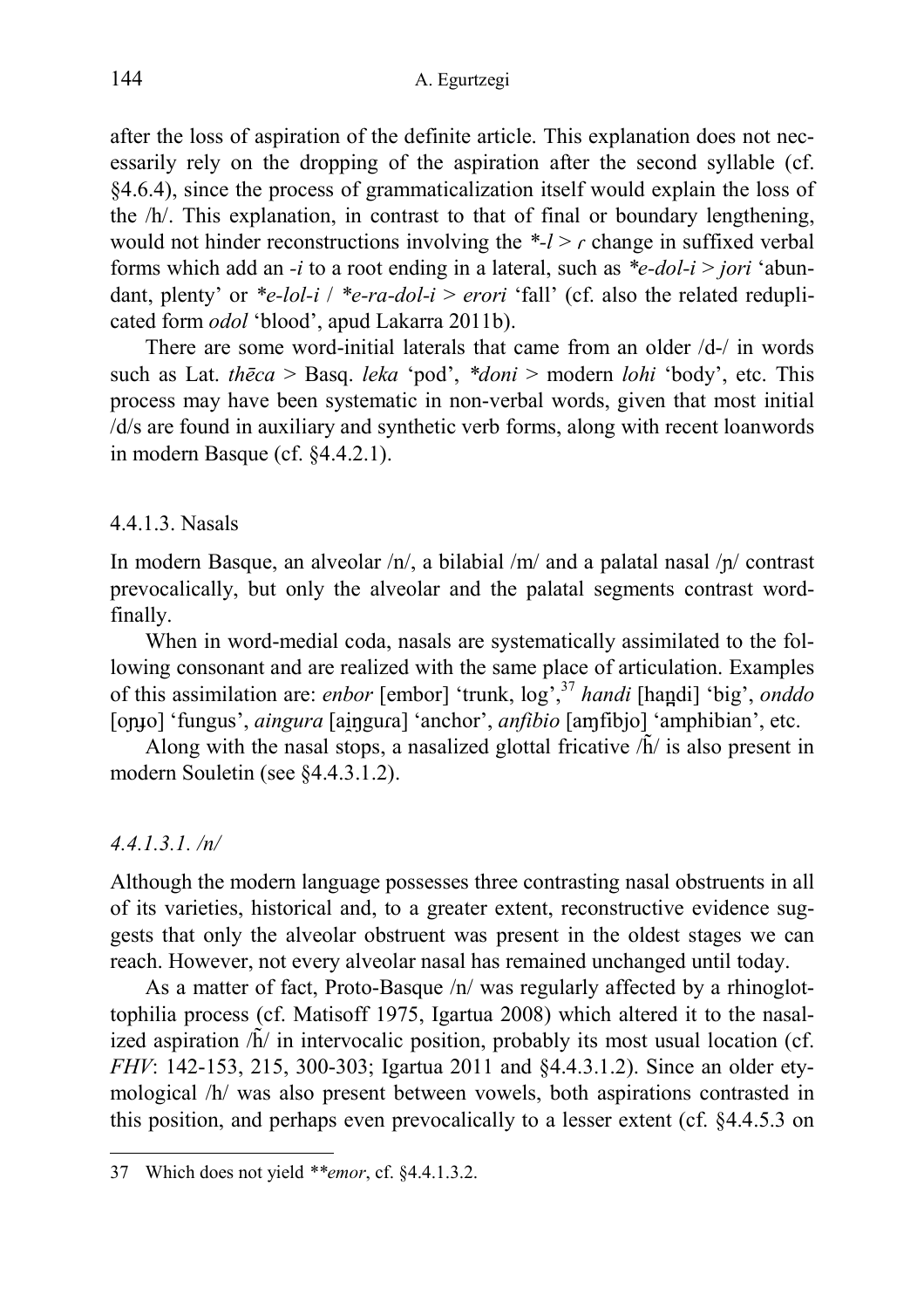after the loss of aspiration of the definite article. This explanation does not necessarily rely on the dropping of the aspiration after the second syllable (cf. §4.6.4), since the process of grammaticalization itself would explain the loss of the /h/. This explanation, in contrast to that of final or boundary lengthening, would not hinder reconstructions involving the *-*l* > *ɾ* change in suffixed verbal forms which add an *-i* to a root ending in a lateral, such as *\*e-dol-i* > *jori* 'abundant, plenty' or *\*e-lol-i* / *\*e-ra-dol-i* > *erori* 'fall' (cf. also the related reduplicated form *odol* 'blood', apud Lakarra 2011b).

There are some word-initial laterals that came from an older /d-/ in words such as Lat. *thēca* > Basq. *leka* 'pod', *\*doni* > modern *lohi* 'body', etc. This process may have been systematic in non-verbal words, given that most initial /d/s are found in auxiliary and synthetic verb forms, along with recent loanwords in modern Basque (cf. §4.4.2.1).

#### 4.4.1.3. Nasals

In modern Basque, an alveolar /n/, a bilabial /m/ and a palatal nasal /ɲ/ contrast prevocalically, but only the alveolar and the palatal segments contrast word-finally.

When in word-medial coda, nasals are systematically assimilated to the following consonant and are realized with the same place of articulation. Examples of this assimilation are: *enbor* [embor] 'trunk, log',[37] *handi* [han̪di] 'big', *onddo* [oɲɟo] 'fungus', *aingura* [ai̯ŋguɾa] 'anchor', *anfibio* [aɱfibjo] 'amphibian', etc.

Along with the nasal stops, a nasalized glottal fricative /h̃/ is also present in modern Souletin (see §4.4.3.1.2).

##### *4.4.1.3.1. /n/*

Although the modern language possesses three contrasting nasal obstruents in all of its varieties, historical and, to a greater extent, reconstructive evidence suggests that only the alveolar obstruent was present in the oldest stages we can reach. However, not every alveolar nasal has remained unchanged until today.

As a matter of fact, Proto-Basque /n/ was regularly affected by a rhinoglottophilia process (cf. Matisoff 1975, Igartua 2008) which altered it to the nasalized aspiration /h̃/ in intervocalic position, probably its most usual location (cf. *FHV*: 142-153, 215, 300-303; Igartua 2011 and §4.4.3.1.2). Since an older etymological /h/ was also present between vowels, both aspirations contrasted in this position, and perhaps even prevocalically to a lesser extent (cf. §4.4.5.3 on

---

[37] Which does not yield *\*\*emor*, cf. §4.4.1.3.2.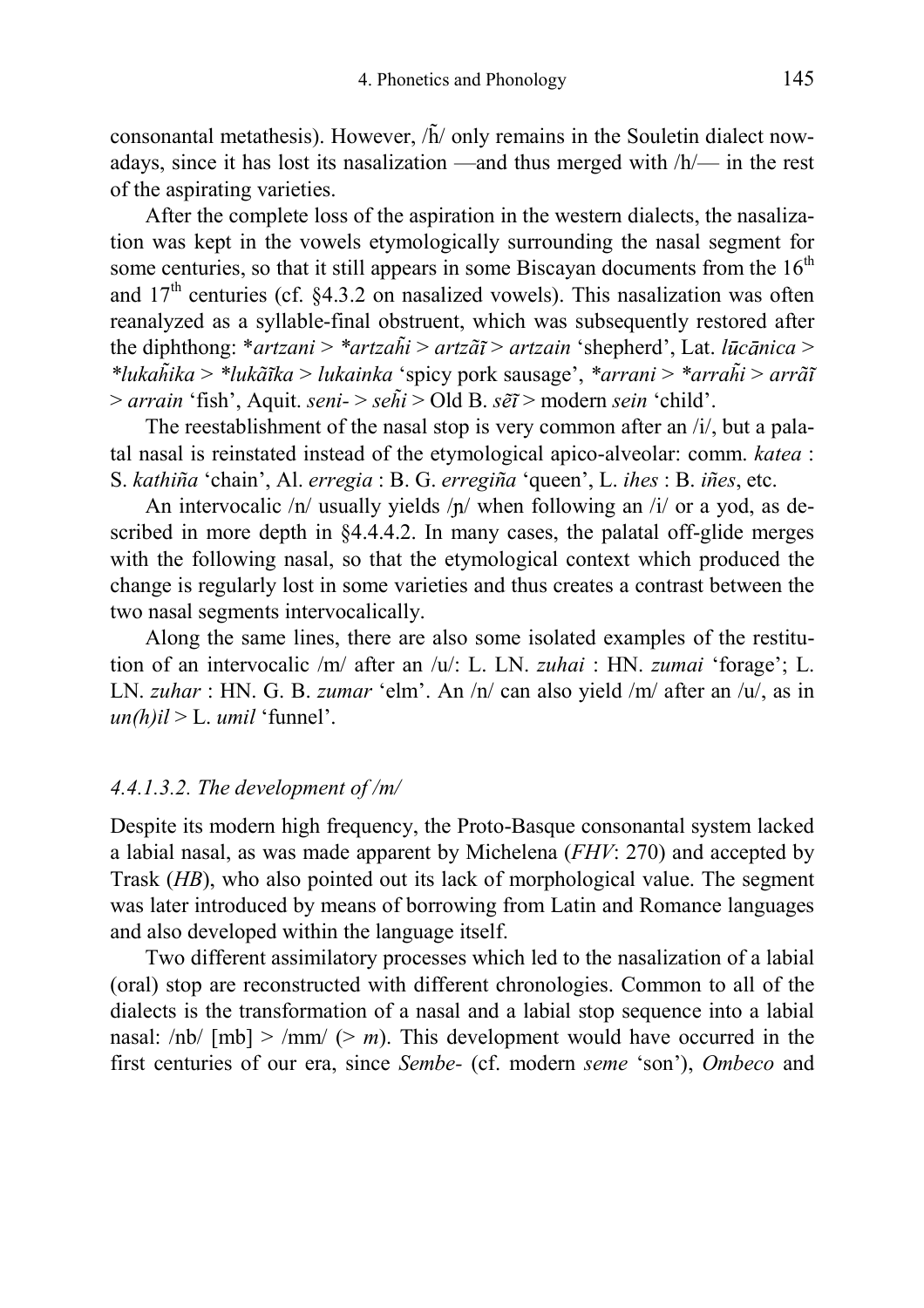consonantal metathesis). However, /h̃/ only remains in the Souletin dialect nowadays, since it has lost its nasalization —and thus merged with /h/— in the rest of the aspirating varieties.

After the complete loss of the aspiration in the western dialects, the nasalization was kept in the vowels etymologically surrounding the nasal segment for some centuries, so that it still appears in some Biscayan documents from the 16th and 17th centuries (cf. §4.3.2 on nasalized vowels). This nasalization was often reanalyzed as a syllable-final obstruent, which was subsequently restored after the diphthong: *\*artzani* > *\*artzah̃i* > *artzãĩ* > *artzain* 'shepherd', Lat. *lūcānica* > *\*lukah̃ika* > *\*lukãĩka* > *lukainka* 'spicy pork sausage', *\*arrani* > *\*arrah̃i* > *arrãĩ* > *arrain* 'fish', Aquit. *seni-* > *seh̃i* > Old B. *sẽĩ* > modern *sein* 'child'.

The reestablishment of the nasal stop is very common after an /i/, but a palatal nasal is reinstated instead of the etymological apico-alveolar: comm. *katea* : S. *kathiña* 'chain', Al. *erregia* : B. G. *erregiña* 'queen', L. *ihes* : B. *iñes*, etc.

An intervocalic /n/ usually yields /ɲ/ when following an /i/ or a yod, as described in more depth in §4.4.4.2. In many cases, the palatal off-glide merges with the following nasal, so that the etymological context which produced the change is regularly lost in some varieties and thus creates a contrast between the two nasal segments intervocalically.

Along the same lines, there are also some isolated examples of the restitution of an intervocalic /m/ after an /u/: L. LN. *zuhai* : HN. *zumai* 'forage'; L. LN. *zuhar* : HN. G. B. *zumar* 'elm'. An /n/ can also yield /m/ after an /u/, as in *un(h)il* > L. *umil* 'funnel'.

#### *4.4.1.3.2. The development of /m/*

Despite its modern high frequency, the Proto-Basque consonantal system lacked a labial nasal, as was made apparent by Michelena (*FHV*: 270) and accepted by Trask (*HB*), who also pointed out its lack of morphological value. The segment was later introduced by means of borrowing from Latin and Romance languages and also developed within the language itself.

Two different assimilatory processes which led to the nasalization of a labial (oral) stop are reconstructed with different chronologies. Common to all of the dialects is the transformation of a nasal and a labial stop sequence into a labial nasal: /nb/ [mb] > /mm/ (> *m*). This development would have occurred in the first centuries of our era, since *Sembe-* (cf. modern *seme* 'son'), *Ombeco* and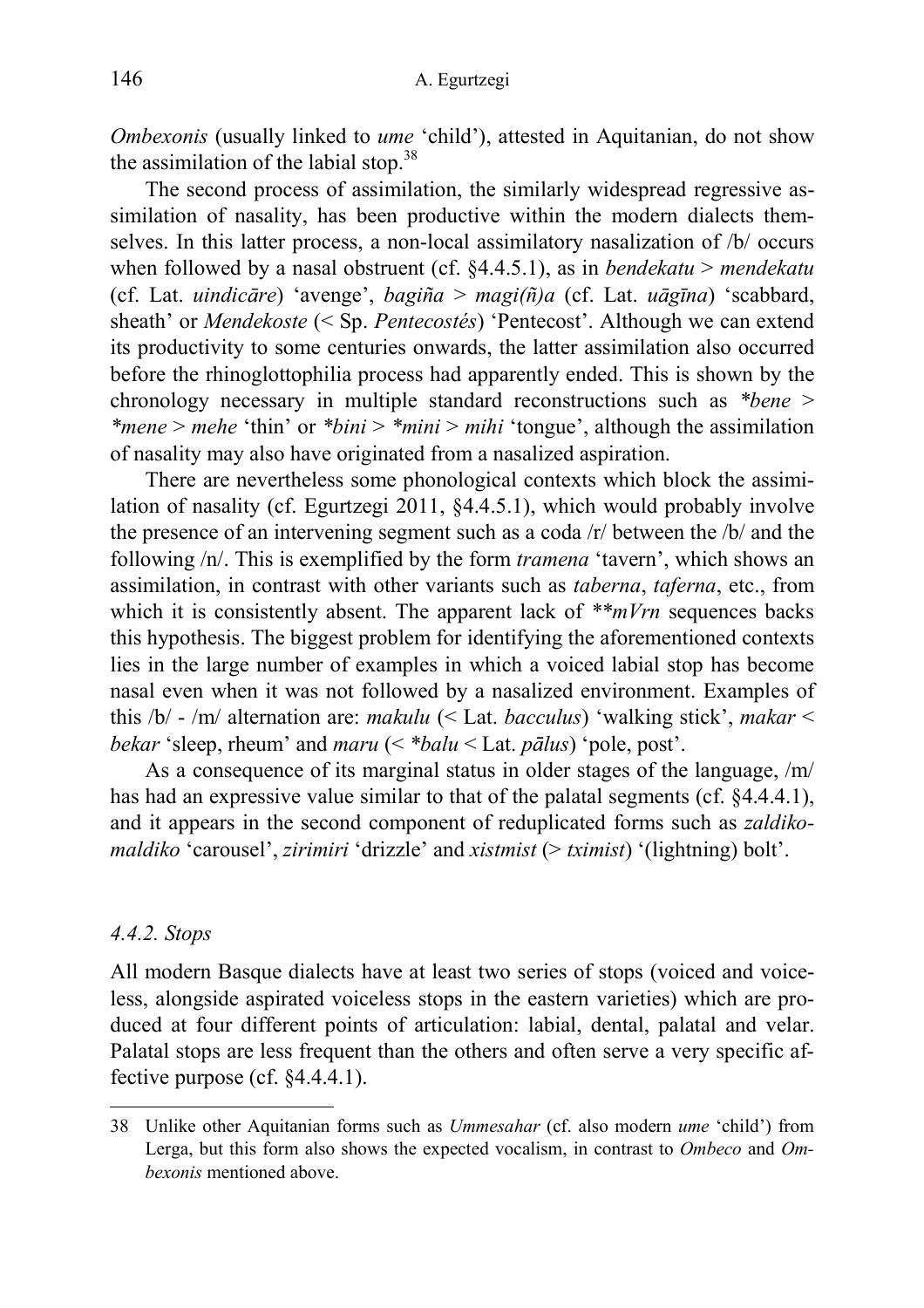*Ombexonis* (usually linked to *ume* 'child'), attested in Aquitanian, do not show the assimilation of the labial stop.[38]

The second process of assimilation, the similarly widespread regressive assimilation of nasality, has been productive within the modern dialects themselves. In this latter process, a non-local assimilatory nasalization of /b/ occurs when followed by a nasal obstruent (cf. §4.4.5.1), as in *bendekatu* > *mendekatu* (cf. Lat. *uindicāre*) 'avenge', *bagiña* > *magi(ñ)a* (cf. Lat. *uāgīna*) 'scabbard, sheath' or *Mendekoste* (< Sp. *Pentecostés*) 'Pentecost'. Although we can extend its productivity to some centuries onwards, the latter assimilation also occurred before the rhinoglottophilia process had apparently ended. This is shown by the chronology necessary in multiple standard reconstructions such as *\*bene* > *\*mene* > *mehe* 'thin' or *\*bini* > *\*mini* > *mihi* 'tongue', although the assimilation of nasality may also have originated from a nasalized aspiration.

There are nevertheless some phonological contexts which block the assimilation of nasality (cf. Egurtzegi 2011, §4.4.5.1), which would probably involve the presence of an intervening segment such as a coda /r/ between the /b/ and the following /n/. This is exemplified by the form *tramena* 'tavern', which shows an assimilation, in contrast with other variants such as *taberna*, *taferna*, etc., from which it is consistently absent. The apparent lack of *\*\*mVrn* sequences backs this hypothesis. The biggest problem for identifying the aforementioned contexts lies in the large number of examples in which a voiced labial stop has become nasal even when it was not followed by a nasalized environment. Examples of this /b/ - /m/ alternation are: *makulu* (< Lat. *bacculus*) 'walking stick', *makar* < *bekar* 'sleep, rheum' and *maru* (< *\*balu* < Lat. *pālus*) 'pole, post'.

As a consequence of its marginal status in older stages of the language, /m/ has had an expressive value similar to that of the palatal segments (cf. §4.4.4.1), and it appears in the second component of reduplicated forms such as *zaldiko-maldiko* 'carousel', *zirimiri* 'drizzle' and *xistmist* (> *tximist*) '(lightning) bolt'.

### *4.4.2. Stops*

All modern Basque dialects have at least two series of stops (voiced and voiceless, alongside aspirated voiceless stops in the eastern varieties) which are produced at four different points of articulation: labial, dental, palatal and velar. Palatal stops are less frequent than the others and often serve a very specific affective purpose (cf. §4.4.4.1).

---

38 Unlike other Aquitanian forms such as *Ummesahar* (cf. also modern *ume* 'child') from Lerga, but this form also shows the expected vocalism, in contrast to *Ombeco* and *Ombexonis* mentioned above.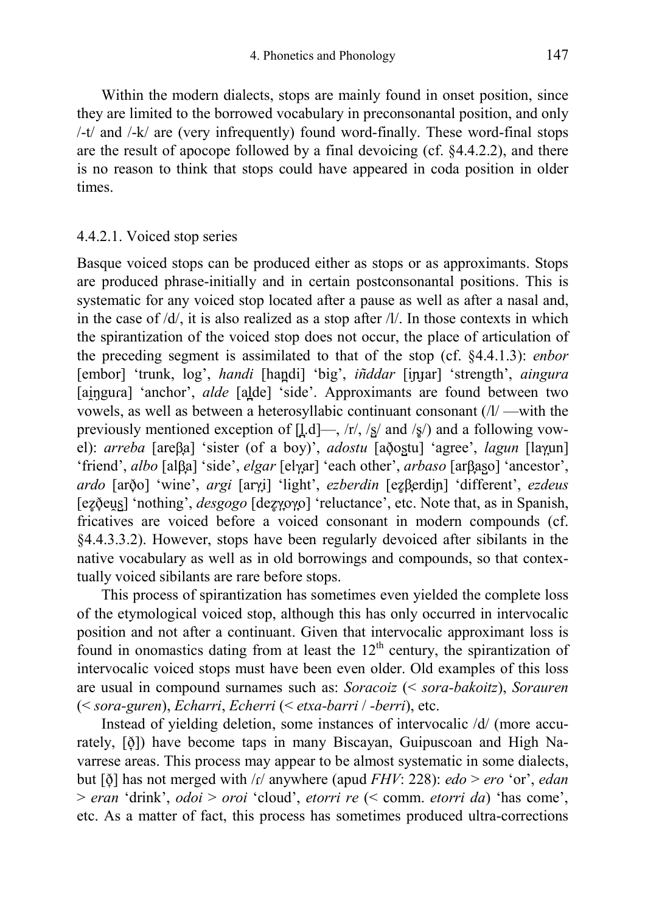Within the modern dialects, stops are mainly found in onset position, since they are limited to the borrowed vocabulary in preconsonantal position, and only /-t/ and /-k/ are (very infrequently) found word-finally. These word-final stops are the result of apocope followed by a final devoicing (cf. §4.4.2.2), and there is no reason to think that stops could have appeared in coda position in older times.

### 4.4.2.1. Voiced stop series

Basque voiced stops can be produced either as stops or as approximants. Stops are produced phrase-initially and in certain postconsonantal positions. This is systematic for any voiced stop located after a pause as well as after a nasal and, in the case of /d/, it is also realized as a stop after /l/. In those contexts in which the spirantization of the voiced stop does not occur, the place of articulation of the preceding segment is assimilated to that of the stop (cf. §4.4.1.3): *enbor* [embor] 'trunk, log', *handi* [han̪di] 'big', *iñddar* [iɲɟar] 'strength', *aingura* [ai̯ŋguɾa] 'anchor', *alde* [al̪de] 'side'. Approximants are found between two vowels, as well as between a heterosyllabic continuant consonant (/l/ —with the previously mentioned exception of [l̪.d]—, /r/, /s̺/ and /s̻/) and a following vowel): *arreba* [areβ̞a] 'sister (of a boy)', *adostu* [að̞os̺tu] 'agree', *lagun* [laɣ̞un] 'friend', *albo* [alβ̞a] 'side', *elgar* [elɣ̞ar] 'each other', *arbaso* [arβ̞as̺o] 'ancestor', *ardo* [arð̞o] 'wine', *argi* [arɣ̞i] 'light', *ezberdin* [ez̻β̞erdiɲ] 'different', *ezdeus* [ez̻ð̞eu̯s̻] 'nothing', *desgogo* [dez̺ɣ̞oɣ̞o] 'reluctance', etc. Note that, as in Spanish, fricatives are voiced before a voiced consonant in modern compounds (cf. §4.4.3.3.2). However, stops have been regularly devoiced after sibilants in the native vocabulary as well as in old borrowings and compounds, so that contextually voiced sibilants are rare before stops.

This process of spirantization has sometimes even yielded the complete loss of the etymological voiced stop, although this has only occurred in intervocalic position and not after a continuant. Given that intervocalic approximant loss is found in onomastics dating from at least the 12th century, the spirantization of intervocalic voiced stops must have been even older. Old examples of this loss are usual in compound surnames such as: *Soracoiz* (< *sora-bakoitz*), *Sorauren* (< *sora-guren*), *Echarri*, *Echerri* (< *etxa-barri* / *-berri*), etc.

Instead of yielding deletion, some instances of intervocalic /d/ (more accurately, [ð̞]) have become taps in many Biscayan, Guipuscoan and High Navarrese areas. This process may appear to be almost systematic in some dialects, but [ð̞] has not merged with /ɾ/ anywhere (apud *FHV*: 228): *edo* > *ero* 'or', *edan* > *eran* 'drink', *odoi* > *oroi* 'cloud', *etorri re* (< comm. *etorri da*) 'has come', etc. As a matter of fact, this process has sometimes produced ultra-corrections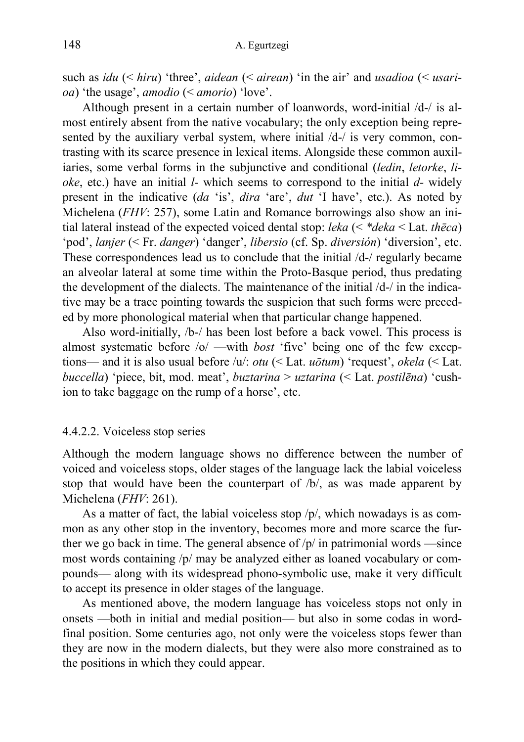such as *idu* (< *hiru*) 'three', *aidean* (< *airean*) 'in the air' and *usadioa* (< *usarioa*) 'the usage', *amodio* (< *amorio*) 'love'.

Although present in a certain number of loanwords, word-initial /d-/ is almost entirely absent from the native vocabulary; the only exception being represented by the auxiliary verbal system, where initial /d-/ is very common, contrasting with its scarce presence in lexical items. Alongside these common auxiliaries, some verbal forms in the subjunctive and conditional (*ledin*, *letorke*, *lioke*, etc.) have an initial *l-* which seems to correspond to the initial *d-* widely present in the indicative (*da* 'is', *dira* 'are', *dut* 'I have', etc.). As noted by Michelena (*FHV*: 257), some Latin and Romance borrowings also show an initial lateral instead of the expected voiced dental stop: *leka* (< *\*deka* < Lat. *thēca*) 'pod', *lanjer* (< Fr. *danger*) 'danger', *libersio* (cf. Sp. *diversión*) 'diversion', etc. These correspondences lead us to conclude that the initial /d-/ regularly became an alveolar lateral at some time within the Proto-Basque period, thus predating the development of the dialects. The maintenance of the initial /d-/ in the indicative may be a trace pointing towards the suspicion that such forms were preceded by more phonological material when that particular change happened.

Also word-initially, /b-/ has been lost before a back vowel. This process is almost systematic before /o/ —with *bost* 'five' being one of the few exceptions— and it is also usual before /u/: *otu* (< Lat. *uōtum*) 'request', *okela* (< Lat. *buccella*) 'piece, bit, mod. meat', *buztarina* > *uztarina* (< Lat. *postilēna*) 'cushion to take baggage on the rump of a horse', etc.

#### 4.4.2.2. Voiceless stop series

Although the modern language shows no difference between the number of voiced and voiceless stops, older stages of the language lack the labial voiceless stop that would have been the counterpart of /b/, as was made apparent by Michelena (*FHV*: 261).

As a matter of fact, the labial voiceless stop /p/, which nowadays is as common as any other stop in the inventory, becomes more and more scarce the further we go back in time. The general absence of /p/ in patrimonial words —since most words containing /p/ may be analyzed either as loaned vocabulary or compounds— along with its widespread phono-symbolic use, make it very difficult to accept its presence in older stages of the language.

As mentioned above, the modern language has voiceless stops not only in onsets —both in initial and medial position— but also in some codas in word-final position. Some centuries ago, not only were the voiceless stops fewer than they are now in the modern dialects, but they were also more constrained as to the positions in which they could appear.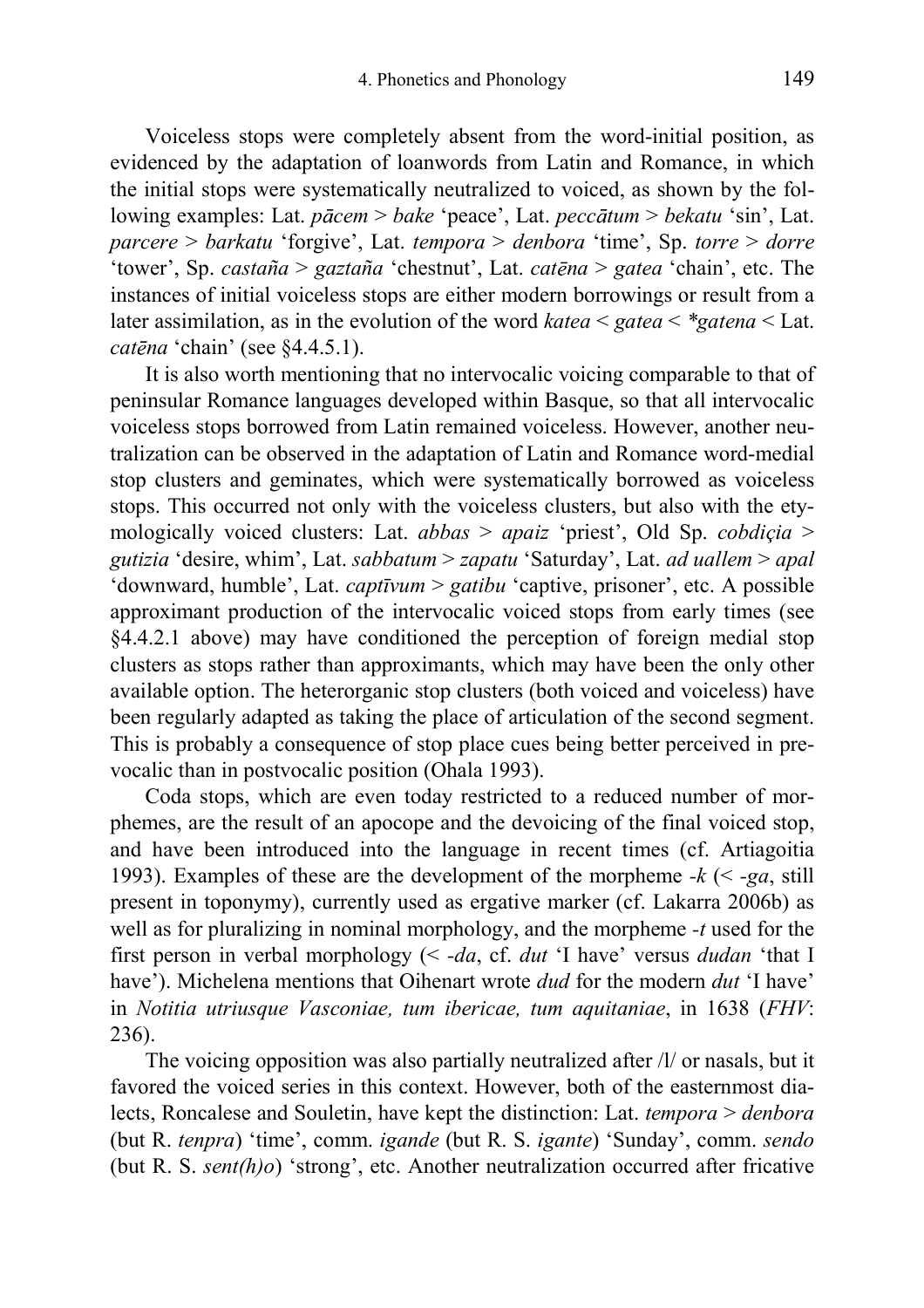Voiceless stops were completely absent from the word-initial position, as evidenced by the adaptation of loanwords from Latin and Romance, in which the initial stops were systematically neutralized to voiced, as shown by the following examples: Lat. *pācem* > *bake* 'peace', Lat. *peccātum* > *bekatu* 'sin', Lat. *parcere* > *barkatu* 'forgive', Lat. *tempora* > *denbora* 'time', Sp. *torre* > *dorre* 'tower', Sp. *castaña* > *gaztaña* 'chestnut', Lat. *catēna* > *gatea* 'chain', etc. The instances of initial voiceless stops are either modern borrowings or result from a later assimilation, as in the evolution of the word *katea* < *gatea* < *\*gatena* < Lat. *catēna* 'chain' (see §4.4.5.1).

It is also worth mentioning that no intervocalic voicing comparable to that of peninsular Romance languages developed within Basque, so that all intervocalic voiceless stops borrowed from Latin remained voiceless. However, another neutralization can be observed in the adaptation of Latin and Romance word-medial stop clusters and geminates, which were systematically borrowed as voiceless stops. This occurred not only with the voiceless clusters, but also with the etymologically voiced clusters: Lat. *abbas* > *apaiz* 'priest', Old Sp. *cobdiçia* > *gutizia* 'desire, whim', Lat. *sabbatum* > *zapatu* 'Saturday', Lat. *ad uallem* > *apal* 'downward, humble', Lat. *captīvum* > *gatibu* 'captive, prisoner', etc. A possible approximant production of the intervocalic voiced stops from early times (see §4.4.2.1 above) may have conditioned the perception of foreign medial stop clusters as stops rather than approximants, which may have been the only other available option. The heterorganic stop clusters (both voiced and voiceless) have been regularly adapted as taking the place of articulation of the second segment. This is probably a consequence of stop place cues being better perceived in prevocalic than in postvocalic position (Ohala 1993).

Coda stops, which are even today restricted to a reduced number of morphemes, are the result of an apocope and the devoicing of the final voiced stop, and have been introduced into the language in recent times (cf. Artiagoitia 1993). Examples of these are the development of the morpheme *-k* (< *-ga*, still present in toponymy), currently used as ergative marker (cf. Lakarra 2006b) as well as for pluralizing in nominal morphology, and the morpheme *-t* used for the first person in verbal morphology (< *-da*, cf. *dut* 'I have' versus *dudan* 'that I have'). Michelena mentions that Oihenart wrote *dud* for the modern *dut* 'I have' in *Notitia utriusque Vasconiae, tum ibericae, tum aquitaniae*, in 1638 (*FHV*: 236).

The voicing opposition was also partially neutralized after /l/ or nasals, but it favored the voiced series in this context. However, both of the easternmost dialects, Roncalese and Souletin, have kept the distinction: Lat. *tempora* > *denbora* (but R. *tenpra*) 'time', comm. *igande* (but R. S. *igante*) 'Sunday', comm. *sendo* (but R. S. *sent(h)o*) 'strong', etc. Another neutralization occurred after fricative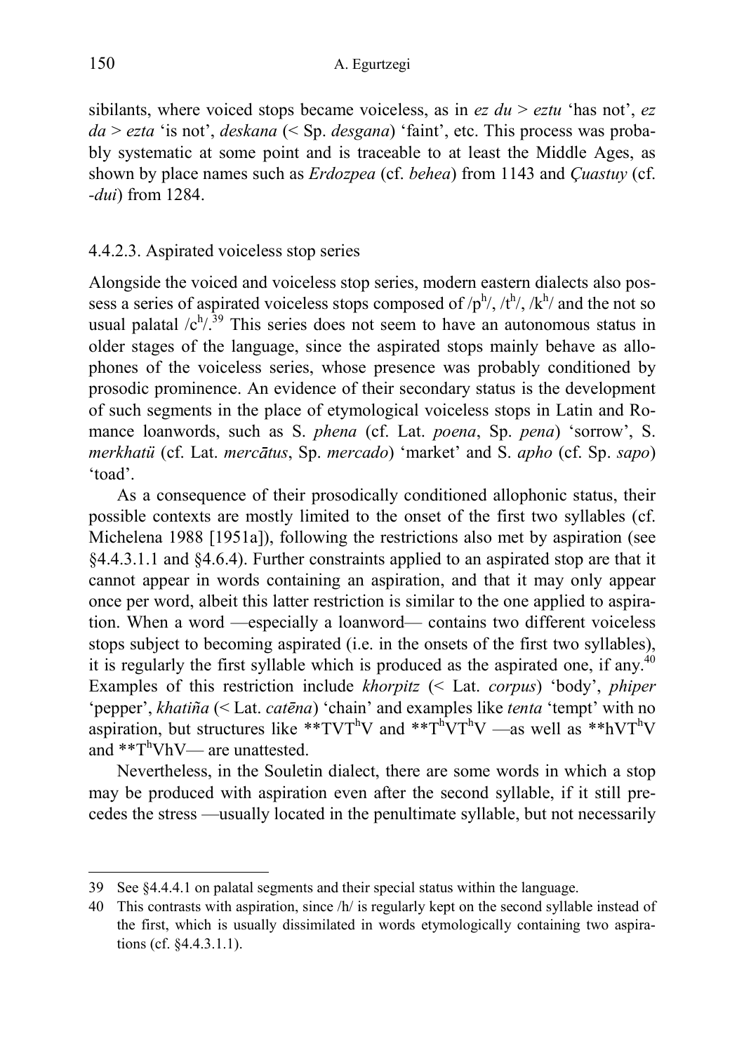sibilants, where voiced stops became voiceless, as in *ez du* > *eztu* 'has not', *ez da* > *ezta* 'is not', *deskana* (< Sp. *desgana*) 'faint', etc. This process was probably systematic at some point and is traceable to at least the Middle Ages, as shown by place names such as *Erdozpea* (cf. *behea*) from 1143 and *Çuastuy* (cf. *-dui*) from 1284.

#### 4.4.2.3. Aspirated voiceless stop series

Alongside the voiced and voiceless stop series, modern eastern dialects also possess a series of aspirated voiceless stops composed of /$p^h$/, /$t^h$/, /$k^h$/ and the not so usual palatal /$c^h$/.[39] This series does not seem to have an autonomous status in older stages of the language, since the aspirated stops mainly behave as allophones of the voiceless series, whose presence was probably conditioned by prosodic prominence. An evidence of their secondary status is the development of such segments in the place of etymological voiceless stops in Latin and Romance loanwords, such as S. *phena* (cf. Lat. *poena*, Sp. *pena*) 'sorrow', S. *merkhatü* (cf. Lat. *mercātus*, Sp. *mercado*) 'market' and S. *apho* (cf. Sp. *sapo*) 'toad'.

As a consequence of their prosodically conditioned allophonic status, their possible contexts are mostly limited to the onset of the first two syllables (cf. Michelena 1988 [1951a]), following the restrictions also met by aspiration (see §4.4.3.1.1 and §4.6.4). Further constraints applied to an aspirated stop are that it cannot appear in words containing an aspiration, and that it may only appear once per word, albeit this latter restriction is similar to the one applied to aspiration. When a word —especially a loanword— contains two different voiceless stops subject to becoming aspirated (i.e. in the onsets of the first two syllables), it is regularly the first syllable which is produced as the aspirated one, if any.[40] Examples of this restriction include *khorpitz* (< Lat. *corpus*) 'body', *phiper* 'pepper', *khatiña* (< Lat. *catēna*) 'chain' and examples like *tenta* 'tempt' with no aspiration, but structures like **$TVT^hV$ and **$T^hVT^hV$ —as well as **$hVT^hV$ and **$T^hVhV$— are unattested.

Nevertheless, in the Souletin dialect, there are some words in which a stop may be produced with aspiration even after the second syllable, if it still precedes the stress —usually located in the penultimate syllable, but not necessarily

39 See §4.4.4.1 on palatal segments and their special status within the language.

40 This contrasts with aspiration, since /h/ is regularly kept on the second syllable instead of the first, which is usually dissimilated in words etymologically containing two aspirations (cf. §4.4.3.1.1).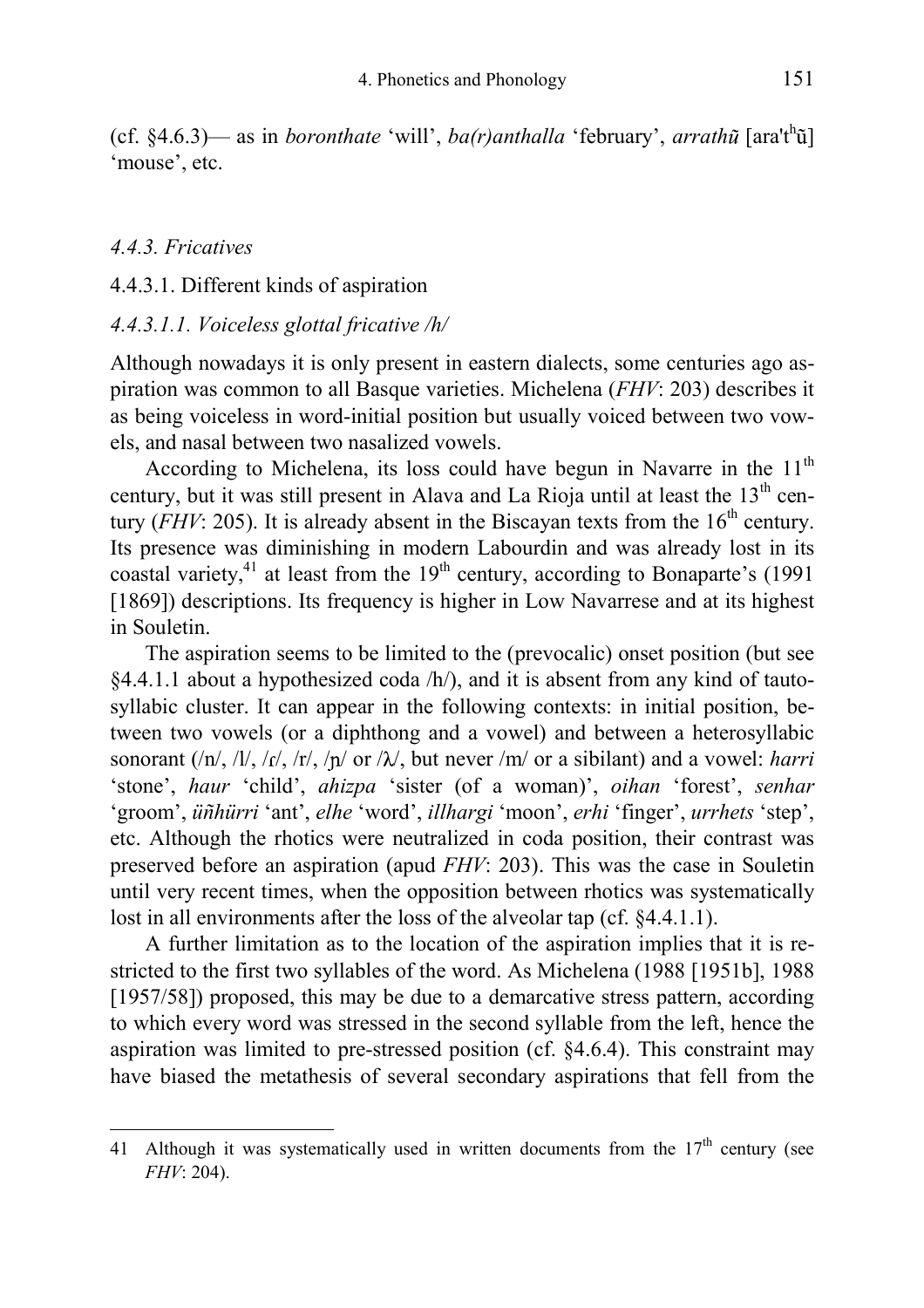(cf. §4.6.3)— as in *boronthate* 'will', *ba(r)anthalla* 'february', *arrathũ* [ara'tʰũ] 'mouse', etc.

### *4.4.3. Fricatives*

#### 4.4.3.1. Different kinds of aspiration

##### *4.4.3.1.1. Voiceless glottal fricative /h/*

Although nowadays it is only present in eastern dialects, some centuries ago aspiration was common to all Basque varieties. Michelena (*FHV*: 203) describes it as being voiceless in word-initial position but usually voiced between two vowels, and nasal between two nasalized vowels.

According to Michelena, its loss could have begun in Navarre in the 11th century, but it was still present in Alava and La Rioja until at least the 13th century (*FHV*: 205). It is already absent in the Biscayan texts from the 16th century. Its presence was diminishing in modern Labourdin and was already lost in its coastal variety,[41] at least from the 19th century, according to Bonaparte's (1991 [1869]) descriptions. Its frequency is higher in Low Navarrese and at its highest in Souletin.

The aspiration seems to be limited to the (prevocalic) onset position (but see §4.4.1.1 about a hypothesized coda /h/), and it is absent from any kind of tautosyllabic cluster. It can appear in the following contexts: in initial position, between two vowels (or a diphthong and a vowel) and between a heterosyllabic sonorant (/n/, /l/, /ɾ/, /r/, /ɲ/ or /ʎ/, but never /m/ or a sibilant) and a vowel: *harri* 'stone', *haur* 'child', *ahizpa* 'sister (of a woman)', *oihan* 'forest', *senhar* 'groom', *üñhürri* 'ant', *elhe* 'word', *illhargi* 'moon', *erhi* 'finger', *urrhets* 'step', etc. Although the rhotics were neutralized in coda position, their contrast was preserved before an aspiration (apud *FHV*: 203). This was the case in Souletin until very recent times, when the opposition between rhotics was systematically lost in all environments after the loss of the alveolar tap (cf. §4.4.1.1).

A further limitation as to the location of the aspiration implies that it is restricted to the first two syllables of the word. As Michelena (1988 [1951b], 1988 [1957/58]) proposed, this may be due to a demarcative stress pattern, according to which every word was stressed in the second syllable from the left, hence the aspiration was limited to pre-stressed position (cf. §4.6.4). This constraint may have biased the metathesis of several secondary aspirations that fell from the

---

[41] Although it was systematically used in written documents from the 17th century (see *FHV*: 204).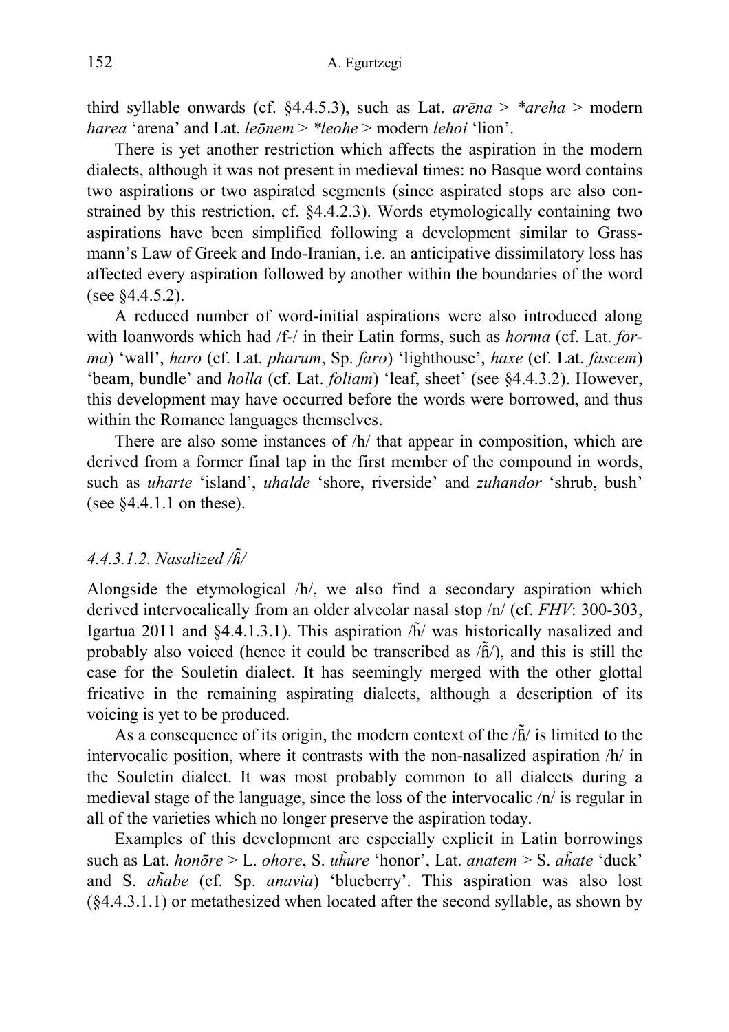third syllable onwards (cf. §4.4.5.3), such as Lat. *arēna* > *\*areha* > modern *harea* 'arena' and Lat. *leōnem* > *\*leohe* > modern *lehoi* 'lion'.

There is yet another restriction which affects the aspiration in the modern dialects, although it was not present in medieval times: no Basque word contains two aspirations or two aspirated segments (since aspirated stops are also constrained by this restriction, cf. §4.4.2.3). Words etymologically containing two aspirations have been simplified following a development similar to Grassmann's Law of Greek and Indo-Iranian, i.e. an anticipative dissimilatory loss has affected every aspiration followed by another within the boundaries of the word (see §4.4.5.2).

A reduced number of word-initial aspirations were also introduced along with loanwords which had /f-/ in their Latin forms, such as *horma* (cf. Lat. *forma*) 'wall', *haro* (cf. Lat. *pharum*, Sp. *faro*) 'lighthouse', *haxe* (cf. Lat. *fascem*) 'beam, bundle' and *holla* (cf. Lat. *foliam*) 'leaf, sheet' (see §4.4.3.2). However, this development may have occurred before the words were borrowed, and thus within the Romance languages themselves.

There are also some instances of /h/ that appear in composition, which are derived from a former final tap in the first member of the compound in words, such as *uharte* 'island', *uhalde* 'shore, riverside' and *zuhandor* 'shrub, bush' (see §4.4.1.1 on these).

#### *4.4.3.1.2. Nasalized /ɦ̃/*

Alongside the etymological /h/, we also find a secondary aspiration which derived intervocalically from an older alveolar nasal stop /n/ (cf. *FHV*: 300-303, Igartua 2011 and §4.4.1.3.1). This aspiration /h̃/ was historically nasalized and probably also voiced (hence it could be transcribed as /ɦ̃/), and this is still the case for the Souletin dialect. It has seemingly merged with the other glottal fricative in the remaining aspirating dialects, although a description of its voicing is yet to be produced.

As a consequence of its origin, the modern context of the /ɦ̃/ is limited to the intervocalic position, where it contrasts with the non-nasalized aspiration /h/ in the Souletin dialect. It was most probably common to all dialects during a medieval stage of the language, since the loss of the intervocalic /n/ is regular in all of the varieties which no longer preserve the aspiration today.

Examples of this development are especially explicit in Latin borrowings such as Lat. *honōre* > L. *ohore*, S. *uh̃ure* 'honor', Lat. *anatem* > S. *ah̃ate* 'duck' and S. *ah̃abe* (cf. Sp. *anavia*) 'blueberry'. This aspiration was also lost (§4.4.3.1.1) or metathesized when located after the second syllable, as shown by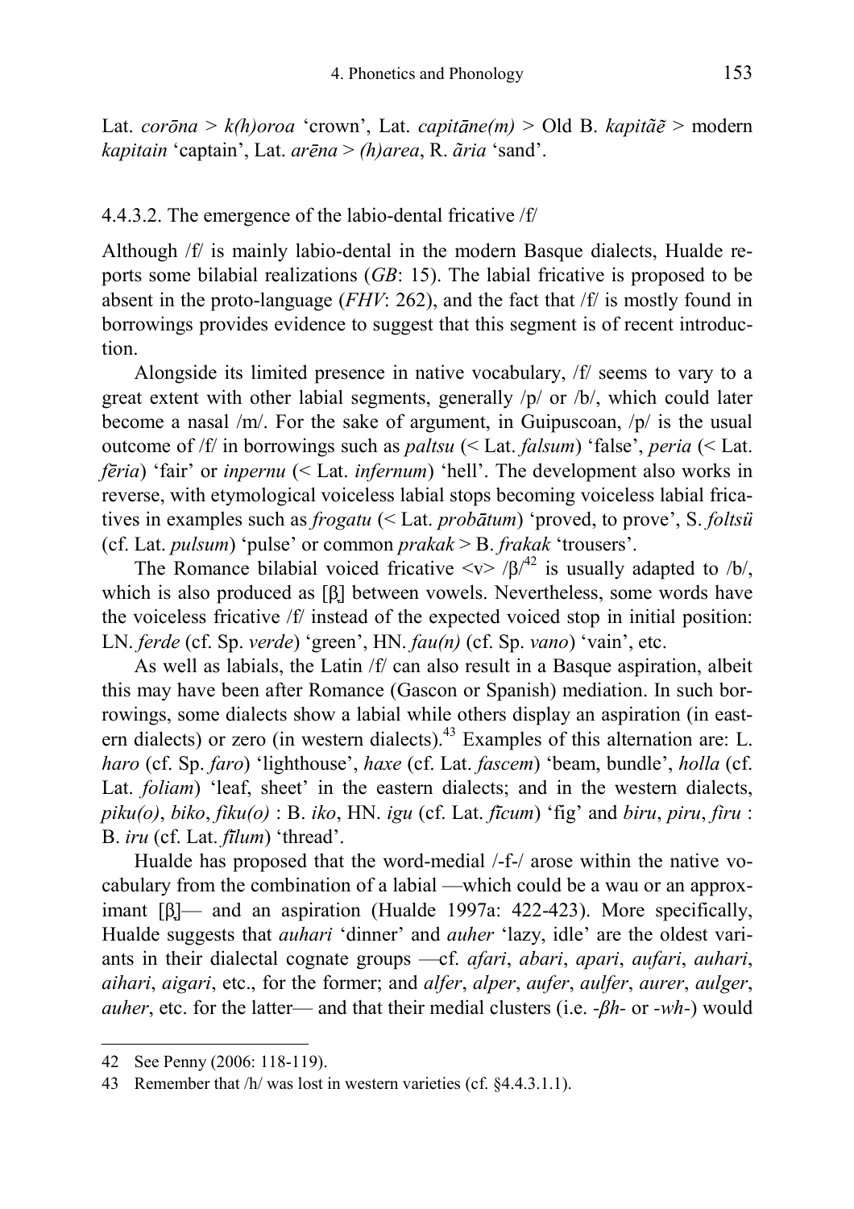Lat. *corōna* > *k(h)oroa* 'crown', Lat. *capitāne(m)* > Old B. *kapitãẽ* > modern *kapitain* 'captain', Lat. *arēna* > *(h)area*, R. *ãria* 'sand'.

### 4.4.3.2. The emergence of the labio-dental fricative /f/

Although /f/ is mainly labio-dental in the modern Basque dialects, Hualde reports some bilabial realizations (*GB*: 15). The labial fricative is proposed to be absent in the proto-language (*FHV*: 262), and the fact that /f/ is mostly found in borrowings provides evidence to suggest that this segment is of recent introduction.

Alongside its limited presence in native vocabulary, /f/ seems to vary to a great extent with other labial segments, generally /p/ or /b/, which could later become a nasal /m/. For the sake of argument, in Guipuscoan, /p/ is the usual outcome of /f/ in borrowings such as *paltsu* (< Lat. *falsum*) 'false', *peria* (< Lat. *fēria*) 'fair' or *inpernu* (< Lat. *infernum*) 'hell'. The development also works in reverse, with etymological voiceless labial stops becoming voiceless labial fricatives in examples such as *frogatu* (< Lat. *probātum*) 'proved, to prove', S. *foltsü* (cf. Lat. *pulsum*) 'pulse' or common *prakak* > B. *frakak* 'trousers'.

The Romance bilabial voiced fricative <v> /β/[42] is usually adapted to /b/, which is also produced as [β] between vowels. Nevertheless, some words have the voiceless fricative /f/ instead of the expected voiced stop in initial position: LN. *ferde* (cf. Sp. *verde*) 'green', HN. *fau(n)* (cf. Sp. *vano*) 'vain', etc.

As well as labials, the Latin /f/ can also result in a Basque aspiration, albeit this may have been after Romance (Gascon or Spanish) mediation. In such borrowings, some dialects show a labial while others display an aspiration (in eastern dialects) or zero (in western dialects).[43] Examples of this alternation are: L. *haro* (cf. Sp. *faro*) 'lighthouse', *haxe* (cf. Lat. *fascem*) 'beam, bundle', *holla* (cf. Lat. *foliam*) 'leaf, sheet' in the eastern dialects; and in the western dialects, *piku(o)*, *biko*, *fiku(o)* : B. *iko*, HN. *igu* (cf. Lat. *fīcum*) 'fig' and *biru*, *piru*, *firu* : B. *iru* (cf. Lat. *fīlum*) 'thread'.

Hualde has proposed that the word-medial /-f-/ arose within the native vocabulary from the combination of a labial —which could be a wau or an approximant [β]— and an aspiration (Hualde 1997a: 422-423). More specifically, Hualde suggests that *auhari* 'dinner' and *auher* 'lazy, idle' are the oldest variants in their dialectal cognate groups —cf. *afari*, *abari*, *apari*, *aufari*, *auhari*, *aihari*, *aigari*, etc., for the former; and *alfer*, *alper*, *aufer*, *aulfer*, *aurer*, *aulger*, *auher*, etc. for the latter— and that their medial clusters (i.e. *-βh-* or *-wh-*) would

---

42 See Penny (2006: 118-119).

43 Remember that /h/ was lost in western varieties (cf. §4.4.3.1.1).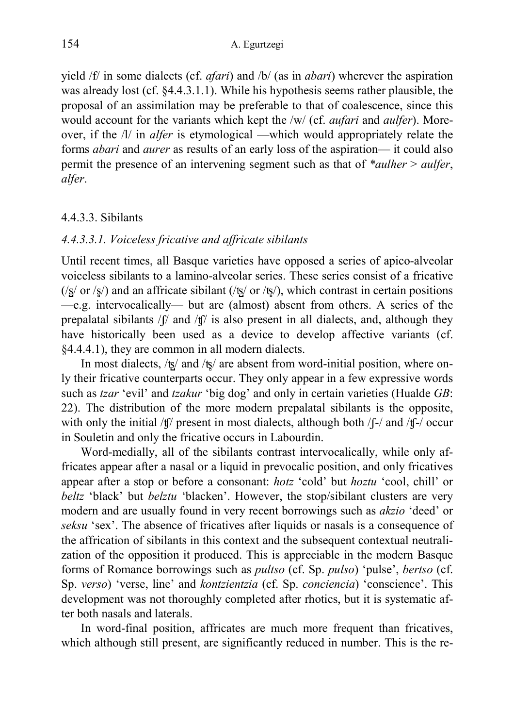yield /f/ in some dialects (cf. *afari*) and /b/ (as in *abari*) wherever the aspiration was already lost (cf. §4.4.3.1.1). While his hypothesis seems rather plausible, the proposal of an assimilation may be preferable to that of coalescence, since this would account for the variants which kept the /w/ (cf. *aufari* and *aulfer*). Moreover, if the /l/ in *alfer* is etymological —which would appropriately relate the forms *abari* and *aurer* as results of an early loss of the aspiration— it could also permit the presence of an intervening segment such as that of *\*aulher* > *aulfer*, *alfer*.

### 4.4.3.3. Sibilants

#### *4.4.3.3.1. Voiceless fricative and affricate sibilants*

Until recent times, all Basque varieties have opposed a series of apico-alveolar voiceless sibilants to a lamino-alveolar series. These series consist of a fricative (/s̺/ or /s̻/) and an affricate sibilant (/ts̺/ or /ts̻/), which contrast in certain positions —e.g. intervocalically— but are (almost) absent from others. A series of the prepalatal sibilants /ʃ/ and /ʧ/ is also present in all dialects, and, although they have historically been used as a device to develop affective variants (cf. §4.4.4.1), they are common in all modern dialects.

In most dialects, /ts̺/ and /ts̻/ are absent from word-initial position, where only their fricative counterparts occur. They only appear in a few expressive words such as *tzar* 'evil' and *tzakur* 'big dog' and only in certain varieties (Hualde *GB*: 22). The distribution of the more modern prepalatal sibilants is the opposite, with only the initial /ʧ/ present in most dialects, although both /ʃ-/ and /ʧ-/ occur in Souletin and only the fricative occurs in Labourdin.

Word-medially, all of the sibilants contrast intervocalically, while only affricates appear after a nasal or a liquid in prevocalic position, and only fricatives appear after a stop or before a consonant: *hotz* 'cold' but *hoztu* 'cool, chill' or *beltz* 'black' but *belztu* 'blacken'. However, the stop/sibilant clusters are very modern and are usually found in very recent borrowings such as *akzio* 'deed' or *seksu* 'sex'. The absence of fricatives after liquids or nasals is a consequence of the affrication of sibilants in this context and the subsequent contextual neutralization of the opposition it produced. This is appreciable in the modern Basque forms of Romance borrowings such as *pultso* (cf. Sp. *pulso*) 'pulse', *bertso* (cf. Sp. *verso*) 'verse, line' and *kontzientzia* (cf. Sp. *conciencia*) 'conscience'. This development was not thoroughly completed after rhotics, but it is systematic after both nasals and laterals.

In word-final position, affricates are much more frequent than fricatives, which although still present, are significantly reduced in number. This is the re-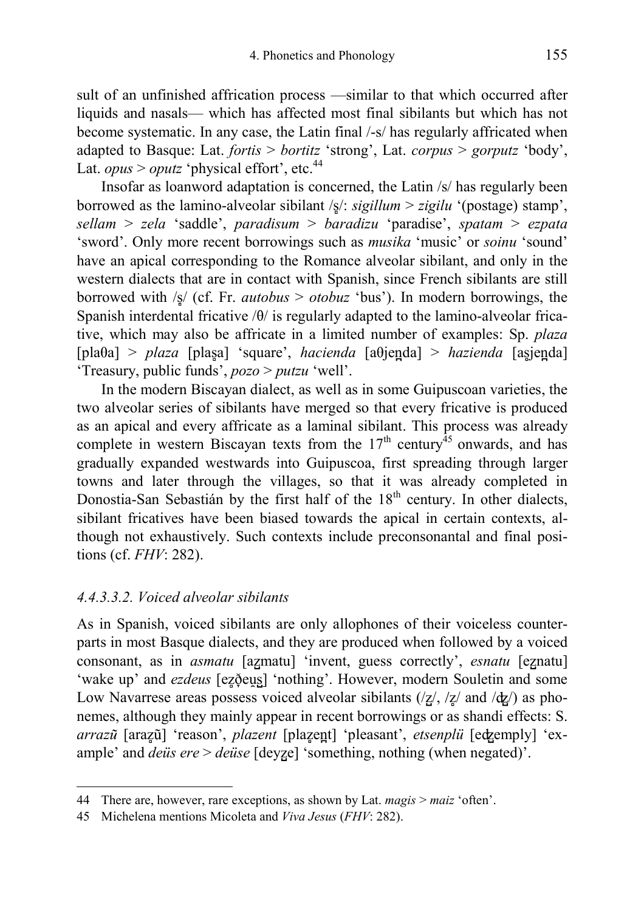sult of an unfinished affrication process —similar to that which occurred after liquids and nasals— which has affected most final sibilants but which has not become systematic. In any case, the Latin final /-s/ has regularly affricated when adapted to Basque: Lat. *fortis* > *bortitz* 'strong', Lat. *corpus* > *gorputz* 'body', Lat. *opus* > *oputz* 'physical effort', etc.[44]

Insofar as loanword adaptation is concerned, the Latin /s/ has regularly been borrowed as the lamino-alveolar sibilant /s̻/: *sigillum* > *zigilu* '(postage) stamp', *sellam* > *zela* 'saddle', *paradisum* > *baradizu* 'paradise', *spatam* > *ezpata* 'sword'. Only more recent borrowings such as *musika* 'music' or *soinu* 'sound' have an apical corresponding to the Romance alveolar sibilant, and only in the western dialects that are in contact with Spanish, since French sibilants are still borrowed with /s̻/ (cf. Fr. *autobus* > *otobuz* 'bus'). In modern borrowings, the Spanish interdental fricative /θ/ is regularly adapted to the lamino-alveolar fricative, which may also be affricate in a limited number of examples: Sp. *plaza* [plaθa] > *plaza* [plas̻a] 'square', *hacienda* [aθjen̪da] > *hazienda* [as̻jen̪da] 'Treasury, public funds', *pozo* > *putzu* 'well'.

In the modern Biscayan dialect, as well as in some Guipuscoan varieties, the two alveolar series of sibilants have merged so that every fricative is produced as an apical and every affricate as a laminal sibilant. This process was already complete in western Biscayan texts from the 17th century[45] onwards, and has gradually expanded westwards into Guipuscoa, first spreading through larger towns and later through the villages, so that it was already completed in Donostia-San Sebastián by the first half of the 18th century. In other dialects, sibilant fricatives have been biased towards the apical in certain contexts, although not exhaustively. Such contexts include preconsonantal and final positions (cf. *FHV*: 282).

#### *4.4.3.3.2. Voiced alveolar sibilants*

As in Spanish, voiced sibilants are only allophones of their voiceless counterparts in most Basque dialects, and they are produced when followed by a voiced consonant, as in *asmatu* [az̺matu] 'invent, guess correctly', *esnatu* [ez̺natu] 'wake up' and *ezdeus* [ez̻ðeus̺] 'nothing'. However, modern Souletin and some Low Navarrese areas possess voiced alveolar sibilants (/z̺/, /z̻/ and /dz̺/) as phonemes, although they mainly appear in recent borrowings or as shandi effects: S. *arrazũ* [araz̺ũ] 'reason', *plazent* [plaz̻en̪t] 'pleasant', *etsenplü* [edz̺emply] 'example' and *deüs ere* > *deüse* [deyz̺e] 'something, nothing (when negated)'.

---

44 There are, however, rare exceptions, as shown by Lat. *magis* > *maiz* 'often'.

45 Michelena mentions Micoleta and *Viva Jesus* (*FHV*: 282).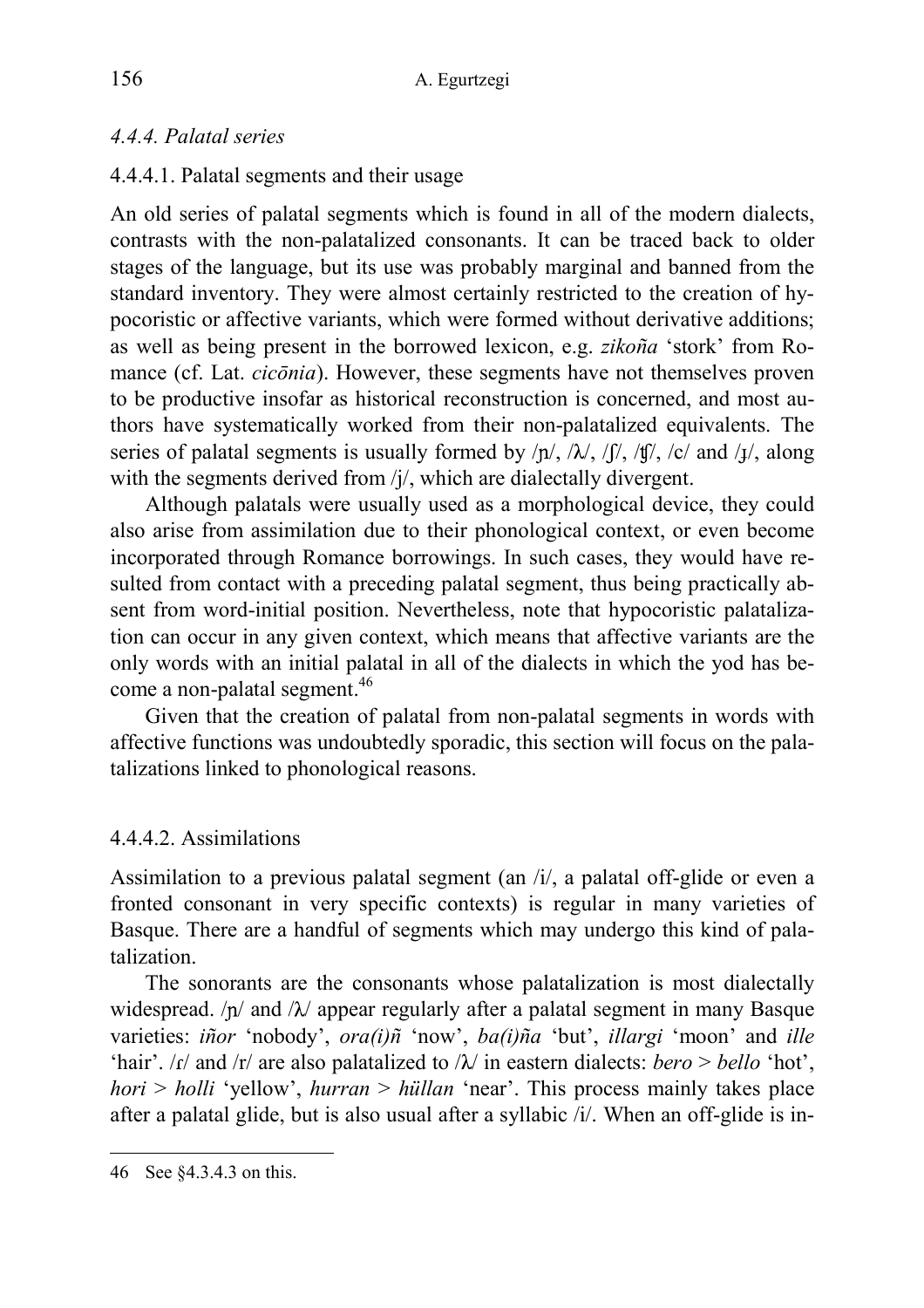### *4.4.4. Palatal series*

#### 4.4.4.1. Palatal segments and their usage

An old series of palatal segments which is found in all of the modern dialects, contrasts with the non-palatalized consonants. It can be traced back to older stages of the language, but its use was probably marginal and banned from the standard inventory. They were almost certainly restricted to the creation of hypocoristic or affective variants, which were formed without derivative additions; as well as being present in the borrowed lexicon, e.g. *zikoña* 'stork' from Romance (cf. Lat. *cicōnia*). However, these segments have not themselves proven to be productive insofar as historical reconstruction is concerned, and most authors have systematically worked from their non-palatalized equivalents. The series of palatal segments is usually formed by /ɲ/, /ʎ/, /ʃ/, /ʧ/, /c/ and /ɟ/, along with the segments derived from /j/, which are dialectally divergent.

Although palatals were usually used as a morphological device, they could also arise from assimilation due to their phonological context, or even become incorporated through Romance borrowings. In such cases, they would have resulted from contact with a preceding palatal segment, thus being practically absent from word-initial position. Nevertheless, note that hypocoristic palatalization can occur in any given context, which means that affective variants are the only words with an initial palatal in all of the dialects in which the yod has become a non-palatal segment.[46]

Given that the creation of palatal from non-palatal segments in words with affective functions was undoubtedly sporadic, this section will focus on the palatalizations linked to phonological reasons.

#### 4.4.4.2. Assimilations

Assimilation to a previous palatal segment (an /i/, a palatal off-glide or even a fronted consonant in very specific contexts) is regular in many varieties of Basque. There are a handful of segments which may undergo this kind of palatalization.

The sonorants are the consonants whose palatalization is most dialectally widespread. /ɲ/ and /ʎ/ appear regularly after a palatal segment in many Basque varieties: *iñor* 'nobody', *ora(i)ñ* 'now', *ba(i)ña* 'but', *illargi* 'moon' and *ille* 'hair'. /ɾ/ and /r/ are also palatalized to /ʎ/ in eastern dialects: *bero* > *bello* 'hot', *hori* > *holli* 'yellow', *hurran* > *hüllan* 'near'. This process mainly takes place after a palatal glide, but is also usual after a syllabic /i/. When an off-glide is in-

---

46 See §4.3.4.3 on this.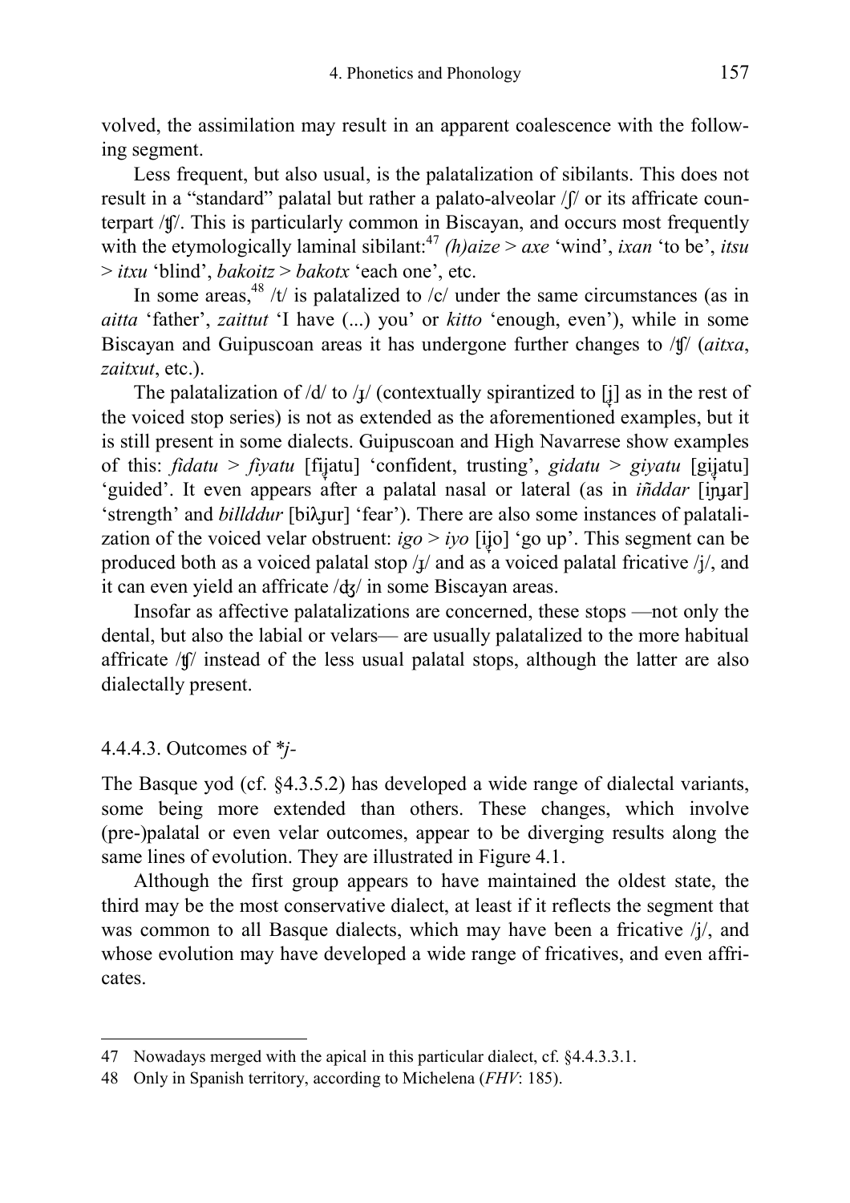volved, the assimilation may result in an apparent coalescence with the following segment.

Less frequent, but also usual, is the palatalization of sibilants. This does not result in a "standard" palatal but rather a palato-alveolar /ʃ/ or its affricate counterpart /ʧ/. This is particularly common in Biscayan, and occurs most frequently with the etymologically laminal sibilant:[47] *(h)aize* > *axe* 'wind', *ixan* 'to be', *itsu* > *itxu* 'blind', *bakoitz* > *bakotx* 'each one', etc.

In some areas,[48] /t/ is palatalized to /c/ under the same circumstances (as in *aitta* 'father', *zaittut* 'I have (...) you' or *kitto* 'enough, even'), while in some Biscayan and Guipuscoan areas it has undergone further changes to /ʧ/ (*aitxa*, *zaitxut*, etc.).

The palatalization of /d/ to /ɟ/ (contextually spirantized to [ʝ̞] as in the rest of the voiced stop series) is not as extended as the aforementioned examples, but it is still present in some dialects. Guipuscoan and High Navarrese show examples of this: *fidatu* > *fiyatu* [fiʝ̞atu] 'confident, trusting', *gidatu* > *giyatu* [giʝ̞atu] 'guided'. It even appears after a palatal nasal or lateral (as in *iñddar* [iɲɟar] 'strength' and *billddur* [biʎɟur] 'fear'). There are also some instances of palatalization of the voiced velar obstruent: *igo* > *iyo* [iʝ̞o] 'go up'. This segment can be produced both as a voiced palatal stop /ɟ/ and as a voiced palatal fricative /ʝ/, and it can even yield an affricate /ʤ/ in some Biscayan areas.

Insofar as affective palatalizations are concerned, these stops —not only the dental, but also the labial or velars— are usually palatalized to the more habitual affricate /ʧ/ instead of the less usual palatal stops, although the latter are also dialectally present.

#### 4.4.4.3. Outcomes of *\*j-*

The Basque yod (cf. §4.3.5.2) has developed a wide range of dialectal variants, some being more extended than others. These changes, which involve (pre-)palatal or even velar outcomes, appear to be diverging results along the same lines of evolution. They are illustrated in Figure 4.1.

Although the first group appears to have maintained the oldest state, the third may be the most conservative dialect, at least if it reflects the segment that was common to all Basque dialects, which may have been a fricative /ʝ/, and whose evolution may have developed a wide range of fricatives, and even affricates.

---

47 Nowadays merged with the apical in this particular dialect, cf. §4.4.3.3.1.

48 Only in Spanish territory, according to Michelena (*FHV*: 185).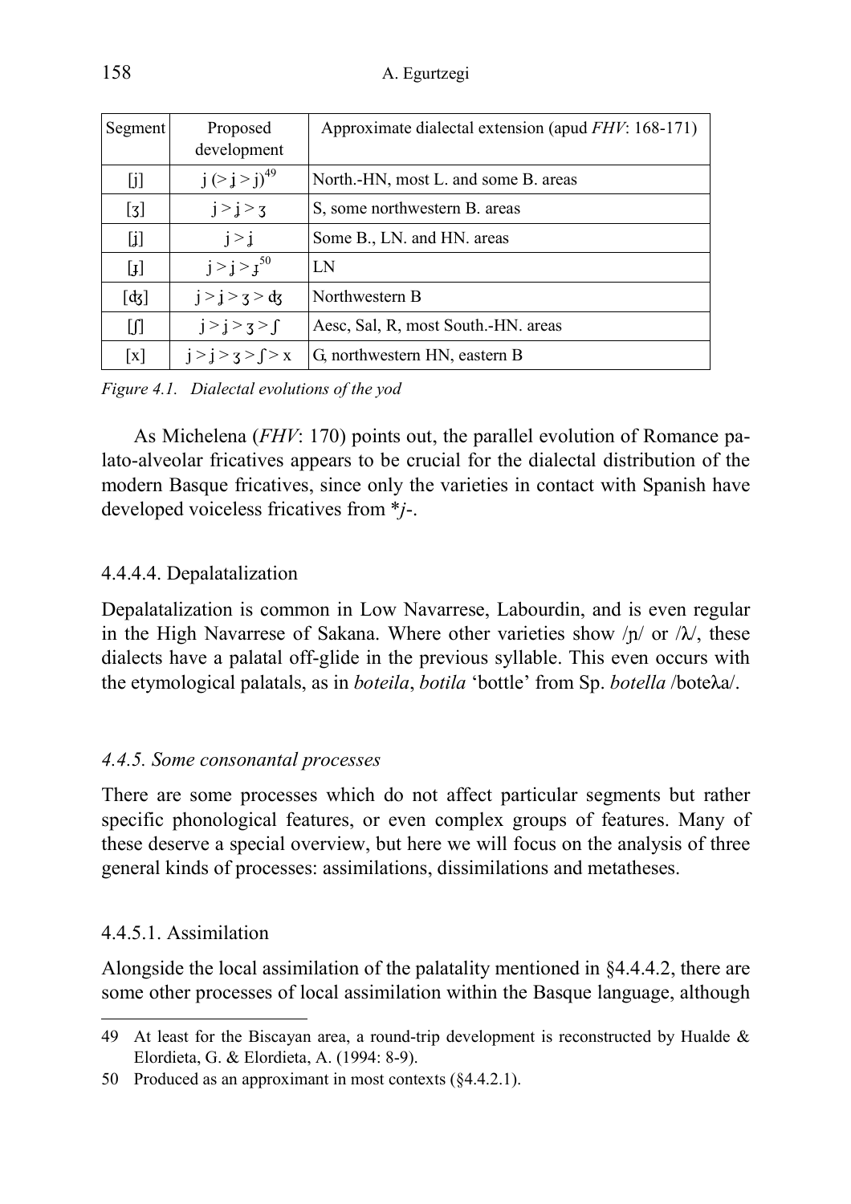| Segment | Proposed development | Approximate dialectal extension (apud *FHV*: 168-171) |
| --- | --- | --- |
| [j] | j (> ʝ > j)[49] | North.-HN, most L. and some B. areas |
| [ʒ] | j > ʝ > ʒ | S, some northwestern B. areas |
| [ʝ] | j > ʝ | Some B., LN. and HN. areas |
| [ɟ] | j > ʝ > ɟ[50] | LN |
| [ʤ] | j > ʝ > ʒ > ʤ | Northwestern B |
| [ʃ] | j > ʝ > ʒ > ʃ | Aesc, Sal, R, most South.-HN. areas |
| [x] | j > ʝ > ʒ > ʃ > x | G, northwestern HN, eastern B |

*Figure 4.1. Dialectal evolutions of the yod*

As Michelena (*FHV*: 170) points out, the parallel evolution of Romance palato-alveolar fricatives appears to be crucial for the dialectal distribution of the modern Basque fricatives, since only the varieties in contact with Spanish have developed voiceless fricatives from \**j*-.

#### 4.4.4.4. Depalatalization

Depalatalization is common in Low Navarrese, Labourdin, and is even regular in the High Navarrese of Sakana. Where other varieties show /ɲ/ or /ʎ/, these dialects have a palatal off-glide in the previous syllable. This even occurs with the etymological palatals, as in *boteila*, *botila* 'bottle' from Sp. *botella* /boteʎa/.

### *4.4.5. Some consonantal processes*

There are some processes which do not affect particular segments but rather specific phonological features, or even complex groups of features. Many of these deserve a special overview, but here we will focus on the analysis of three general kinds of processes: assimilations, dissimilations and metatheses.

#### 4.4.5.1. Assimilation

Alongside the local assimilation of the palatality mentioned in §4.4.4.2, there are some other processes of local assimilation within the Basque language, although

---

49 At least for the Biscayan area, a round-trip development is reconstructed by Hualde & Elordieta, G. & Elordieta, A. (1994: 8-9).

50 Produced as an approximant in most contexts (§4.4.2.1).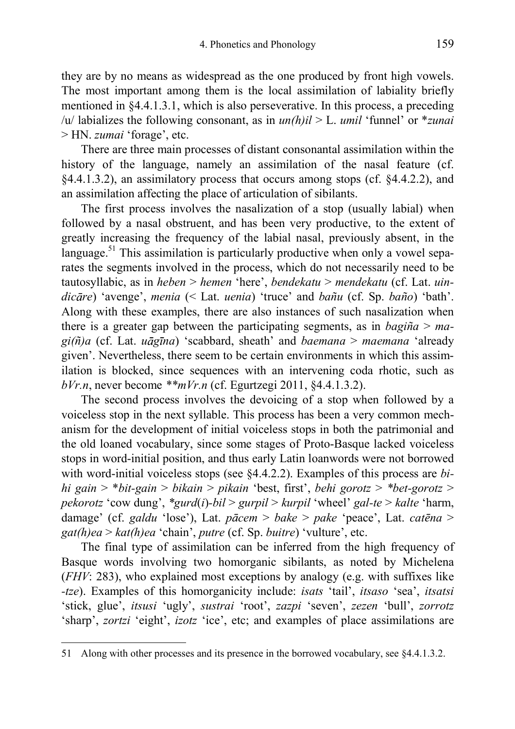they are by no means as widespread as the one produced by front high vowels. The most important among them is the local assimilation of labiality briefly mentioned in §4.4.1.3.1, which is also perseverative. In this process, a preceding /u/ labializes the following consonant, as in *un(h)il* > L. *umil* 'funnel' or *\*zunai* > HN. *zumai* 'forage', etc.

There are three main processes of distant consonantal assimilation within the history of the language, namely an assimilation of the nasal feature (cf. §4.4.1.3.2), an assimilatory process that occurs among stops (cf. §4.4.2.2), and an assimilation affecting the place of articulation of sibilants.

The first process involves the nasalization of a stop (usually labial) when followed by a nasal obstruent, and has been very productive, to the extent of greatly increasing the frequency of the labial nasal, previously absent, in the language.[51] This assimilation is particularly productive when only a vowel separates the segments involved in the process, which do not necessarily need to be tautosyllabic, as in *heben* > *hemen* 'here', *bendekatu* > *mendekatu* (cf. Lat. *uindicāre*) 'avenge', *menia* (< Lat. *uenia*) 'truce' and *bañu* (cf. Sp. *baño*) 'bath'. Along with these examples, there are also instances of such nasalization when there is a greater gap between the participating segments, as in *bagiña* > *magi(ñ)a* (cf. Lat. *uāgīna*) 'scabbard, sheath' and *baemana* > *maemana* 'already given'. Nevertheless, there seem to be certain environments in which this assimilation is blocked, since sequences with an intervening coda rhotic, such as *bVr.n*, never become *\*\*mVr.n* (cf. Egurtzegi 2011, §4.4.1.3.2).

The second process involves the devoicing of a stop when followed by a voiceless stop in the next syllable. This process has been a very common mechanism for the development of initial voiceless stops in both the patrimonial and the old loaned vocabulary, since some stages of Proto-Basque lacked voiceless stops in word-initial position, and thus early Latin loanwords were not borrowed with word-initial voiceless stops (see §4.4.2.2). Examples of this process are *bihi gain* > *\*bit-gain* > *bikain* > *pikain* 'best, first', *behi gorotz* > *\*bet-gorotz* > *pekorotz* 'cow dung', *\*gurd*(*i*)*-bil* > *gurpil* > *kurpil* 'wheel' *gal-te* > *kalte* 'harm, damage' (cf. *galdu* 'lose'), Lat. *pācem* > *bake* > *pake* 'peace', Lat. *catēna* > *gat(h)ea* > *kat(h)ea* 'chain', *putre* (cf. Sp. *buitre*) 'vulture', etc.

The final type of assimilation can be inferred from the high frequency of Basque words involving two homorganic sibilants, as noted by Michelena (*FHV*: 283), who explained most exceptions by analogy (e.g. with suffixes like *-tze*). Examples of this homorganicity include: *isats* 'tail', *itsaso* 'sea', *itsatsi* 'stick, glue', *itsusi* 'ugly', *sustrai* 'root', *zazpi* 'seven', *zezen* 'bull', *zorrotz* 'sharp', *zortzi* 'eight', *izotz* 'ice', etc; and examples of place assimilations are

---

51 Along with other processes and its presence in the borrowed vocabulary, see §4.4.1.3.2.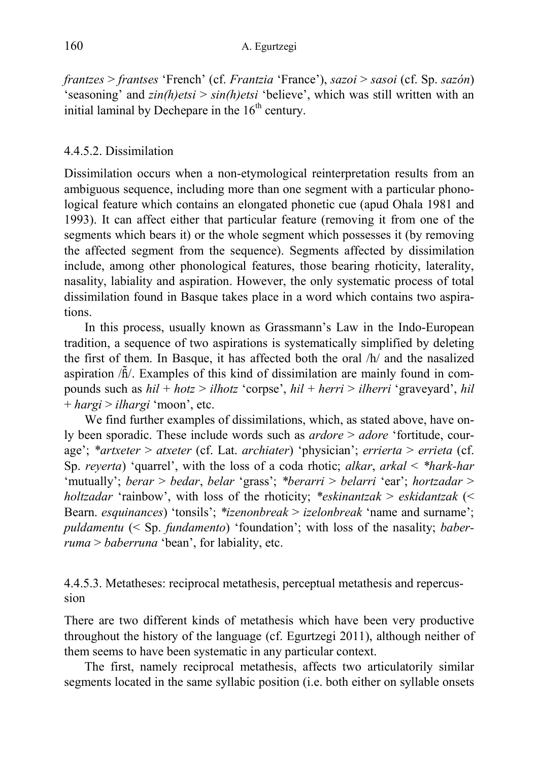*frantzes* > *frantses* 'French' (cf. *Frantzia* 'France'), *sazoi* > *sasoi* (cf. Sp. *sazón*) 'seasoning' and *zin(h)etsi* > *sin(h)etsi* 'believe', which was still written with an initial laminal by Dechepare in the 16th century.

#### 4.4.5.2. Dissimilation

Dissimilation occurs when a non-etymological reinterpretation results from an ambiguous sequence, including more than one segment with a particular phonological feature which contains an elongated phonetic cue (apud Ohala 1981 and 1993). It can affect either that particular feature (removing it from one of the segments which bears it) or the whole segment which possesses it (by removing the affected segment from the sequence). Segments affected by dissimilation include, among other phonological features, those bearing rhoticity, laterality, nasality, labiality and aspiration. However, the only systematic process of total dissimilation found in Basque takes place in a word which contains two aspirations.

In this process, usually known as Grassmann's Law in the Indo-European tradition, a sequence of two aspirations is systematically simplified by deleting the first of them. In Basque, it has affected both the oral /h/ and the nasalized aspiration /h̃/. Examples of this kind of dissimilation are mainly found in compounds such as *hil* + *hotz* > *ilhotz* 'corpse', *hil* + *herri* > *ilherri* 'graveyard', *hil* + *hargi* > *ilhargi* 'moon', etc.

We find further examples of dissimilations, which, as stated above, have only been sporadic. These include words such as *ardore* > *adore* 'fortitude, courage'; *\*artxeter* > *atxeter* (cf. Lat. *archiater*) 'physician'; *errierta* > *errieta* (cf. Sp. *reyerta*) 'quarrel', with the loss of a coda rhotic; *alkar*, *arkal* < *\*hark-har* 'mutually'; *berar* > *bedar*, *belar* 'grass'; *\*berarri* > *belarri* 'ear'; *hortzadar* > *holtzadar* 'rainbow', with loss of the rhoticity; *\*eskinantzak* > *eskidantzak* (< Bearn. *esquinances*) 'tonsils'; *\*izenonbreak* > *izelonbreak* 'name and surname'; *puldamentu* (< Sp. *fundamento*) 'foundation'; with loss of the nasality; *baberruma* > *baberruna* 'bean', for labiality, etc.

#### 4.4.5.3. Metatheses: reciprocal metathesis, perceptual metathesis and repercussion

There are two different kinds of metathesis which have been very productive throughout the history of the language (cf. Egurtzegi 2011), although neither of them seems to have been systematic in any particular context.

The first, namely reciprocal metathesis, affects two articulatorily similar segments located in the same syllabic position (i.e. both either on syllable onsets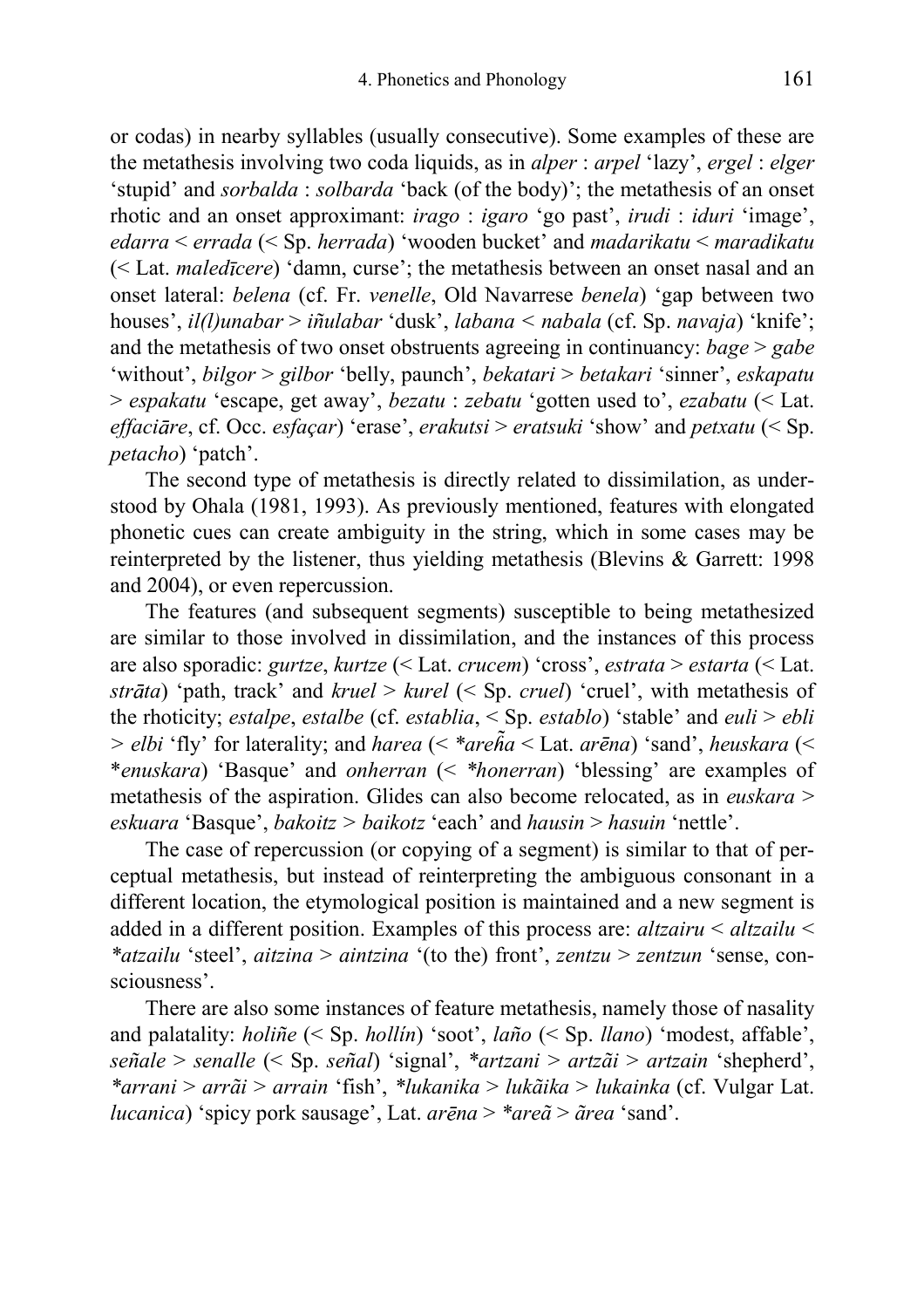or codas) in nearby syllables (usually consecutive). Some examples of these are the metathesis involving two coda liquids, as in *alper* : *arpel* 'lazy', *ergel* : *elger* 'stupid' and *sorbalda* : *solbarda* 'back (of the body)'; the metathesis of an onset rhotic and an onset approximant: *irago* : *igaro* 'go past', *irudi* : *iduri* 'image', *edarra* < *errada* (< Sp. *herrada*) 'wooden bucket' and *madarikatu* < *maradikatu* (< Lat. *maledīcere*) 'damn, curse'; the metathesis between an onset nasal and an onset lateral: *belena* (cf. Fr. *venelle*, Old Navarrese *benela*) 'gap between two houses', *il(l)unabar* > *iñulabar* 'dusk', *labana* < *nabala* (cf. Sp. *navaja*) 'knife'; and the metathesis of two onset obstruents agreeing in continuancy: *bage* > *gabe* 'without', *bilgor* > *gilbor* 'belly, paunch', *bekatari* > *betakari* 'sinner', *eskapatu* > *espakatu* 'escape, get away', *bezatu* : *zebatu* 'gotten used to', *ezabatu* (< Lat. *effaciāre*, cf. Occ. *esfaçar*) 'erase', *erakutsi* > *eratsuki* 'show' and *petxatu* (< Sp. *petacho*) 'patch'.

The second type of metathesis is directly related to dissimilation, as understood by Ohala (1981, 1993). As previously mentioned, features with elongated phonetic cues can create ambiguity in the string, which in some cases may be reinterpreted by the listener, thus yielding metathesis (Blevins & Garrett: 1998 and 2004), or even repercussion.

The features (and subsequent segments) susceptible to being metathesized are similar to those involved in dissimilation, and the instances of this process are also sporadic: *gurtze*, *kurtze* (< Lat. *crucem*) 'cross', *estrata* > *estarta* (< Lat. *strāta*) 'path, track' and *kruel* > *kurel* (< Sp. *cruel*) 'cruel', with metathesis of the rhoticity; *estalpe*, *estalbe* (cf. *establia*, < Sp. *establo*) 'stable' and *euli* > *ebli* > *elbi* 'fly' for laterality; and *harea* (< *\*areh̃a* < Lat. *arēna*) 'sand', *heuskara* (< \**enuskara*) 'Basque' and *onherran* (< *\*honerran*) 'blessing' are examples of metathesis of the aspiration. Glides can also become relocated, as in *euskara* > *eskuara* 'Basque', *bakoitz* > *baikotz* 'each' and *hausin* > *hasuin* 'nettle'.

The case of repercussion (or copying of a segment) is similar to that of perceptual metathesis, but instead of reinterpreting the ambiguous consonant in a different location, the etymological position is maintained and a new segment is added in a different position. Examples of this process are: *altzairu* < *altzailu* < *\*atzailu* 'steel', *aitzina* > *aintzina* '(to the) front', *zentzu* > *zentzun* 'sense, consciousness'.

There are also some instances of feature metathesis, namely those of nasality and palatality: *holiñe* (< Sp. *hollín*) 'soot', *laño* (< Sp. *llano*) 'modest, affable', *señale* > *senalle* (< Sp. *señal*) 'signal', *\*artzani* > *artzãi* > *artzain* 'shepherd', *\*arrani* > *arrãi* > *arrain* 'fish', *\*lukanika* > *lukãika* > *lukainka* (cf. Vulgar Lat. *lucanica*) 'spicy pork sausage', Lat. *arēna* > *\*areã* > *ãrea* 'sand'.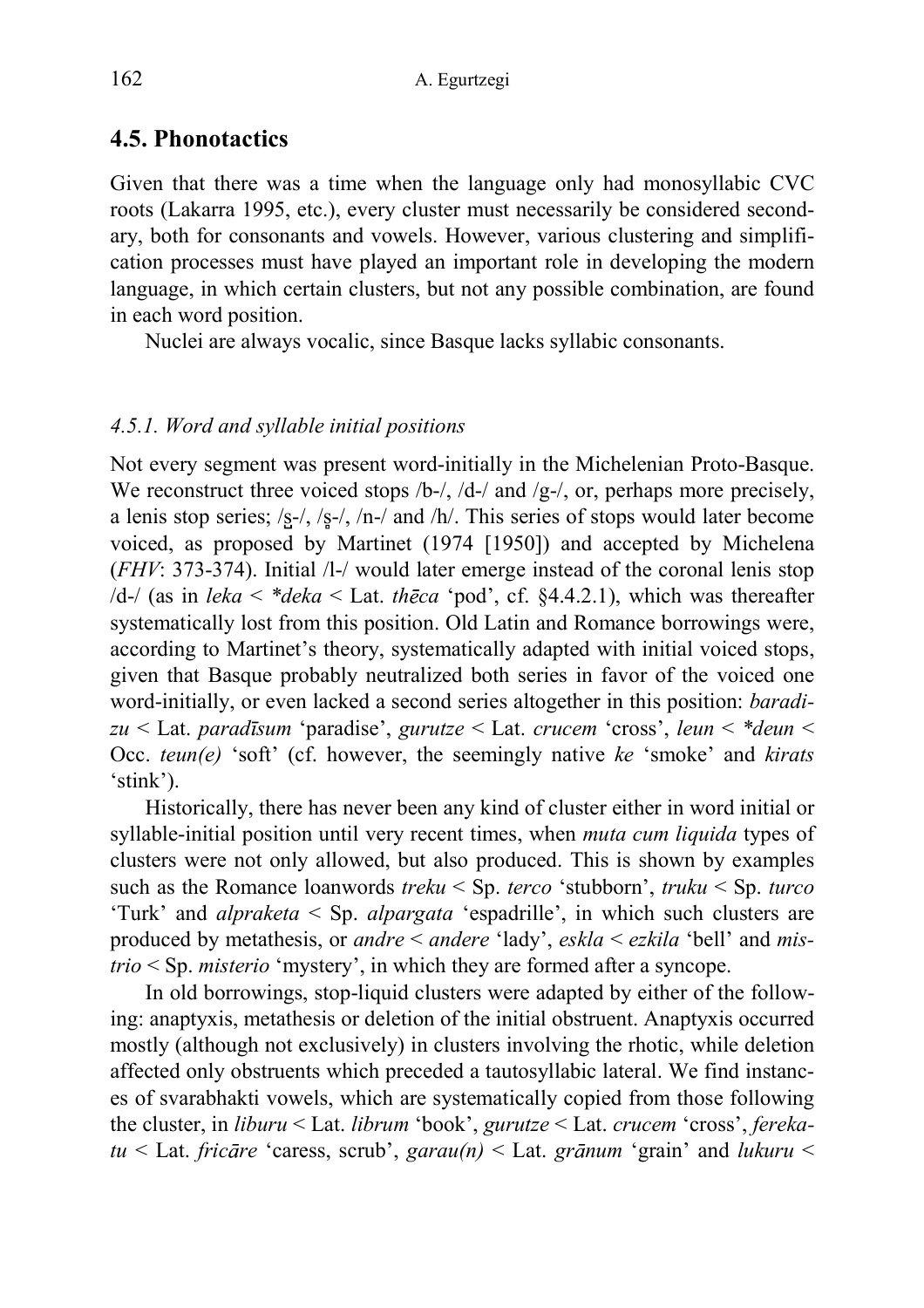## 4.5. Phonotactics

Given that there was a time when the language only had monosyllabic CVC roots (Lakarra 1995, etc.), every cluster must necessarily be considered secondary, both for consonants and vowels. However, various clustering and simplification processes must have played an important role in developing the modern language, in which certain clusters, but not any possible combination, are found in each word position.

Nuclei are always vocalic, since Basque lacks syllabic consonants.

### *4.5.1. Word and syllable initial positions*

Not every segment was present word-initially in the Michelenian Proto-Basque. We reconstruct three voiced stops /b-/, /d-/ and /g-/, or, perhaps more precisely, a lenis stop series; /s̺-/, /s̻-/, /n-/ and /h/. This series of stops would later become voiced, as proposed by Martinet (1974 [1950]) and accepted by Michelena (*FHV*: 373-374). Initial /l-/ would later emerge instead of the coronal lenis stop /d-/ (as in *leka* < *\*deka* < Lat. *thēca* 'pod', cf. §4.4.2.1), which was thereafter systematically lost from this position. Old Latin and Romance borrowings were, according to Martinet's theory, systematically adapted with initial voiced stops, given that Basque probably neutralized both series in favor of the voiced one word-initially, or even lacked a second series altogether in this position: *baradizu* < Lat. *paradīsum* 'paradise', *gurutze* < Lat. *crucem* 'cross', *leun* < *\*deun* < Occ. *teun(e)* 'soft' (cf. however, the seemingly native *ke* 'smoke' and *kirats* 'stink').

Historically, there has never been any kind of cluster either in word initial or syllable-initial position until very recent times, when *muta cum liquida* types of clusters were not only allowed, but also produced. This is shown by examples such as the Romance loanwords *treku* < Sp. *terco* 'stubborn', *truku* < Sp. *turco* 'Turk' and *alpraketa* < Sp. *alpargata* 'espadrille', in which such clusters are produced by metathesis, or *andre* < *andere* 'lady', *eskla* < *ezkila* 'bell' and *mistrio* < Sp. *misterio* 'mystery', in which they are formed after a syncope.

In old borrowings, stop-liquid clusters were adapted by either of the following: anaptyxis, metathesis or deletion of the initial obstruent. Anaptyxis occurred mostly (although not exclusively) in clusters involving the rhotic, while deletion affected only obstruents which preceded a tautosyllabic lateral. We find instances of svarabhakti vowels, which are systematically copied from those following the cluster, in *liburu* < Lat. *librum* 'book', *gurutze* < Lat. *crucem* 'cross', *ferekatu* < Lat. *fricāre* 'caress, scrub', *garau(n)* < Lat. *grānum* 'grain' and *lukuru* <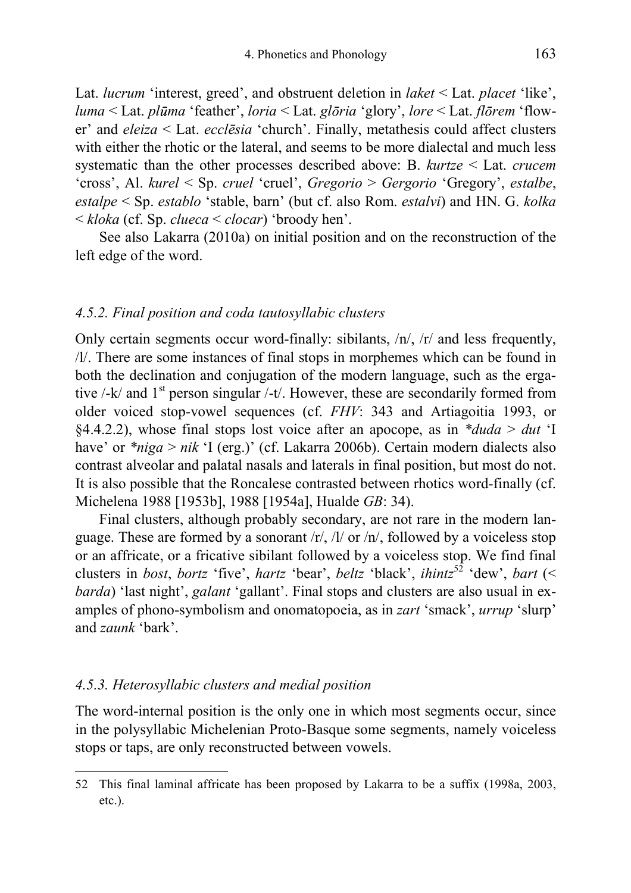Lat. *lucrum* 'interest, greed', and obstruent deletion in *laket* < Lat. *placet* 'like', *luma* < Lat. *plūma* 'feather', *loria* < Lat. *glōria* 'glory', *lore* < Lat. *flōrem* 'flower' and *eleiza* < Lat. *ecclēsia* 'church'. Finally, metathesis could affect clusters with either the rhotic or the lateral, and seems to be more dialectal and much less systematic than the other processes described above: B. *kurtze* < Lat. *crucem* 'cross', Al. *kurel* < Sp. *cruel* 'cruel', *Gregorio* > *Gergorio* 'Gregory', *estalbe*, *estalpe* < Sp. *establo* 'stable, barn' (but cf. also Rom. *estalvi*) and HN. G. *kolka* < *kloka* (cf. Sp. *clueca* < *clocar*) 'broody hen'.

See also Lakarra (2010a) on initial position and on the reconstruction of the left edge of the word.

### *4.5.2. Final position and coda tautosyllabic clusters*

Only certain segments occur word-finally: sibilants, /n/, /r/ and less frequently, /l/. There are some instances of final stops in morphemes which can be found in both the declination and conjugation of the modern language, such as the ergative /-k/ and 1st person singular /-t/. However, these are secondarily formed from older voiced stop-vowel sequences (cf. *FHV*: 343 and Artiagoitia 1993, or §4.4.2.2), whose final stops lost voice after an apocope, as in *\*duda* > *dut* 'I have' or *\*niga* > *nik* 'I (erg.)' (cf. Lakarra 2006b). Certain modern dialects also contrast alveolar and palatal nasals and laterals in final position, but most do not. It is also possible that the Roncalese contrasted between rhotics word-finally (cf. Michelena 1988 [1953b], 1988 [1954a], Hualde *GB*: 34).

Final clusters, although probably secondary, are not rare in the modern language. These are formed by a sonorant /r/, /l/ or /n/, followed by a voiceless stop or an affricate, or a fricative sibilant followed by a voiceless stop. We find final clusters in *bost*, *bortz* 'five', *hartz* 'bear', *beltz* 'black', *ihintz*[52] 'dew', *bart* (< *barda*) 'last night', *galant* 'gallant'. Final stops and clusters are also usual in examples of phono-symbolism and onomatopoeia, as in *zart* 'smack', *urrup* 'slurp' and *zaunk* 'bark'.

### *4.5.3. Heterosyllabic clusters and medial position*

The word-internal position is the only one in which most segments occur, since in the polysyllabic Michelenian Proto-Basque some segments, namely voiceless stops or taps, are only reconstructed between vowels.

---

52 This final laminal affricate has been proposed by Lakarra to be a suffix (1998a, 2003, etc.).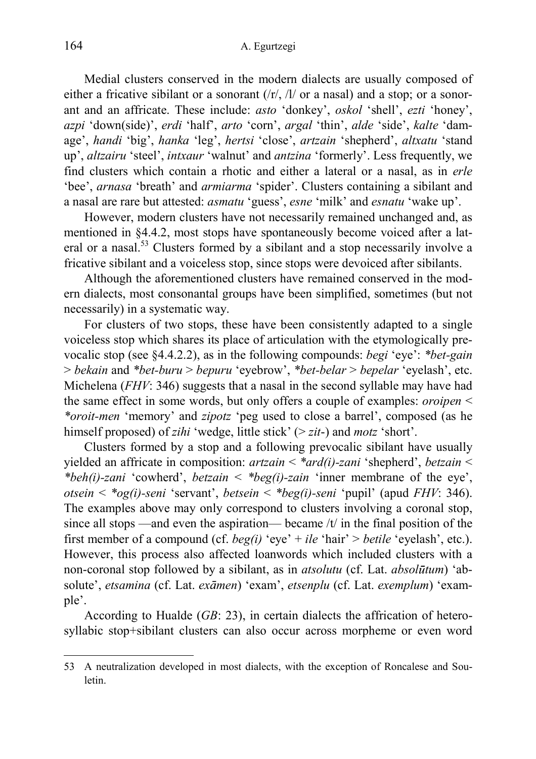Medial clusters conserved in the modern dialects are usually composed of either a fricative sibilant or a sonorant (/r/, /l/ or a nasal) and a stop; or a sonorant and an affricate. These include: *asto* 'donkey', *oskol* 'shell', *ezti* 'honey', *azpi* 'down(side)', *erdi* 'half', *arto* 'corn', *argal* 'thin', *alde* 'side', *kalte* 'damage', *handi* 'big', *hanka* 'leg', *hertsi* 'close', *artzain* 'shepherd', *altxatu* 'stand up', *altzairu* 'steel', *intxaur* 'walnut' and *antzina* 'formerly'. Less frequently, we find clusters which contain a rhotic and either a lateral or a nasal, as in *erle* 'bee', *arnasa* 'breath' and *armiarma* 'spider'. Clusters containing a sibilant and a nasal are rare but attested: *asmatu* 'guess', *esne* 'milk' and *esnatu* 'wake up'.

However, modern clusters have not necessarily remained unchanged and, as mentioned in §4.4.2, most stops have spontaneously become voiced after a lateral or a nasal.[53] Clusters formed by a sibilant and a stop necessarily involve a fricative sibilant and a voiceless stop, since stops were devoiced after sibilants.

Although the aforementioned clusters have remained conserved in the modern dialects, most consonantal groups have been simplified, sometimes (but not necessarily) in a systematic way.

For clusters of two stops, these have been consistently adapted to a single voiceless stop which shares its place of articulation with the etymologically prevocalic stop (see §4.4.2.2), as in the following compounds: *begi* 'eye': *\*bet-gain* > *bekain* and *\*bet-buru* > *bepuru* 'eyebrow', *\*bet-belar* > *bepelar* 'eyelash', etc. Michelena (*FHV*: 346) suggests that a nasal in the second syllable may have had the same effect in some words, but only offers a couple of examples: *oroipen* < *\*oroit-men* 'memory' and *zipotz* 'peg used to close a barrel', composed (as he himself proposed) of *zihi* 'wedge, little stick' (> *zit-*) and *motz* 'short'.

Clusters formed by a stop and a following prevocalic sibilant have usually yielded an affricate in composition: *artzain* < *\*ard(i)-zani* 'shepherd', *betzain* < *\*beh(i)-zani* 'cowherd', *betzain* < *\*beg(i)-zain* 'inner membrane of the eye', *otsein* < *\*og(i)-seni* 'servant', *betsein* < *\*beg(i)-seni* 'pupil' (apud *FHV*: 346). The examples above may only correspond to clusters involving a coronal stop, since all stops —and even the aspiration— became /t/ in the final position of the first member of a compound (cf. *beg(i)* 'eye' + *ile* 'hair' > *betile* 'eyelash', etc.). However, this process also affected loanwords which included clusters with a non-coronal stop followed by a sibilant, as in *atsolutu* (cf. Lat. *absolūtum*) 'absolute', *etsamina* (cf. Lat. *exāmen*) 'exam', *etsenplu* (cf. Lat. *exemplum*) 'example'.

According to Hualde (*GB*: 23), in certain dialects the affrication of heterosyllabic stop+sibilant clusters can also occur across morpheme or even word

---

53 A neutralization developed in most dialects, with the exception of Roncalese and Souletin.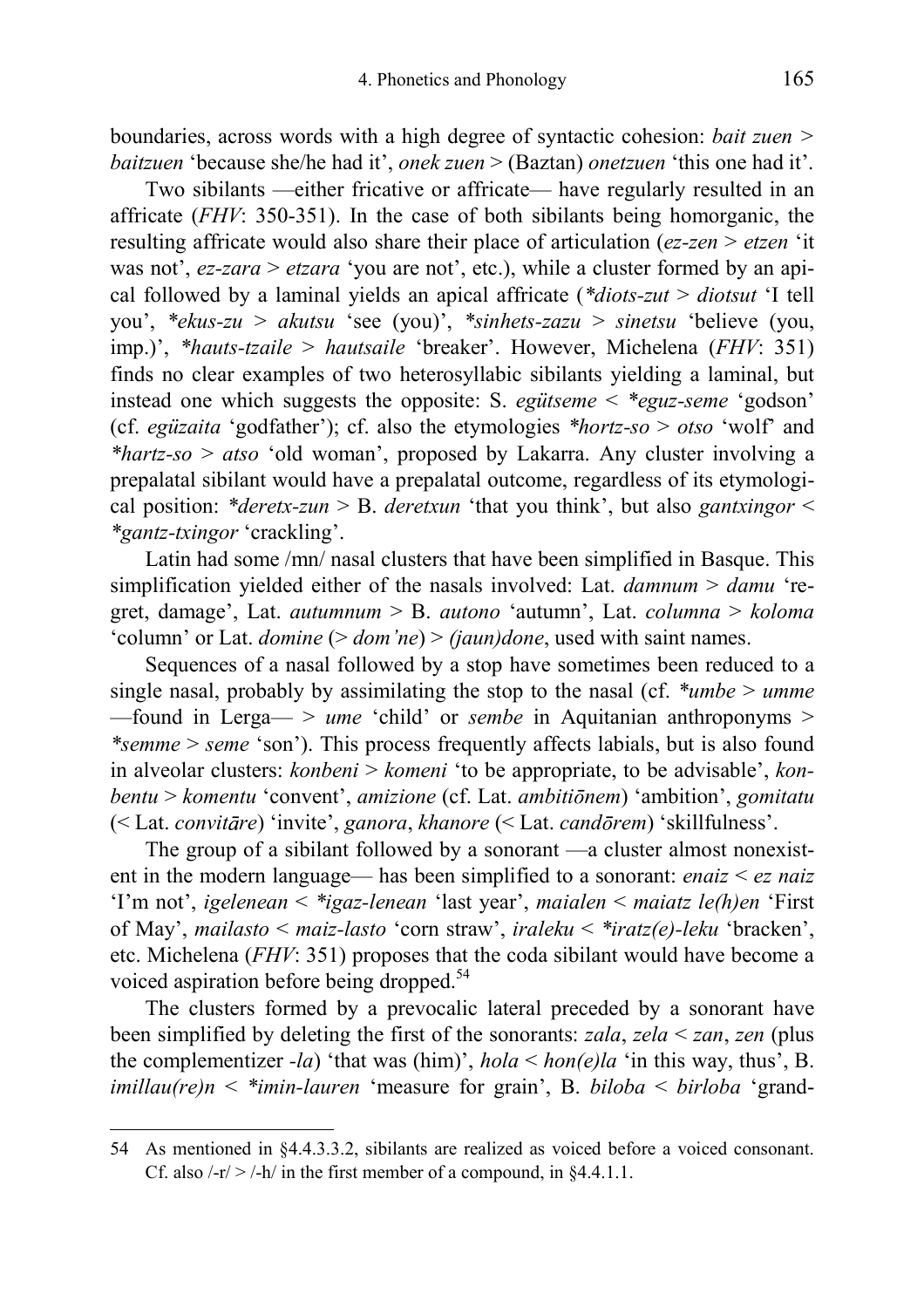boundaries, across words with a high degree of syntactic cohesion: *bait zuen* > *baitzuen* 'because she/he had it', *onek zuen* > (Baztan) *onetzuen* 'this one had it'.

Two sibilants —either fricative or affricate— have regularly resulted in an affricate (*FHV*: 350-351). In the case of both sibilants being homorganic, the resulting affricate would also share their place of articulation (*ez-zen* > *etzen* 'it was not', *ez-zara* > *etzara* 'you are not', etc.), while a cluster formed by an apical followed by a laminal yields an apical affricate (*\*diots-zut* > *diotsut* 'I tell you', *\*ekus-zu* > *akutsu* 'see (you)', *\*sinhets-zazu* > *sinetsu* 'believe (you, imp.)', *\*hauts-tzaile* > *hautsaile* 'breaker'. However, Michelena (*FHV*: 351) finds no clear examples of two heterosyllabic sibilants yielding a laminal, but instead one which suggests the opposite: S. *egütseme* < *\*eguz-seme* 'godson' (cf. *egüzaita* 'godfather'); cf. also the etymologies *\*hortz-so* > *otso* 'wolf' and *\*hartz-so* > *atso* 'old woman', proposed by Lakarra. Any cluster involving a prepalatal sibilant would have a prepalatal outcome, regardless of its etymological position: *\*deretx-zun* > B. *deretxun* 'that you think', but also *gantxingor* < *\*gantz-txingor* 'crackling'.

Latin had some /mn/ nasal clusters that have been simplified in Basque. This simplification yielded either of the nasals involved: Lat. *damnum* > *damu* 'regret, damage', Lat. *autumnum* > B. *autono* 'autumn', Lat. *columna* > *koloma* 'column' or Lat. *domine* (> *dom'ne*) > *(jaun)done*, used with saint names.

Sequences of a nasal followed by a stop have sometimes been reduced to a single nasal, probably by assimilating the stop to the nasal (cf. *\*umbe* > *umme* —found in Lerga— > *ume* 'child' or *sembe* in Aquitanian anthroponyms > *\*semme* > *seme* 'son'). This process frequently affects labials, but is also found in alveolar clusters: *konbeni* > *komeni* 'to be appropriate, to be advisable', *konbentu* > *komentu* 'convent', *amizione* (cf. Lat. *ambitiōnem*) 'ambition', *gomitatu* (< Lat. *convitāre*) 'invite', *ganora*, *khanore* (< Lat. *candōrem*) 'skillfulness'.

The group of a sibilant followed by a sonorant —a cluster almost nonexistent in the modern language— has been simplified to a sonorant: *enaiz* < *ez naiz* 'I'm not', *igelenean* < *\*igaz-lenean* 'last year', *maialen* < *maiatz le(h)en* 'First of May', *mailasto* < *maiz-lasto* 'corn straw', *iraleku* < *\*iratz(e)-leku* 'bracken', etc. Michelena (*FHV*: 351) proposes that the coda sibilant would have become a voiced aspiration before being dropped.[54]

The clusters formed by a prevocalic lateral preceded by a sonorant have been simplified by deleting the first of the sonorants: *zala*, *zela* < *zan*, *zen* (plus the complementizer *-la*) 'that was (him)', *hola* < *hon(e)la* 'in this way, thus', B. *imillau(re)n* < *\*imin-lauren* 'measure for grain', B. *biloba* < *birloba* 'grand-

---

54 As mentioned in §4.4.3.3.2, sibilants are realized as voiced before a voiced consonant. Cf. also /-r/ > /-h/ in the first member of a compound, in §4.4.1.1.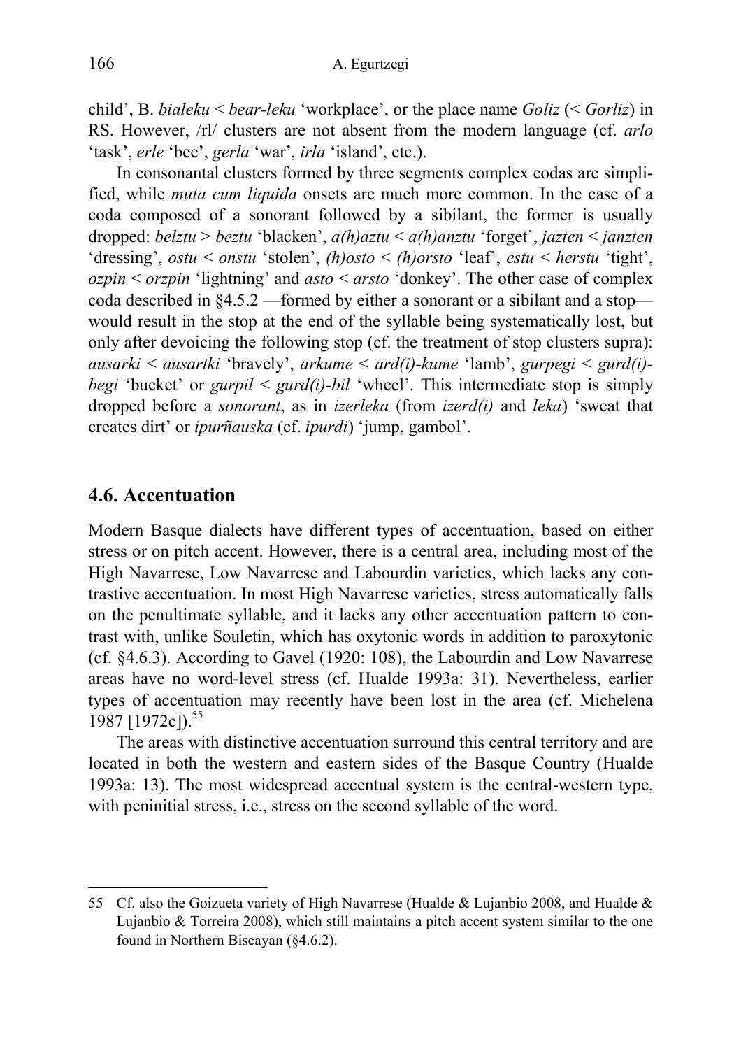child', B. *bialeku* < *bear-leku* 'workplace', or the place name *Goliz* (< *Gorliz*) in RS. However, /rl/ clusters are not absent from the modern language (cf. *arlo* 'task', *erle* 'bee', *gerla* 'war', *irla* 'island', etc.).

In consonantal clusters formed by three segments complex codas are simplified, while *muta cum liquida* onsets are much more common. In the case of a coda composed of a sonorant followed by a sibilant, the former is usually dropped: *belztu* > *beztu* 'blacken', *a(h)aztu* < *a(h)anztu* 'forget', *jazten* < *janzten* 'dressing', *ostu* < *onstu* 'stolen', *(h)osto* < *(h)orsto* 'leaf', *estu* < *herstu* 'tight', *ozpin* < *orzpin* 'lightning' and *asto* < *arsto* 'donkey'. The other case of complex coda described in §4.5.2 —formed by either a sonorant or a sibilant and a stop— would result in the stop at the end of the syllable being systematically lost, but only after devoicing the following stop (cf. the treatment of stop clusters supra): *ausarki* < *ausartki* 'bravely', *arkume* < *ard(i)-kume* 'lamb', *gurpegi* < *gurd(i)-begi* 'bucket' or *gurpil* < *gurd(i)-bil* 'wheel'. This intermediate stop is simply dropped before a *sonorant*, as in *izerleka* (from *izerd(i)* and *leka*) 'sweat that creates dirt' or *ipurñauska* (cf. *ipurdi*) 'jump, gambol'.

## 4.6. Accentuation

Modern Basque dialects have different types of accentuation, based on either stress or on pitch accent. However, there is a central area, including most of the High Navarrese, Low Navarrese and Labourdin varieties, which lacks any contrastive accentuation. In most High Navarrese varieties, stress automatically falls on the penultimate syllable, and it lacks any other accentuation pattern to contrast with, unlike Souletin, which has oxytonic words in addition to paroxytonic (cf. §4.6.3). According to Gavel (1920: 108), the Labourdin and Low Navarrese areas have no word-level stress (cf. Hualde 1993a: 31). Nevertheless, earlier types of accentuation may recently have been lost in the area (cf. Michelena 1987 [1972c]).[55]

The areas with distinctive accentuation surround this central territory and are located in both the western and eastern sides of the Basque Country (Hualde 1993a: 13). The most widespread accentual system is the central-western type, with peninitial stress, i.e., stress on the second syllable of the word.

55 Cf. also the Goizueta variety of High Navarrese (Hualde & Lujanbio 2008, and Hualde & Lujanbio & Torreira 2008), which still maintains a pitch accent system similar to the one found in Northern Biscayan (§4.6.2).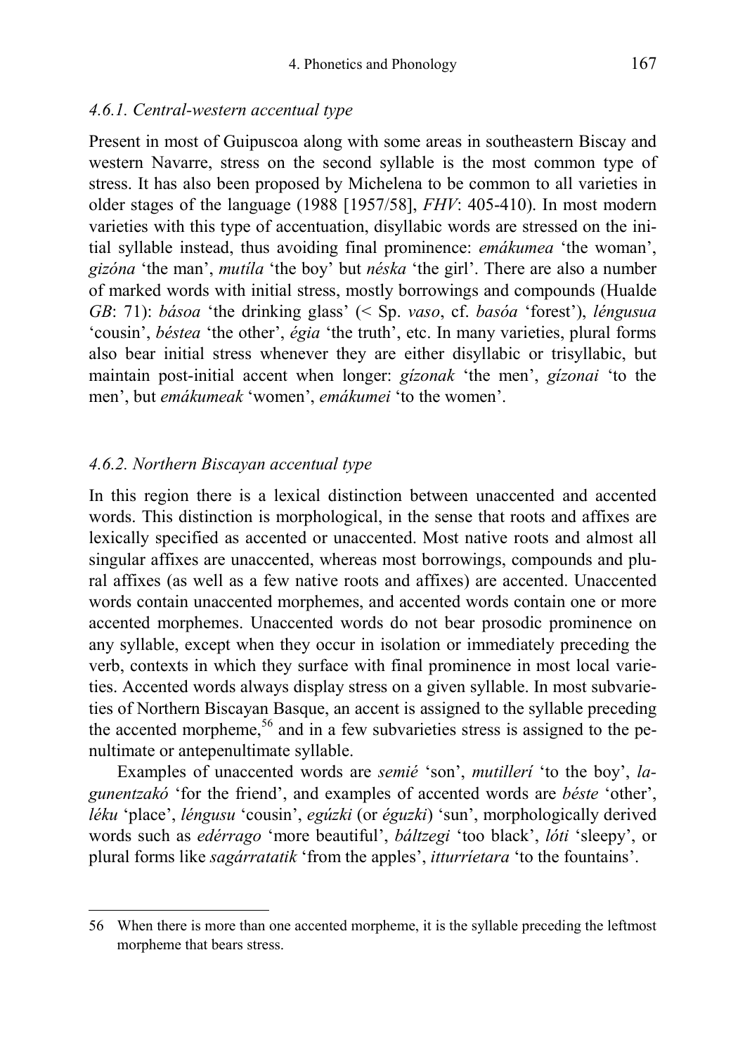#### *4.6.1. Central-western accentual type*

Present in most of Guipuscoa along with some areas in southeastern Biscay and western Navarre, stress on the second syllable is the most common type of stress. It has also been proposed by Michelena to be common to all varieties in older stages of the language (1988 [1957/58], *FHV*: 405-410). In most modern varieties with this type of accentuation, disyllabic words are stressed on the initial syllable instead, thus avoiding final prominence: *emákumea* 'the woman', *gizóna* 'the man', *mutíla* 'the boy' but *néska* 'the girl'. There are also a number of marked words with initial stress, mostly borrowings and compounds (Hualde *GB*: 71): *básoa* 'the drinking glass' (< Sp. *vaso*, cf. *basóa* 'forest'), *léngusua* 'cousin', *béstea* 'the other', *égia* 'the truth', etc. In many varieties, plural forms also bear initial stress whenever they are either disyllabic or trisyllabic, but maintain post-initial accent when longer: *gízonak* 'the men', *gízonai* 'to the men', but *emákumeak* 'women', *emákumei* 'to the women'.

#### *4.6.2. Northern Biscayan accentual type*

In this region there is a lexical distinction between unaccented and accented words. This distinction is morphological, in the sense that roots and affixes are lexically specified as accented or unaccented. Most native roots and almost all singular affixes are unaccented, whereas most borrowings, compounds and plural affixes (as well as a few native roots and affixes) are accented. Unaccented words contain unaccented morphemes, and accented words contain one or more accented morphemes. Unaccented words do not bear prosodic prominence on any syllable, except when they occur in isolation or immediately preceding the verb, contexts in which they surface with final prominence in most local varieties. Accented words always display stress on a given syllable. In most subvarieties of Northern Biscayan Basque, an accent is assigned to the syllable preceding the accented morpheme,[56] and in a few subvarieties stress is assigned to the penultimate or antepenultimate syllable.

Examples of unaccented words are *semié* 'son', *mutillerí* 'to the boy', *lagunentzakó* 'for the friend', and examples of accented words are *béste* 'other', *léku* 'place', *léngusu* 'cousin', *egúzki* (or *éguzki*) 'sun', morphologically derived words such as *edérrago* 'more beautiful', *báltzegi* 'too black', *lóti* 'sleepy', or plural forms like *sagárratatik* 'from the apples', *itturríetara* 'to the fountains'.

---

56 When there is more than one accented morpheme, it is the syllable preceding the leftmost morpheme that bears stress.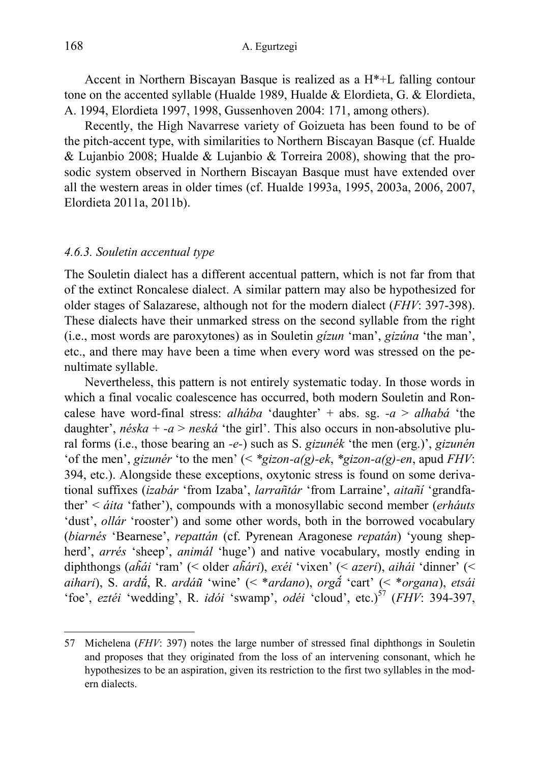Accent in Northern Biscayan Basque is realized as a H*+L falling contour tone on the accented syllable (Hualde 1989, Hualde & Elordieta, G. & Elordieta, A. 1994, Elordieta 1997, 1998, Gussenhoven 2004: 171, among others).

Recently, the High Navarrese variety of Goizueta has been found to be of the pitch-accent type, with similarities to Northern Biscayan Basque (cf. Hualde & Lujanbio 2008; Hualde & Lujanbio & Torreira 2008), showing that the prosodic system observed in Northern Biscayan Basque must have extended over all the western areas in older times (cf. Hualde 1993a, 1995, 2003a, 2006, 2007, Elordieta 2011a, 2011b).

### *4.6.3. Souletin accentual type*

The Souletin dialect has a different accentual pattern, which is not far from that of the extinct Roncalese dialect. A similar pattern may also be hypothesized for older stages of Salazarese, although not for the modern dialect (*FHV*: 397-398). These dialects have their unmarked stress on the second syllable from the right (i.e., most words are paroxytones) as in Souletin *gízun* 'man', *gizúna* 'the man', etc., and there may have been a time when every word was stressed on the penultimate syllable.

Nevertheless, this pattern is not entirely systematic today. In those words in which a final vocalic coalescence has occurred, both modern Souletin and Roncalese have word-final stress: *alhába* 'daughter' + abs. sg. *-a* > *alhabá* 'the daughter', *néska* + *-a* > *neská* 'the girl'. This also occurs in non-absolutive plural forms (i.e., those bearing an *-e-*) such as S. *gizunék* 'the men (erg.)', *gizunén* 'of the men', *gizunér* 'to the men' (< *\*gizon-a(g)-ek*, *\*gizon-a(g)-en*, apud *FHV*: 394, etc.). Alongside these exceptions, oxytonic stress is found on some derivational suffixes (*izabár* 'from Izaba', *larrañtár* 'from Larraine', *aitañí* 'grandfather' < *áita* 'father'), compounds with a monosyllabic second member (*erháuts* 'dust', *ollár* 'rooster') and some other words, both in the borrowed vocabulary (*biarnés* 'Bearnese', *repattán* (cf. Pyrenean Aragonese *repatán*) 'young shepherd', *arrés* 'sheep', *animál* 'huge') and native vocabulary, mostly ending in diphthongs (*ãhái* 'ram' (< older *ãhári*), *exéi* 'vixen' (< *azeri*), *aihái* 'dinner' (< *aihari*), S. *ardű̃*, R. *ardáũ* 'wine' (< *\*ardano*), *orgã́* 'cart' (< *\*organa*), *etsái* 'foe', *eztéi* 'wedding', R. *idói* 'swamp', *odéi* 'cloud', etc.)[57] (*FHV*: 394-397,

---

57 Michelena (*FHV*: 397) notes the large number of stressed final diphthongs in Souletin and proposes that they originated from the loss of an intervening consonant, which he hypothesizes to be an aspiration, given its restriction to the first two syllables in the modern dialects.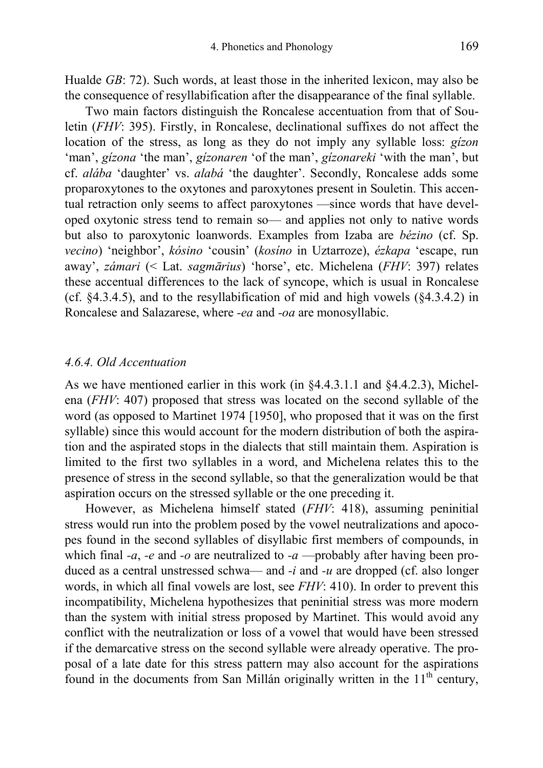Hualde *GB*: 72). Such words, at least those in the inherited lexicon, may also be the consequence of resyllabification after the disappearance of the final syllable.

Two main factors distinguish the Roncalese accentuation from that of Souletin (*FHV*: 395). Firstly, in Roncalese, declinational suffixes do not affect the location of the stress, as long as they do not imply any syllable loss: *gízon* 'man', *gízona* 'the man', *gízonaren* 'of the man', *gízonareki* 'with the man', but cf. *alába* 'daughter' vs. *alabá* 'the daughter'. Secondly, Roncalese adds some proparoxytones to the oxytones and paroxytones present in Souletin. This accentual retraction only seems to affect paroxytones —since words that have developed oxytonic stress tend to remain so— and applies not only to native words but also to paroxytonic loanwords. Examples from Izaba are *bézino* (cf. Sp. *vecino*) 'neighbor', *kósino* 'cousin' (*kosíno* in Uztarroze), *ézkapa* 'escape, run away', *zámari* (< Lat. *sagmārius*) 'horse', etc. Michelena (*FHV*: 397) relates these accentual differences to the lack of syncope, which is usual in Roncalese (cf. §4.3.4.5), and to the resyllabification of mid and high vowels (§4.3.4.2) in Roncalese and Salazarese, where *-ea* and *-oa* are monosyllabic.

### *4.6.4. Old Accentuation*

As we have mentioned earlier in this work (in §4.4.3.1.1 and §4.4.2.3), Michelena (*FHV*: 407) proposed that stress was located on the second syllable of the word (as opposed to Martinet 1974 [1950], who proposed that it was on the first syllable) since this would account for the modern distribution of both the aspiration and the aspirated stops in the dialects that still maintain them. Aspiration is limited to the first two syllables in a word, and Michelena relates this to the presence of stress in the second syllable, so that the generalization would be that aspiration occurs on the stressed syllable or the one preceding it.

However, as Michelena himself stated (*FHV*: 418), assuming peninitial stress would run into the problem posed by the vowel neutralizations and apocopes found in the second syllables of disyllabic first members of compounds, in which final *-a*, *-e* and *-o* are neutralized to *-a* —probably after having been produced as a central unstressed schwa— and *-i* and *-u* are dropped (cf. also longer words, in which all final vowels are lost, see *FHV*: 410). In order to prevent this incompatibility, Michelena hypothesizes that peninitial stress was more modern than the system with initial stress proposed by Martinet. This would avoid any conflict with the neutralization or loss of a vowel that would have been stressed if the demarcative stress on the second syllable were already operative. The proposal of a late date for this stress pattern may also account for the aspirations found in the documents from San Millán originally written in the 11th century,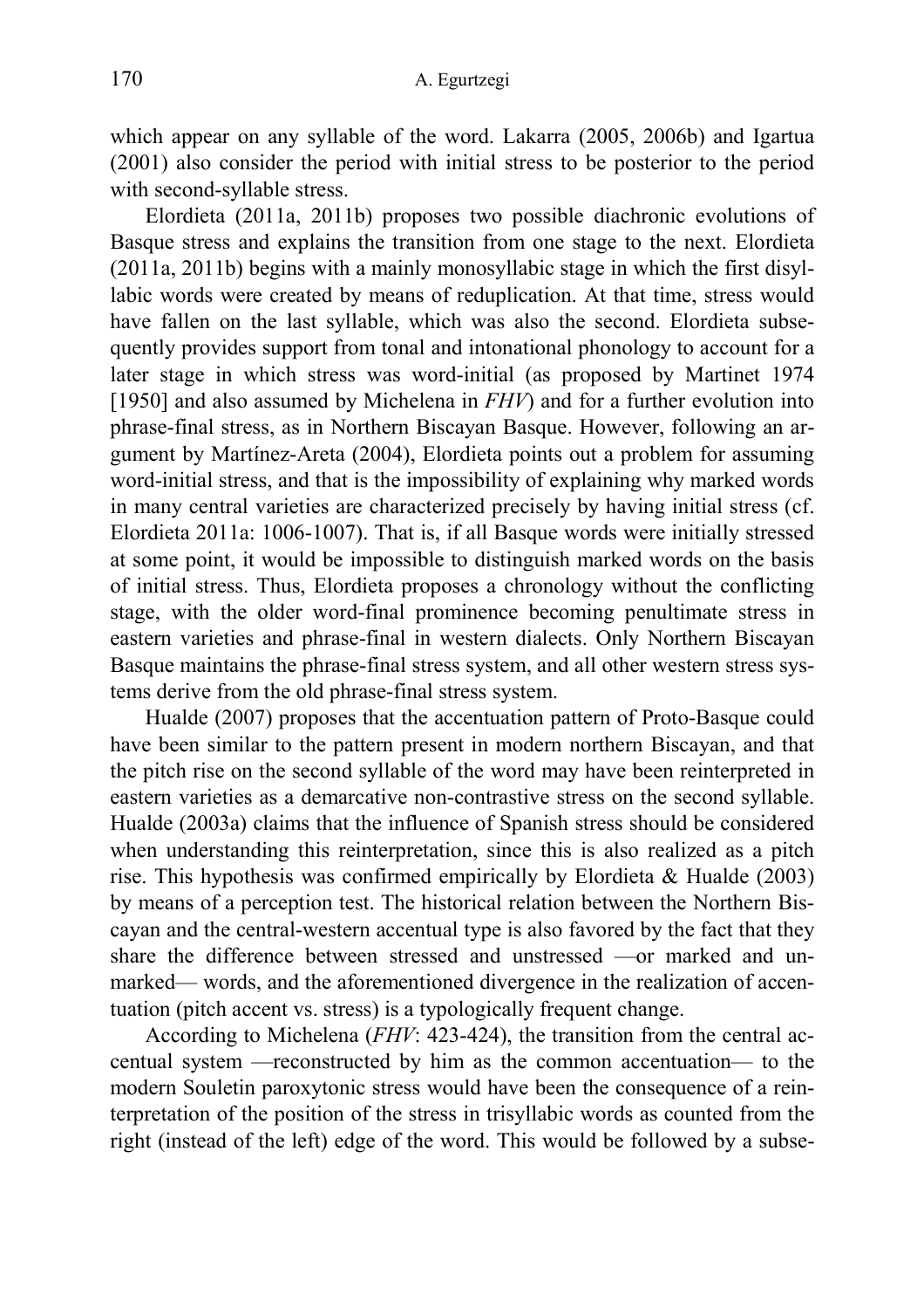which appear on any syllable of the word. Lakarra (2005, 2006b) and Igartua (2001) also consider the period with initial stress to be posterior to the period with second-syllable stress.

Elordieta (2011a, 2011b) proposes two possible diachronic evolutions of Basque stress and explains the transition from one stage to the next. Elordieta (2011a, 2011b) begins with a mainly monosyllabic stage in which the first disyllabic words were created by means of reduplication. At that time, stress would have fallen on the last syllable, which was also the second. Elordieta subsequently provides support from tonal and intonational phonology to account for a later stage in which stress was word-initial (as proposed by Martinet 1974 [1950] and also assumed by Michelena in *FHV*) and for a further evolution into phrase-final stress, as in Northern Biscayan Basque. However, following an argument by Martínez-Areta (2004), Elordieta points out a problem for assuming word-initial stress, and that is the impossibility of explaining why marked words in many central varieties are characterized precisely by having initial stress (cf. Elordieta 2011a: 1006-1007). That is, if all Basque words were initially stressed at some point, it would be impossible to distinguish marked words on the basis of initial stress. Thus, Elordieta proposes a chronology without the conflicting stage, with the older word-final prominence becoming penultimate stress in eastern varieties and phrase-final in western dialects. Only Northern Biscayan Basque maintains the phrase-final stress system, and all other western stress systems derive from the old phrase-final stress system.

Hualde (2007) proposes that the accentuation pattern of Proto-Basque could have been similar to the pattern present in modern northern Biscayan, and that the pitch rise on the second syllable of the word may have been reinterpreted in eastern varieties as a demarcative non-contrastive stress on the second syllable. Hualde (2003a) claims that the influence of Spanish stress should be considered when understanding this reinterpretation, since this is also realized as a pitch rise. This hypothesis was confirmed empirically by Elordieta & Hualde (2003) by means of a perception test. The historical relation between the Northern Biscayan and the central-western accentual type is also favored by the fact that they share the difference between stressed and unstressed —or marked and unmarked— words, and the aforementioned divergence in the realization of accentuation (pitch accent vs. stress) is a typologically frequent change.

According to Michelena (*FHV*: 423-424), the transition from the central accentual system —reconstructed by him as the common accentuation— to the modern Souletin paroxytonic stress would have been the consequence of a reinterpretation of the position of the stress in trisyllabic words as counted from the right (instead of the left) edge of the word. This would be followed by a subse-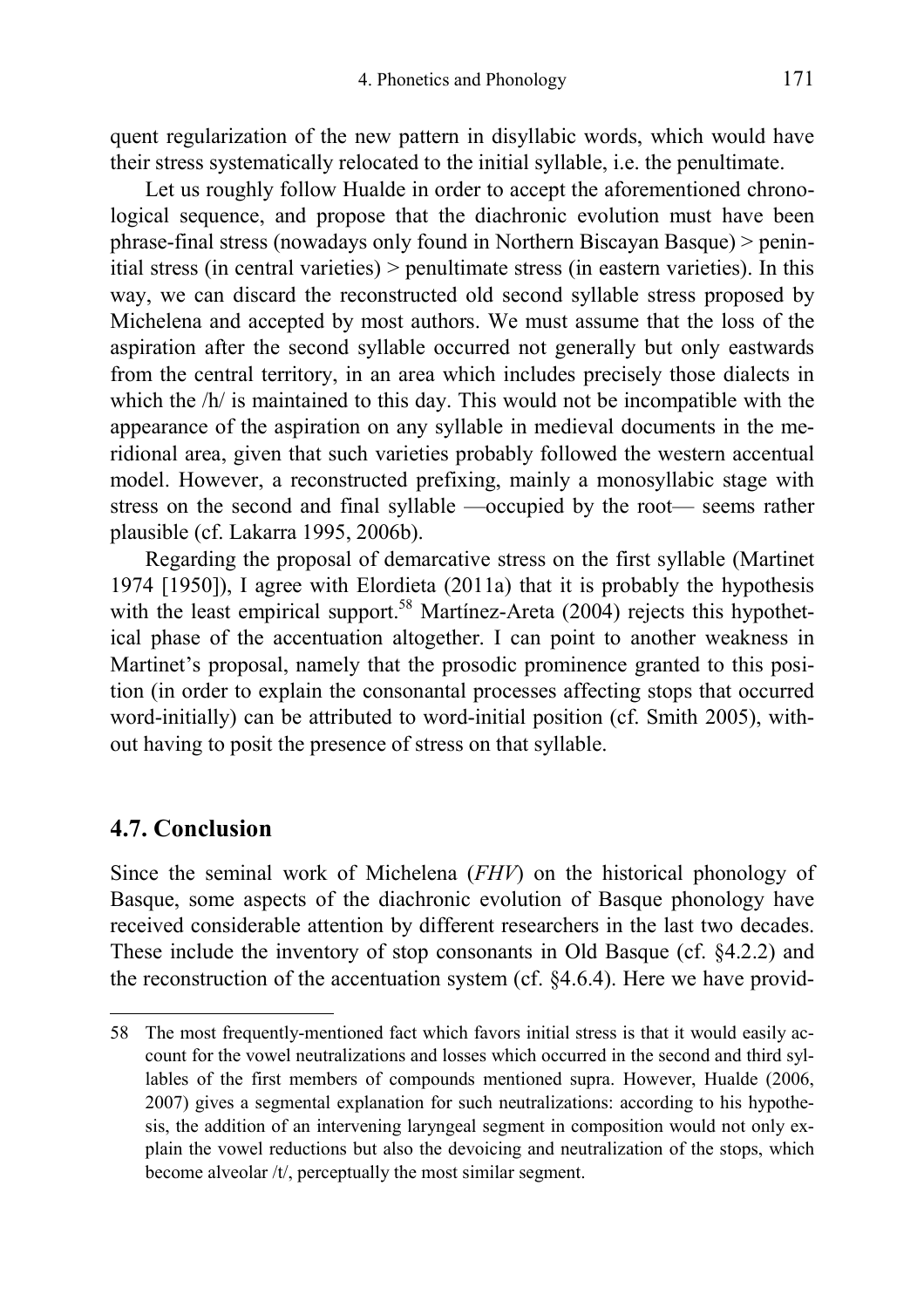quent regularization of the new pattern in disyllabic words, which would have their stress systematically relocated to the initial syllable, i.e. the penultimate.

Let us roughly follow Hualde in order to accept the aforementioned chronological sequence, and propose that the diachronic evolution must have been phrase-final stress (nowadays only found in Northern Biscayan Basque) > peninitial stress (in central varieties) > penultimate stress (in eastern varieties). In this way, we can discard the reconstructed old second syllable stress proposed by Michelena and accepted by most authors. We must assume that the loss of the aspiration after the second syllable occurred not generally but only eastwards from the central territory, in an area which includes precisely those dialects in which the /h/ is maintained to this day. This would not be incompatible with the appearance of the aspiration on any syllable in medieval documents in the meridional area, given that such varieties probably followed the western accentual model. However, a reconstructed prefixing, mainly a monosyllabic stage with stress on the second and final syllable —occupied by the root— seems rather plausible (cf. Lakarra 1995, 2006b).

Regarding the proposal of demarcative stress on the first syllable (Martinet 1974 [1950]), I agree with Elordieta (2011a) that it is probably the hypothesis with the least empirical support.[58] Martínez-Areta (2004) rejects this hypothetical phase of the accentuation altogether. I can point to another weakness in Martinet's proposal, namely that the prosodic prominence granted to this position (in order to explain the consonantal processes affecting stops that occurred word-initially) can be attributed to word-initial position (cf. Smith 2005), without having to posit the presence of stress on that syllable.

## 4.7. Conclusion

Since the seminal work of Michelena (*FHV*) on the historical phonology of Basque, some aspects of the diachronic evolution of Basque phonology have received considerable attention by different researchers in the last two decades. These include the inventory of stop consonants in Old Basque (cf. §4.2.2) and the reconstruction of the accentuation system (cf. §4.6.4). Here we have provid-

58 The most frequently-mentioned fact which favors initial stress is that it would easily account for the vowel neutralizations and losses which occurred in the second and third syllables of the first members of compounds mentioned supra. However, Hualde (2006, 2007) gives a segmental explanation for such neutralizations: according to his hypothesis, the addition of an intervening laryngeal segment in composition would not only explain the vowel reductions but also the devoicing and neutralization of the stops, which become alveolar /t/, perceptually the most similar segment.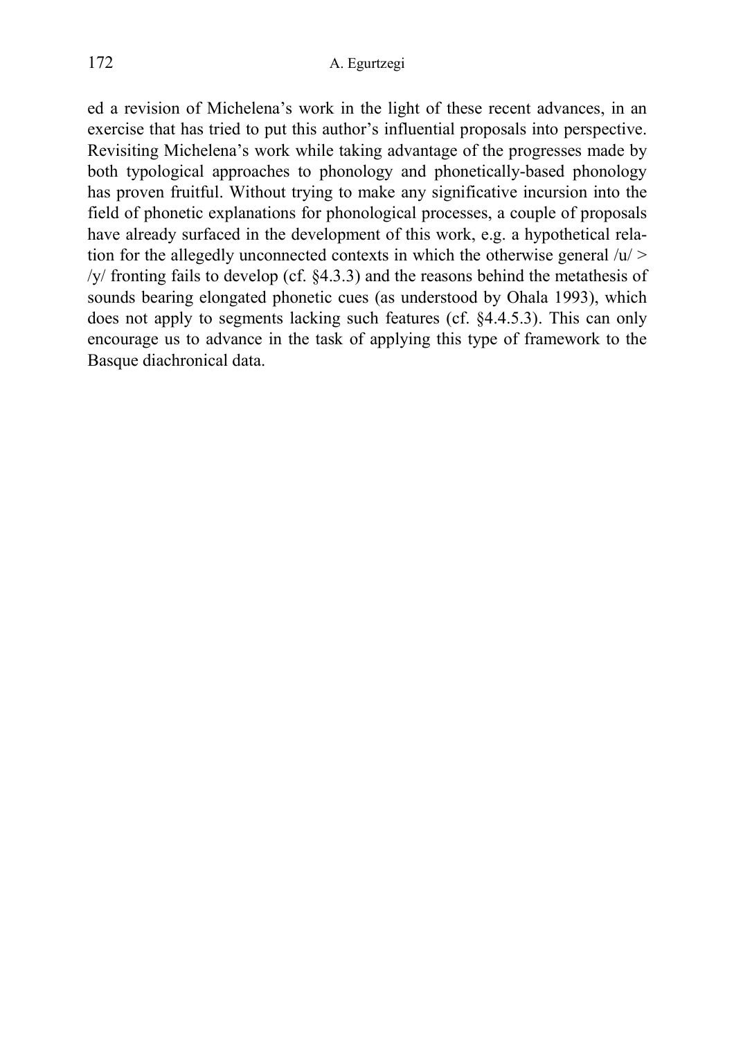ed a revision of Michelena's work in the light of these recent advances, in an exercise that has tried to put this author's influential proposals into perspective. Revisiting Michelena's work while taking advantage of the progresses made by both typological approaches to phonology and phonetically-based phonology has proven fruitful. Without trying to make any significative incursion into the field of phonetic explanations for phonological processes, a couple of proposals have already surfaced in the development of this work, e.g. a hypothetical relation for the allegedly unconnected contexts in which the otherwise general /u/ > /y/ fronting fails to develop (cf. §4.3.3) and the reasons behind the metathesis of sounds bearing elongated phonetic cues (as understood by Ohala 1993), which does not apply to segments lacking such features (cf. §4.4.5.3). This can only encourage us to advance in the task of applying this type of framework to the Basque diachronical data.